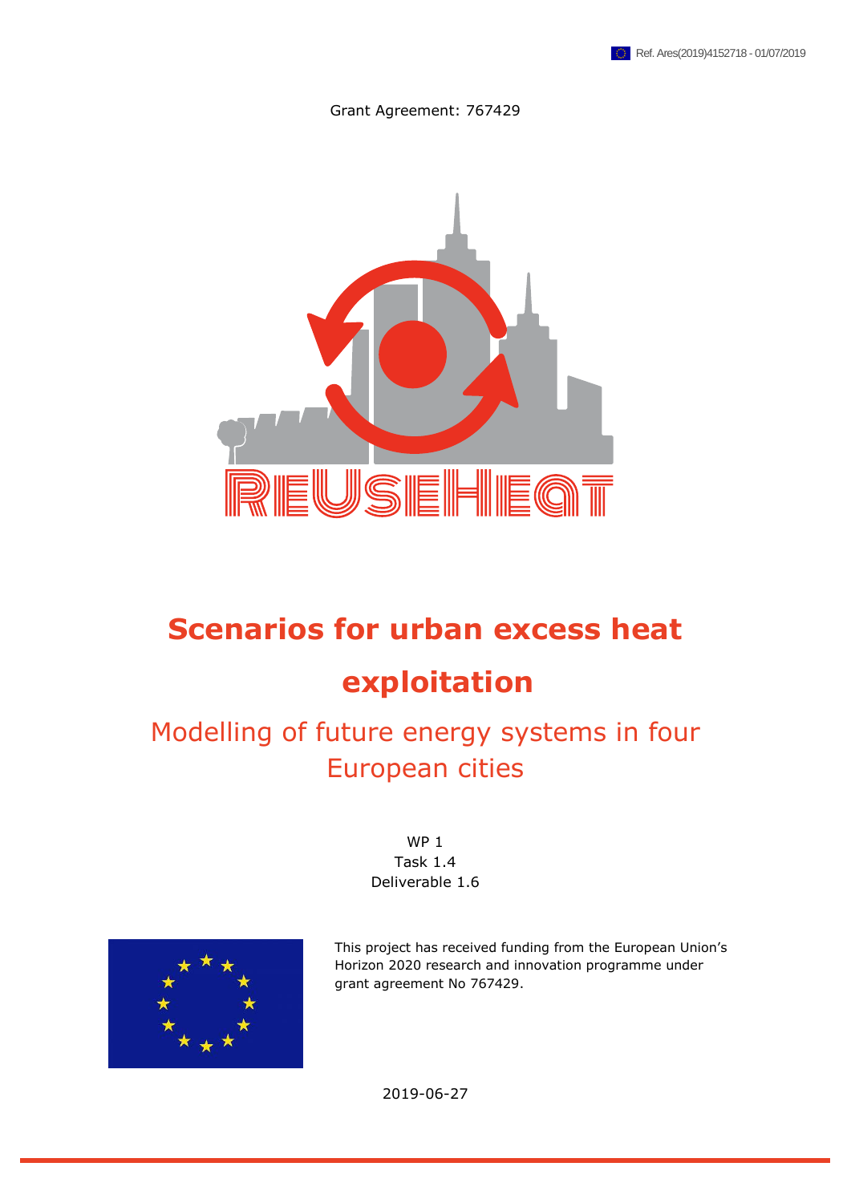Ref. Ares(2019)4152718 - 01/07/2019

Grant Agreement: 767429

# Scenarios for urban excess heat exploitation

## Modelling of future energy systems in four European cities

WP 1
Task 1.4
Deliverable 1.6

This project has received funding from the European Union's Horizon 2020 research and innovation programme under grant agreement No 767429.

2019-06-27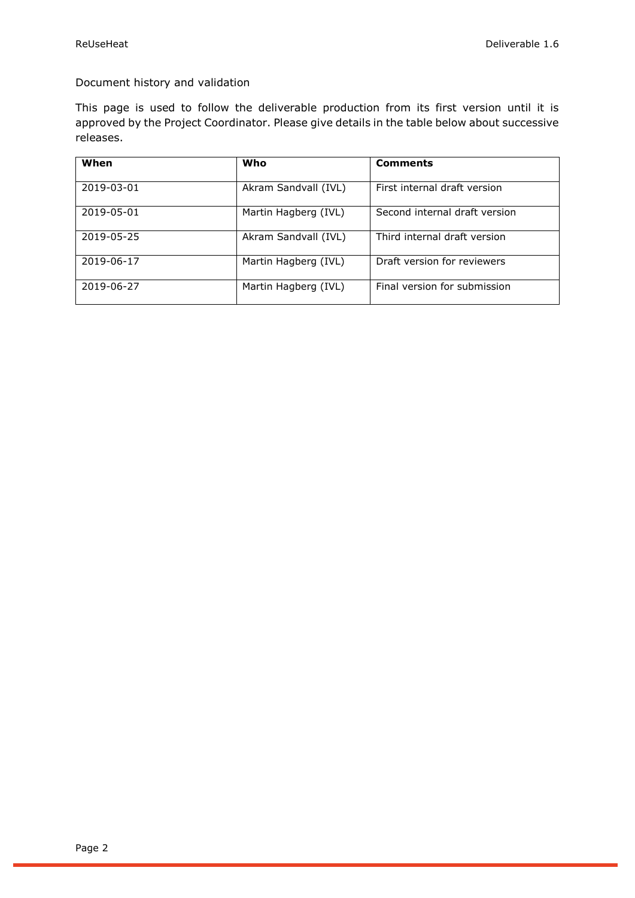Document history and validation

This page is used to follow the deliverable production from its first version until it is approved by the Project Coordinator. Please give details in the table below about successive releases.

| **When** | **Who** | **Comments** |
|---|---|---|
| 2019-03-01 | Akram Sandvall (IVL) | First internal draft version |
| 2019-05-01 | Martin Hagberg (IVL) | Second internal draft version |
| 2019-05-25 | Akram Sandvall (IVL) | Third internal draft version |
| 2019-06-17 | Martin Hagberg (IVL) | Draft version for reviewers |
| 2019-06-27 | Martin Hagberg (IVL) | Final version for submission |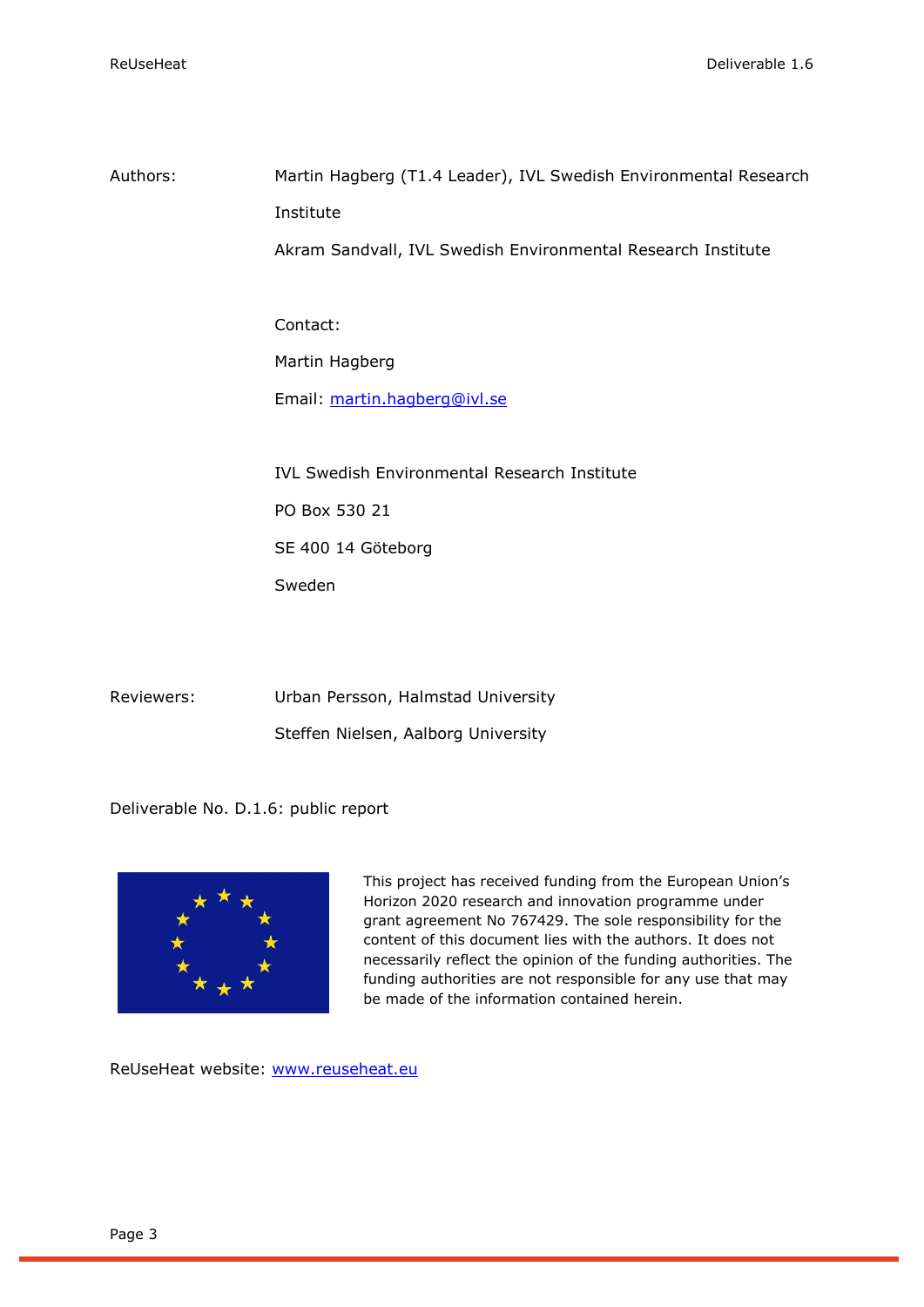Authors: Martin Hagberg (T1.4 Leader), IVL Swedish Environmental Research Institute

Akram Sandvall, IVL Swedish Environmental Research Institute

Contact:

Martin Hagberg

Email: martin.hagberg@ivl.se

IVL Swedish Environmental Research Institute

PO Box 530 21

SE 400 14 Göteborg

Sweden

Reviewers: Urban Persson, Halmstad University

Steffen Nielsen, Aalborg University

Deliverable No. D.1.6: public report

This project has received funding from the European Union's Horizon 2020 research and innovation programme under grant agreement No 767429. The sole responsibility for the content of this document lies with the authors. It does not necessarily reflect the opinion of the funding authorities. The funding authorities are not responsible for any use that may be made of the information contained herein.

ReUseHeat website: www.reuseheat.eu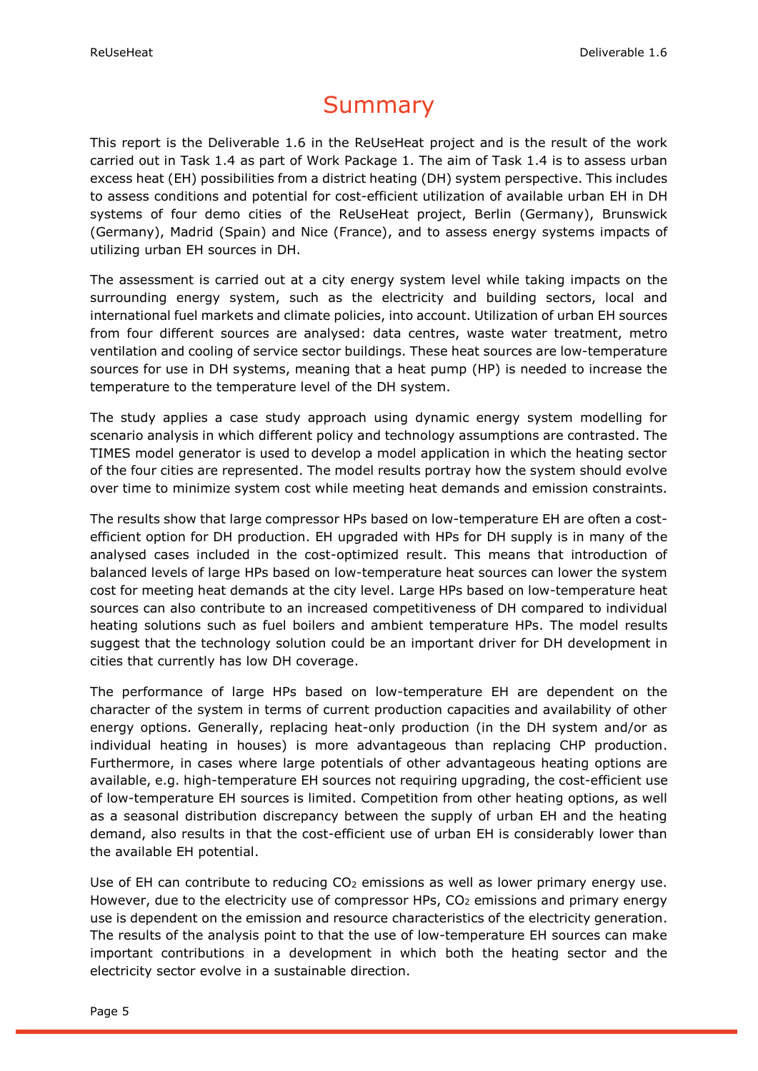# Summary

This report is the Deliverable 1.6 in the ReUseHeat project and is the result of the work carried out in Task 1.4 as part of Work Package 1. The aim of Task 1.4 is to assess urban excess heat (EH) possibilities from a district heating (DH) system perspective. This includes to assess conditions and potential for cost-efficient utilization of available urban EH in DH systems of four demo cities of the ReUseHeat project, Berlin (Germany), Brunswick (Germany), Madrid (Spain) and Nice (France), and to assess energy systems impacts of utilizing urban EH sources in DH.

The assessment is carried out at a city energy system level while taking impacts on the surrounding energy system, such as the electricity and building sectors, local and international fuel markets and climate policies, into account. Utilization of urban EH sources from four different sources are analysed: data centres, waste water treatment, metro ventilation and cooling of service sector buildings. These heat sources are low-temperature sources for use in DH systems, meaning that a heat pump (HP) is needed to increase the temperature to the temperature level of the DH system.

The study applies a case study approach using dynamic energy system modelling for scenario analysis in which different policy and technology assumptions are contrasted. The TIMES model generator is used to develop a model application in which the heating sector of the four cities are represented. The model results portray how the system should evolve over time to minimize system cost while meeting heat demands and emission constraints.

The results show that large compressor HPs based on low-temperature EH are often a cost-efficient option for DH production. EH upgraded with HPs for DH supply is in many of the analysed cases included in the cost-optimized result. This means that introduction of balanced levels of large HPs based on low-temperature heat sources can lower the system cost for meeting heat demands at the city level. Large HPs based on low-temperature heat sources can also contribute to an increased competitiveness of DH compared to individual heating solutions such as fuel boilers and ambient temperature HPs. The model results suggest that the technology solution could be an important driver for DH development in cities that currently has low DH coverage.

The performance of large HPs based on low-temperature EH are dependent on the character of the system in terms of current production capacities and availability of other energy options. Generally, replacing heat-only production (in the DH system and/or as individual heating in houses) is more advantageous than replacing CHP production. Furthermore, in cases where large potentials of other advantageous heating options are available, e.g. high-temperature EH sources not requiring upgrading, the cost-efficient use of low-temperature EH sources is limited. Competition from other heating options, as well as a seasonal distribution discrepancy between the supply of urban EH and the heating demand, also results in that the cost-efficient use of urban EH is considerably lower than the available EH potential.

Use of EH can contribute to reducing $CO_2$ emissions as well as lower primary energy use. However, due to the electricity use of compressor HPs, $CO_2$ emissions and primary energy use is dependent on the emission and resource characteristics of the electricity generation. The results of the analysis point to that the use of low-temperature EH sources can make important contributions in a development in which both the heating sector and the electricity sector evolve in a sustainable direction.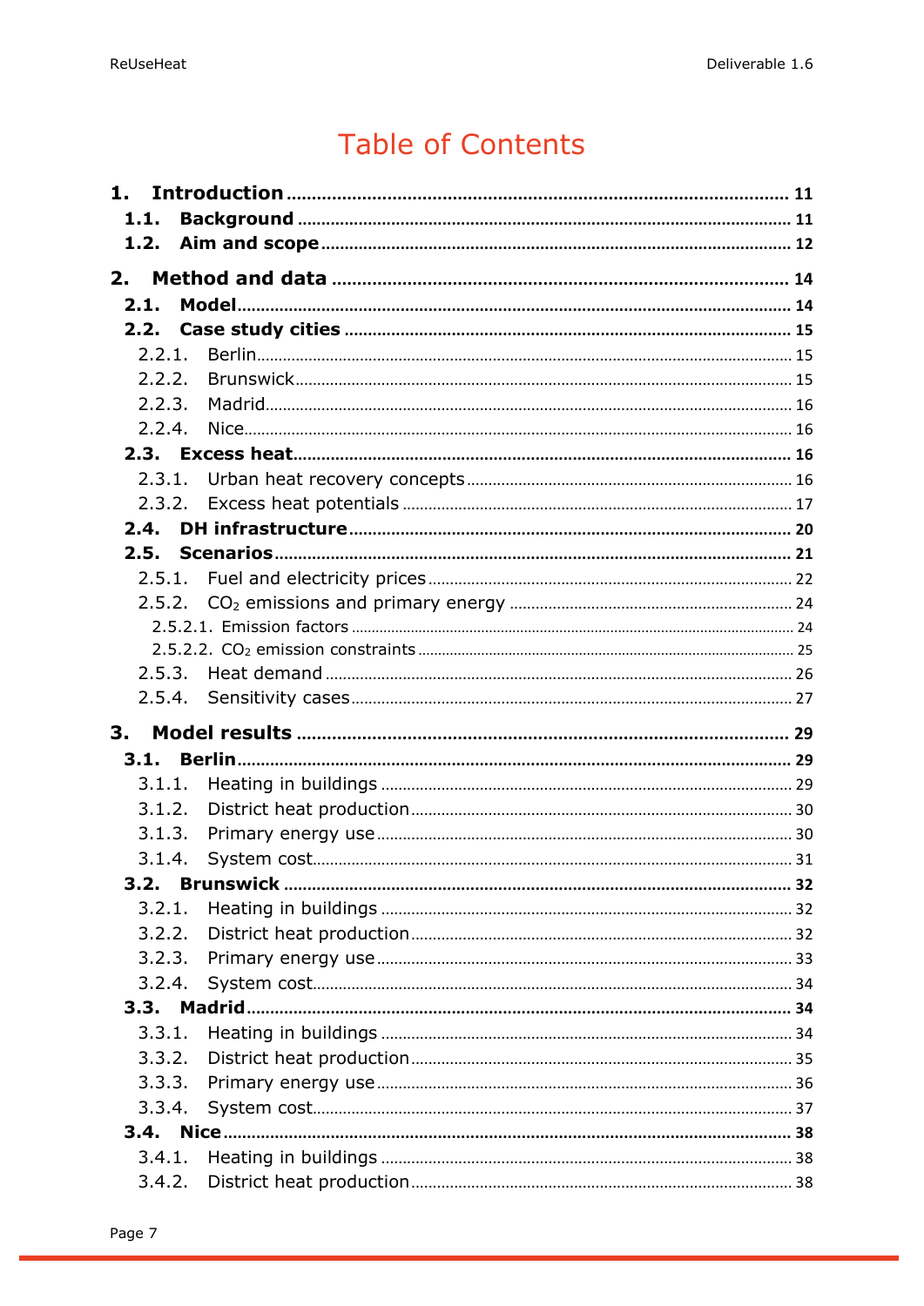# Table of Contents

**1. Introduction** ........................................................ **11**

**1.1. Background** ........................................................ **11**

**1.2. Aim and scope** ........................................................ **12**

**2. Method and data** ........................................................ **14**

**2.1. Model** ........................................................ **14**

**2.2. Case study cities** ........................................................ **15**

2.2.1. Berlin ........................................................ 15

2.2.2. Brunswick ........................................................ 15

2.2.3. Madrid ........................................................ 16

2.2.4. Nice ........................................................ 16

**2.3. Excess heat** ........................................................ **16**

2.3.1. Urban heat recovery concepts ........................................................ 16

2.3.2. Excess heat potentials ........................................................ 17

**2.4. DH infrastructure** ........................................................ **20**

**2.5. Scenarios** ........................................................ **21**

2.5.1. Fuel and electricity prices ........................................................ 22

2.5.2. $CO_2$ emissions and primary energy ........................................................ 24

2.5.2.1. Emission factors ........................................................ 24

2.5.2.2. $CO_2$ emission constraints ........................................................ 25

2.5.3. Heat demand ........................................................ 26

2.5.4. Sensitivity cases ........................................................ 27

**3. Model results** ........................................................ **29**

**3.1. Berlin** ........................................................ **29**

3.1.1. Heating in buildings ........................................................ 29

3.1.2. District heat production ........................................................ 30

3.1.3. Primary energy use ........................................................ 30

3.1.4. System cost ........................................................ 31

**3.2. Brunswick** ........................................................ **32**

3.2.1. Heating in buildings ........................................................ 32

3.2.2. District heat production ........................................................ 32

3.2.3. Primary energy use ........................................................ 33

3.2.4. System cost ........................................................ 34

**3.3. Madrid** ........................................................ **34**

3.3.1. Heating in buildings ........................................................ 34

3.3.2. District heat production ........................................................ 35

3.3.3. Primary energy use ........................................................ 36

3.3.4. System cost ........................................................ 37

**3.4. Nice** ........................................................ **38**

3.4.1. Heating in buildings ........................................................ 38

3.4.2. District heat production ........................................................ 38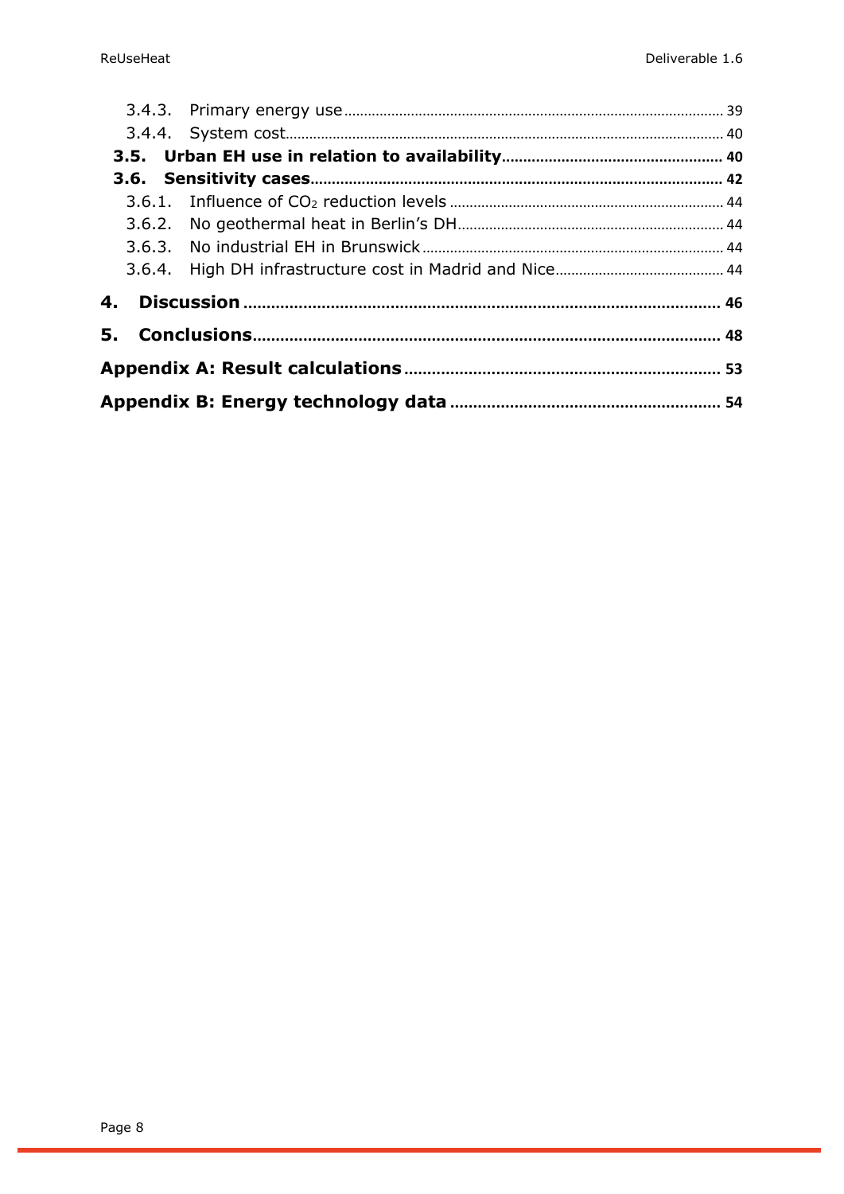3.4.3. Primary energy use ........ 39
3.4.4. System cost ........ 40
**3.5. Urban EH use in relation to availability ........ 40**
**3.6. Sensitivity cases ........ 42**
3.6.1. Influence of $CO_2$ reduction levels ........ 44
3.6.2. No geothermal heat in Berlin's DH ........ 44
3.6.3. No industrial EH in Brunswick ........ 44
3.6.4. High DH infrastructure cost in Madrid and Nice ........ 44

**4. Discussion ........ 46**

**5. Conclusions ........ 48**

**Appendix A: Result calculations ........ 53**

**Appendix B: Energy technology data ........ 54**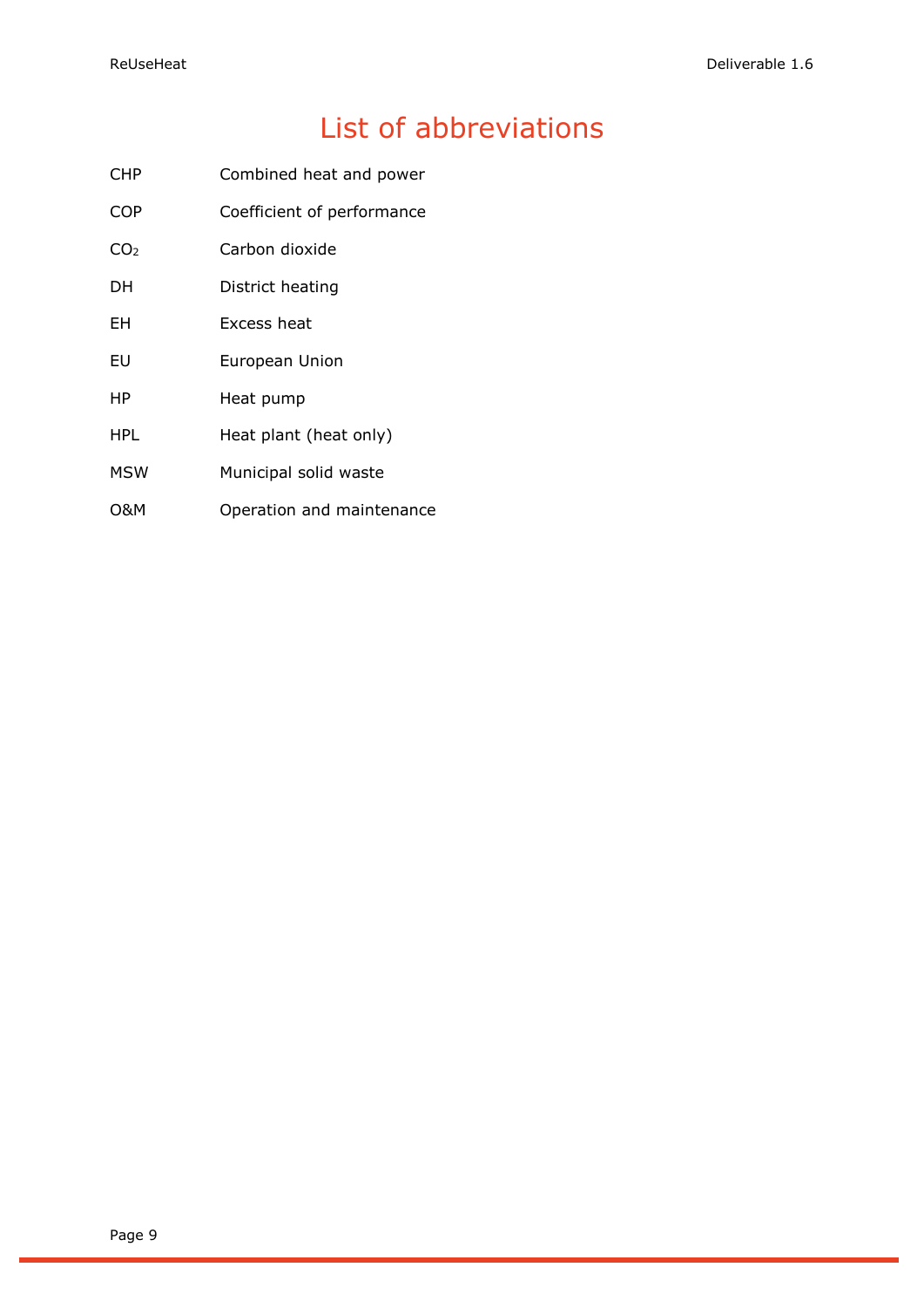# List of abbreviations

| | |
|---|---|
| CHP | Combined heat and power |
| COP | Coefficient of performance |
| $CO_2$ | Carbon dioxide |
| DH | District heating |
| EH | Excess heat |
| EU | European Union |
| HP | Heat pump |
| HPL | Heat plant (heat only) |
| MSW | Municipal solid waste |
| O&M | Operation and maintenance |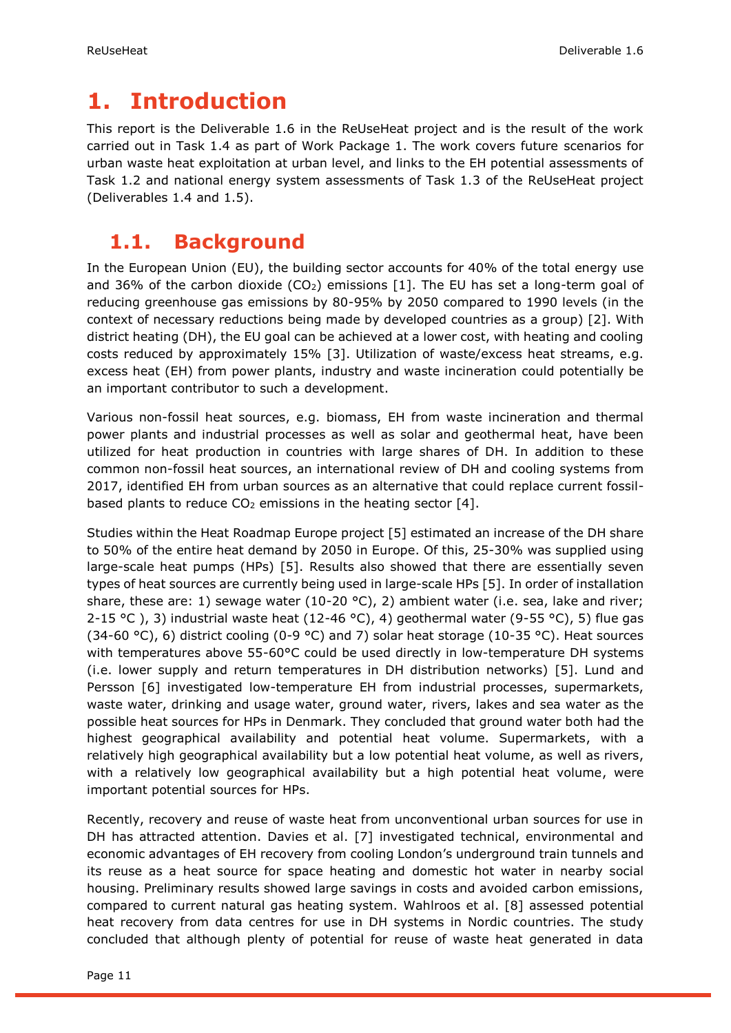# 1. Introduction

This report is the Deliverable 1.6 in the ReUseHeat project and is the result of the work carried out in Task 1.4 as part of Work Package 1. The work covers future scenarios for urban waste heat exploitation at urban level, and links to the EH potential assessments of Task 1.2 and national energy system assessments of Task 1.3 of the ReUseHeat project (Deliverables 1.4 and 1.5).

## 1.1. Background

In the European Union (EU), the building sector accounts for 40% of the total energy use and 36% of the carbon dioxide ($CO_2$) emissions [1]. The EU has set a long-term goal of reducing greenhouse gas emissions by 80-95% by 2050 compared to 1990 levels (in the context of necessary reductions being made by developed countries as a group) [2]. With district heating (DH), the EU goal can be achieved at a lower cost, with heating and cooling costs reduced by approximately 15% [3]. Utilization of waste/excess heat streams, e.g. excess heat (EH) from power plants, industry and waste incineration could potentially be an important contributor to such a development.

Various non-fossil heat sources, e.g. biomass, EH from waste incineration and thermal power plants and industrial processes as well as solar and geothermal heat, have been utilized for heat production in countries with large shares of DH. In addition to these common non-fossil heat sources, an international review of DH and cooling systems from 2017, identified EH from urban sources as an alternative that could replace current fossil-based plants to reduce $CO_2$ emissions in the heating sector [4].

Studies within the Heat Roadmap Europe project [5] estimated an increase of the DH share to 50% of the entire heat demand by 2050 in Europe. Of this, 25-30% was supplied using large-scale heat pumps (HPs) [5]. Results also showed that there are essentially seven types of heat sources are currently being used in large-scale HPs [5]. In order of installation share, these are: 1) sewage water (10-20 °C), 2) ambient water (i.e. sea, lake and river; 2-15 °C ), 3) industrial waste heat (12-46 °C), 4) geothermal water (9-55 °C), 5) flue gas (34-60 °C), 6) district cooling (0-9 °C) and 7) solar heat storage (10-35 °C). Heat sources with temperatures above 55-60°C could be used directly in low-temperature DH systems (i.e. lower supply and return temperatures in DH distribution networks) [5]. Lund and Persson [6] investigated low-temperature EH from industrial processes, supermarkets, waste water, drinking and usage water, ground water, rivers, lakes and sea water as the possible heat sources for HPs in Denmark. They concluded that ground water both had the highest geographical availability and potential heat volume. Supermarkets, with a relatively high geographical availability but a low potential heat volume, as well as rivers, with a relatively low geographical availability but a high potential heat volume, were important potential sources for HPs.

Recently, recovery and reuse of waste heat from unconventional urban sources for use in DH has attracted attention. Davies et al. [7] investigated technical, environmental and economic advantages of EH recovery from cooling London's underground train tunnels and its reuse as a heat source for space heating and domestic hot water in nearby social housing. Preliminary results showed large savings in costs and avoided carbon emissions, compared to current natural gas heating system. Wahlroos et al. [8] assessed potential heat recovery from data centres for use in DH systems in Nordic countries. The study concluded that although plenty of potential for reuse of waste heat generated in data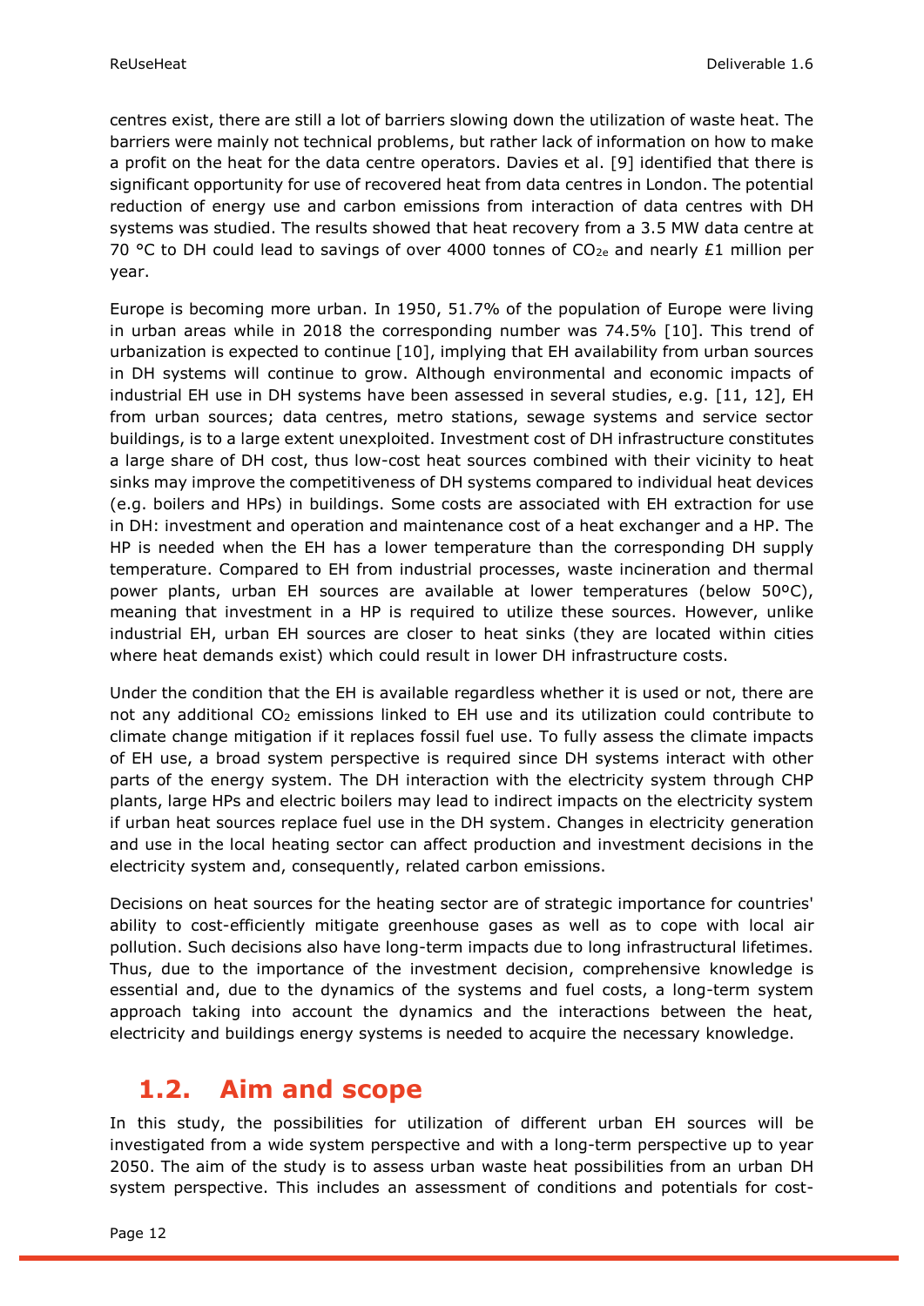centres exist, there are still a lot of barriers slowing down the utilization of waste heat. The barriers were mainly not technical problems, but rather lack of information on how to make a profit on the heat for the data centre operators. Davies et al. [9] identified that there is significant opportunity for use of recovered heat from data centres in London. The potential reduction of energy use and carbon emissions from interaction of data centres with DH systems was studied. The results showed that heat recovery from a 3.5 MW data centre at 70 °C to DH could lead to savings of over 4000 tonnes of $CO_{2e}$ and nearly £1 million per year.

Europe is becoming more urban. In 1950, 51.7% of the population of Europe were living in urban areas while in 2018 the corresponding number was 74.5% [10]. This trend of urbanization is expected to continue [10], implying that EH availability from urban sources in DH systems will continue to grow. Although environmental and economic impacts of industrial EH use in DH systems have been assessed in several studies, e.g. [11, 12], EH from urban sources; data centres, metro stations, sewage systems and service sector buildings, is to a large extent unexploited. Investment cost of DH infrastructure constitutes a large share of DH cost, thus low-cost heat sources combined with their vicinity to heat sinks may improve the competitiveness of DH systems compared to individual heat devices (e.g. boilers and HPs) in buildings. Some costs are associated with EH extraction for use in DH: investment and operation and maintenance cost of a heat exchanger and a HP. The HP is needed when the EH has a lower temperature than the corresponding DH supply temperature. Compared to EH from industrial processes, waste incineration and thermal power plants, urban EH sources are available at lower temperatures (below 50ºC), meaning that investment in a HP is required to utilize these sources. However, unlike industrial EH, urban EH sources are closer to heat sinks (they are located within cities where heat demands exist) which could result in lower DH infrastructure costs.

Under the condition that the EH is available regardless whether it is used or not, there are not any additional $CO_2$ emissions linked to EH use and its utilization could contribute to climate change mitigation if it replaces fossil fuel use. To fully assess the climate impacts of EH use, a broad system perspective is required since DH systems interact with other parts of the energy system. The DH interaction with the electricity system through CHP plants, large HPs and electric boilers may lead to indirect impacts on the electricity system if urban heat sources replace fuel use in the DH system. Changes in electricity generation and use in the local heating sector can affect production and investment decisions in the electricity system and, consequently, related carbon emissions.

Decisions on heat sources for the heating sector are of strategic importance for countries' ability to cost-efficiently mitigate greenhouse gases as well as to cope with local air pollution. Such decisions also have long-term impacts due to long infrastructural lifetimes. Thus, due to the importance of the investment decision, comprehensive knowledge is essential and, due to the dynamics of the systems and fuel costs, a long-term system approach taking into account the dynamics and the interactions between the heat, electricity and buildings energy systems is needed to acquire the necessary knowledge.

## 1.2. Aim and scope

In this study, the possibilities for utilization of different urban EH sources will be investigated from a wide system perspective and with a long-term perspective up to year 2050. The aim of the study is to assess urban waste heat possibilities from an urban DH system perspective. This includes an assessment of conditions and potentials for cost-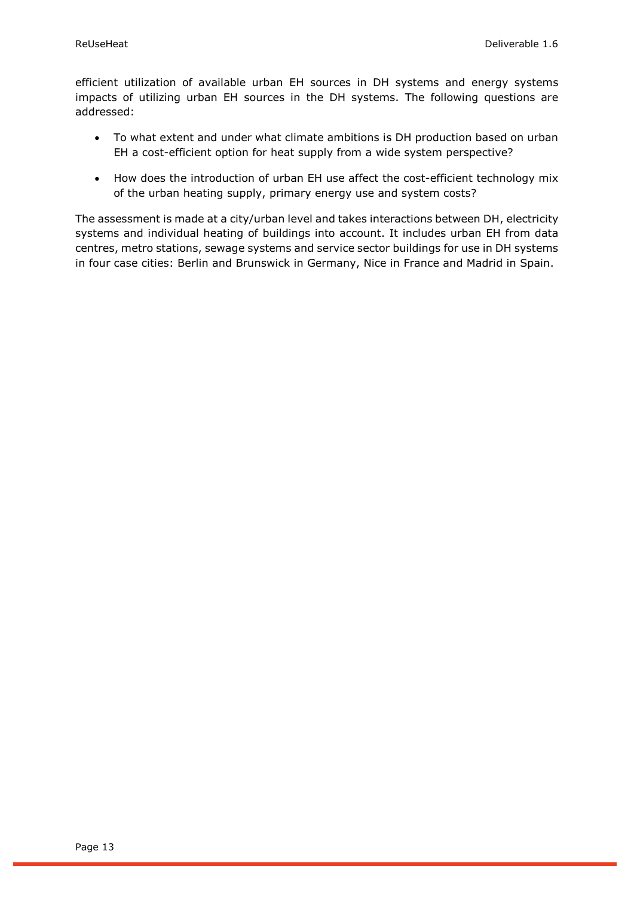efficient utilization of available urban EH sources in DH systems and energy systems impacts of utilizing urban EH sources in the DH systems. The following questions are addressed:

- To what extent and under what climate ambitions is DH production based on urban EH a cost-efficient option for heat supply from a wide system perspective?
- How does the introduction of urban EH use affect the cost-efficient technology mix of the urban heating supply, primary energy use and system costs?

The assessment is made at a city/urban level and takes interactions between DH, electricity systems and individual heating of buildings into account. It includes urban EH from data centres, metro stations, sewage systems and service sector buildings for use in DH systems in four case cities: Berlin and Brunswick in Germany, Nice in France and Madrid in Spain.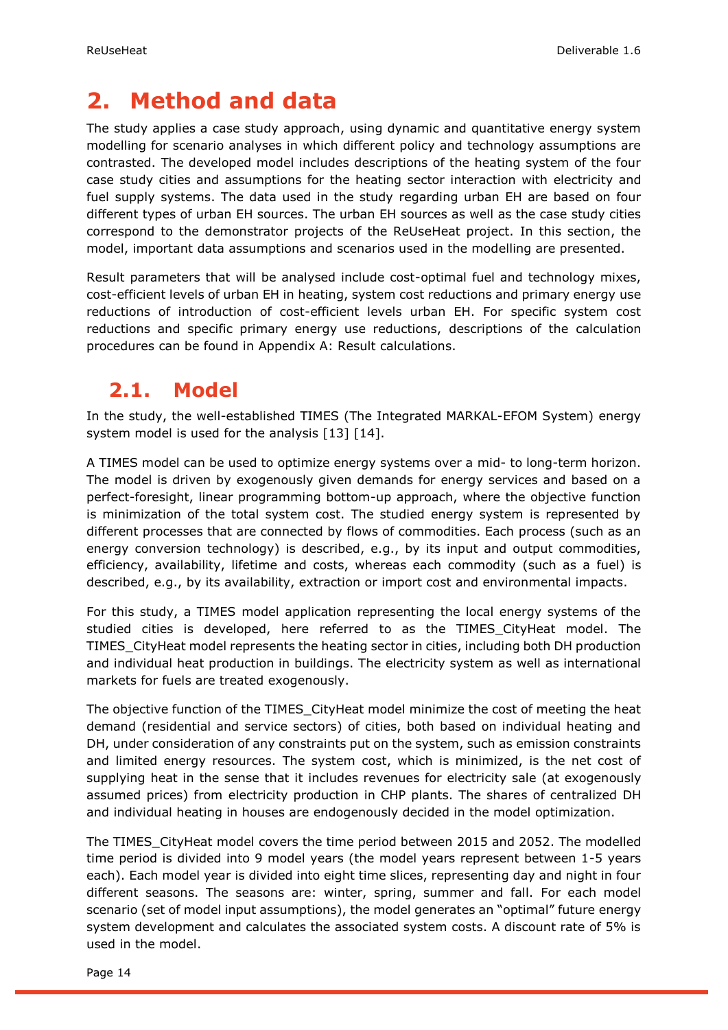# 2. Method and data

The study applies a case study approach, using dynamic and quantitative energy system modelling for scenario analyses in which different policy and technology assumptions are contrasted. The developed model includes descriptions of the heating system of the four case study cities and assumptions for the heating sector interaction with electricity and fuel supply systems. The data used in the study regarding urban EH are based on four different types of urban EH sources. The urban EH sources as well as the case study cities correspond to the demonstrator projects of the ReUseHeat project. In this section, the model, important data assumptions and scenarios used in the modelling are presented.

Result parameters that will be analysed include cost-optimal fuel and technology mixes, cost-efficient levels of urban EH in heating, system cost reductions and primary energy use reductions of introduction of cost-efficient levels urban EH. For specific system cost reductions and specific primary energy use reductions, descriptions of the calculation procedures can be found in Appendix A: Result calculations.

## 2.1. Model

In the study, the well-established TIMES (The Integrated MARKAL-EFOM System) energy system model is used for the analysis [13] [14].

A TIMES model can be used to optimize energy systems over a mid- to long-term horizon. The model is driven by exogenously given demands for energy services and based on a perfect-foresight, linear programming bottom-up approach, where the objective function is minimization of the total system cost. The studied energy system is represented by different processes that are connected by flows of commodities. Each process (such as an energy conversion technology) is described, e.g., by its input and output commodities, efficiency, availability, lifetime and costs, whereas each commodity (such as a fuel) is described, e.g., by its availability, extraction or import cost and environmental impacts.

For this study, a TIMES model application representing the local energy systems of the studied cities is developed, here referred to as the TIMES_CityHeat model. The TIMES_CityHeat model represents the heating sector in cities, including both DH production and individual heat production in buildings. The electricity system as well as international markets for fuels are treated exogenously.

The objective function of the TIMES_CityHeat model minimize the cost of meeting the heat demand (residential and service sectors) of cities, both based on individual heating and DH, under consideration of any constraints put on the system, such as emission constraints and limited energy resources. The system cost, which is minimized, is the net cost of supplying heat in the sense that it includes revenues for electricity sale (at exogenously assumed prices) from electricity production in CHP plants. The shares of centralized DH and individual heating in houses are endogenously decided in the model optimization.

The TIMES_CityHeat model covers the time period between 2015 and 2052. The modelled time period is divided into 9 model years (the model years represent between 1-5 years each). Each model year is divided into eight time slices, representing day and night in four different seasons. The seasons are: winter, spring, summer and fall. For each model scenario (set of model input assumptions), the model generates an "optimal" future energy system development and calculates the associated system costs. A discount rate of 5% is used in the model.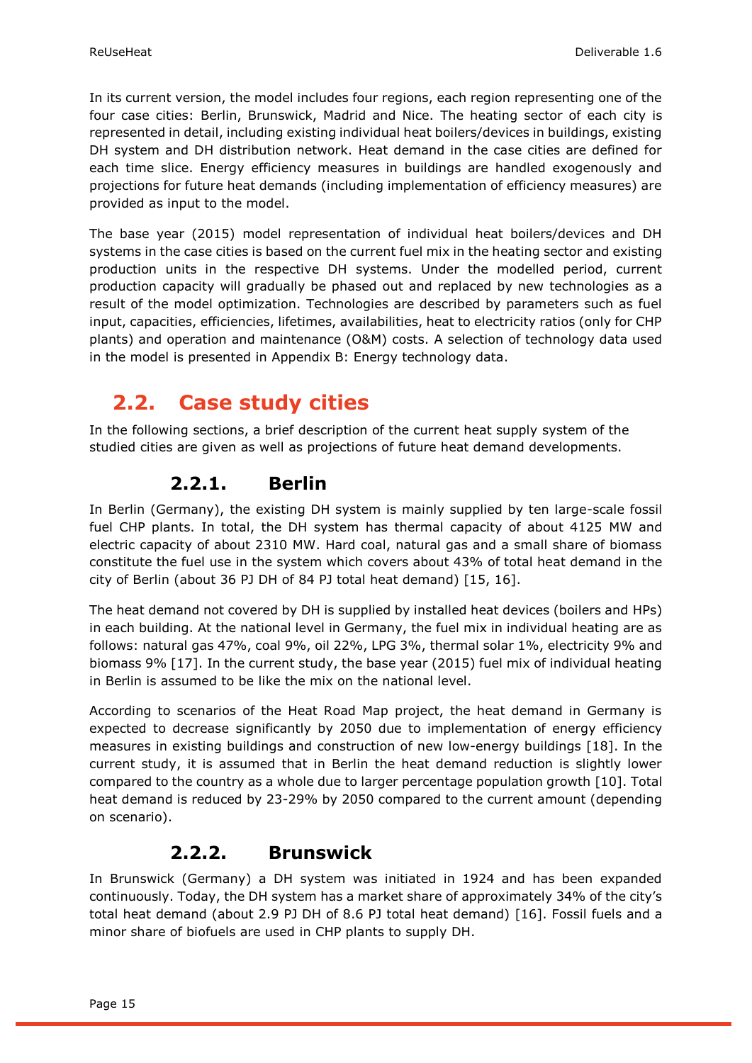In its current version, the model includes four regions, each region representing one of the four case cities: Berlin, Brunswick, Madrid and Nice. The heating sector of each city is represented in detail, including existing individual heat boilers/devices in buildings, existing DH system and DH distribution network. Heat demand in the case cities are defined for each time slice. Energy efficiency measures in buildings are handled exogenously and projections for future heat demands (including implementation of efficiency measures) are provided as input to the model.

The base year (2015) model representation of individual heat boilers/devices and DH systems in the case cities is based on the current fuel mix in the heating sector and existing production units in the respective DH systems. Under the modelled period, current production capacity will gradually be phased out and replaced by new technologies as a result of the model optimization. Technologies are described by parameters such as fuel input, capacities, efficiencies, lifetimes, availabilities, heat to electricity ratios (only for CHP plants) and operation and maintenance (O&M) costs. A selection of technology data used in the model is presented in Appendix B: Energy technology data.

## 2.2. Case study cities

In the following sections, a brief description of the current heat supply system of the studied cities are given as well as projections of future heat demand developments.

### 2.2.1. Berlin

In Berlin (Germany), the existing DH system is mainly supplied by ten large-scale fossil fuel CHP plants. In total, the DH system has thermal capacity of about 4125 MW and electric capacity of about 2310 MW. Hard coal, natural gas and a small share of biomass constitute the fuel use in the system which covers about 43% of total heat demand in the city of Berlin (about 36 PJ DH of 84 PJ total heat demand) [15, 16].

The heat demand not covered by DH is supplied by installed heat devices (boilers and HPs) in each building. At the national level in Germany, the fuel mix in individual heating are as follows: natural gas 47%, coal 9%, oil 22%, LPG 3%, thermal solar 1%, electricity 9% and biomass 9% [17]. In the current study, the base year (2015) fuel mix of individual heating in Berlin is assumed to be like the mix on the national level.

According to scenarios of the Heat Road Map project, the heat demand in Germany is expected to decrease significantly by 2050 due to implementation of energy efficiency measures in existing buildings and construction of new low-energy buildings [18]. In the current study, it is assumed that in Berlin the heat demand reduction is slightly lower compared to the country as a whole due to larger percentage population growth [10]. Total heat demand is reduced by 23-29% by 2050 compared to the current amount (depending on scenario).

### 2.2.2. Brunswick

In Brunswick (Germany) a DH system was initiated in 1924 and has been expanded continuously. Today, the DH system has a market share of approximately 34% of the city's total heat demand (about 2.9 PJ DH of 8.6 PJ total heat demand) [16]. Fossil fuels and a minor share of biofuels are used in CHP plants to supply DH.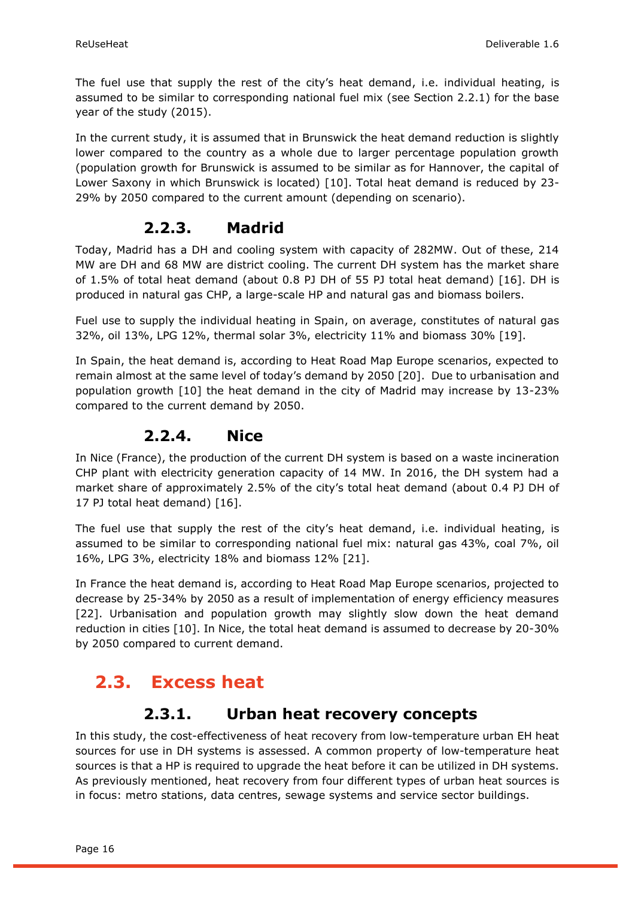The fuel use that supply the rest of the city's heat demand, i.e. individual heating, is assumed to be similar to corresponding national fuel mix (see Section 2.2.1) for the base year of the study (2015).

In the current study, it is assumed that in Brunswick the heat demand reduction is slightly lower compared to the country as a whole due to larger percentage population growth (population growth for Brunswick is assumed to be similar as for Hannover, the capital of Lower Saxony in which Brunswick is located) [10]. Total heat demand is reduced by 23-29% by 2050 compared to the current amount (depending on scenario).

### 2.2.3. Madrid

Today, Madrid has a DH and cooling system with capacity of 282MW. Out of these, 214 MW are DH and 68 MW are district cooling. The current DH system has the market share of 1.5% of total heat demand (about 0.8 PJ DH of 55 PJ total heat demand) [16]. DH is produced in natural gas CHP, a large-scale HP and natural gas and biomass boilers.

Fuel use to supply the individual heating in Spain, on average, constitutes of natural gas 32%, oil 13%, LPG 12%, thermal solar 3%, electricity 11% and biomass 30% [19].

In Spain, the heat demand is, according to Heat Road Map Europe scenarios, expected to remain almost at the same level of today's demand by 2050 [20]. Due to urbanisation and population growth [10] the heat demand in the city of Madrid may increase by 13-23% compared to the current demand by 2050.

### 2.2.4. Nice

In Nice (France), the production of the current DH system is based on a waste incineration CHP plant with electricity generation capacity of 14 MW. In 2016, the DH system had a market share of approximately 2.5% of the city's total heat demand (about 0.4 PJ DH of 17 PJ total heat demand) [16].

The fuel use that supply the rest of the city's heat demand, i.e. individual heating, is assumed to be similar to corresponding national fuel mix: natural gas 43%, coal 7%, oil 16%, LPG 3%, electricity 18% and biomass 12% [21].

In France the heat demand is, according to Heat Road Map Europe scenarios, projected to decrease by 25-34% by 2050 as a result of implementation of energy efficiency measures [22]. Urbanisation and population growth may slightly slow down the heat demand reduction in cities [10]. In Nice, the total heat demand is assumed to decrease by 20-30% by 2050 compared to current demand.

## 2.3. Excess heat

### 2.3.1. Urban heat recovery concepts

In this study, the cost-effectiveness of heat recovery from low-temperature urban EH heat sources for use in DH systems is assessed. A common property of low-temperature heat sources is that a HP is required to upgrade the heat before it can be utilized in DH systems. As previously mentioned, heat recovery from four different types of urban heat sources is in focus: metro stations, data centres, sewage systems and service sector buildings.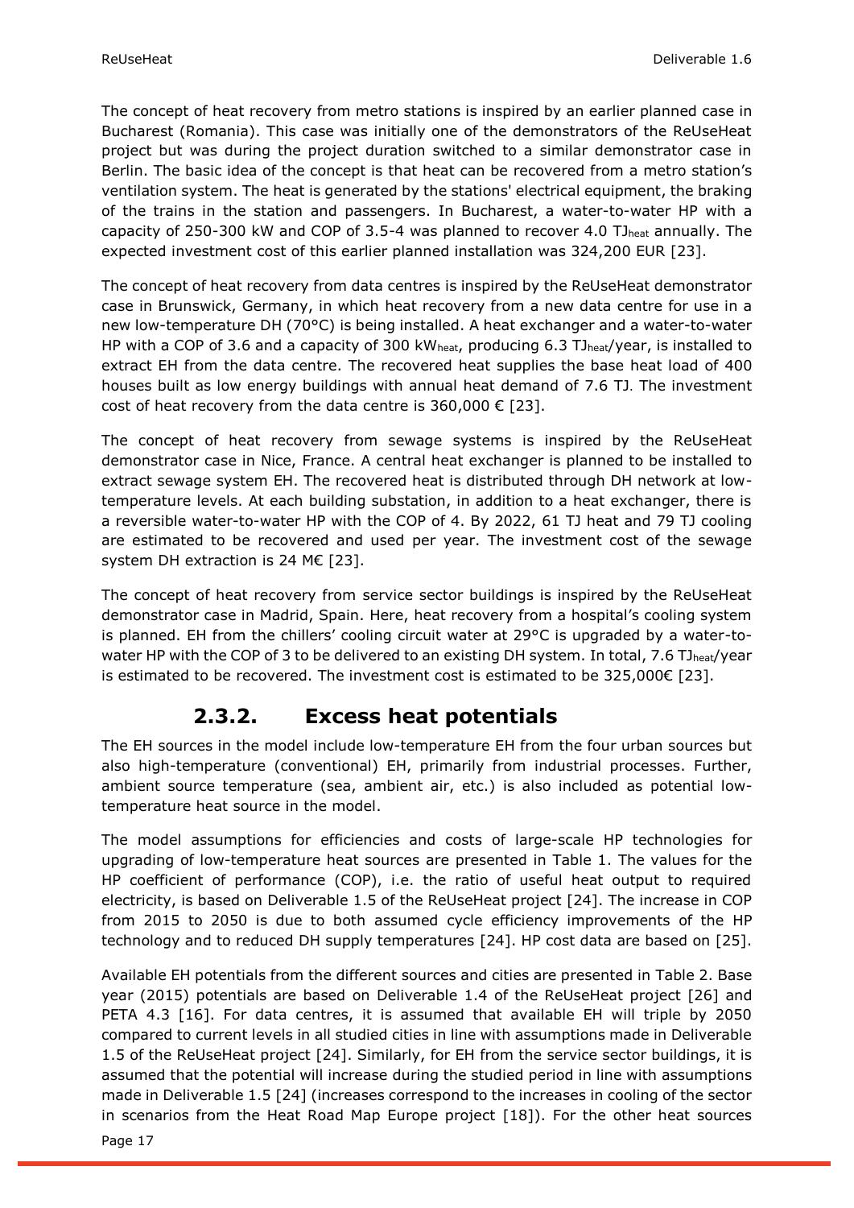The concept of heat recovery from metro stations is inspired by an earlier planned case in Bucharest (Romania). This case was initially one of the demonstrators of the ReUseHeat project but was during the project duration switched to a similar demonstrator case in Berlin. The basic idea of the concept is that heat can be recovered from a metro station's ventilation system. The heat is generated by the stations' electrical equipment, the braking of the trains in the station and passengers. In Bucharest, a water-to-water HP with a capacity of 250-300 kW and COP of 3.5-4 was planned to recover 4.0 $TJ_{heat}$ annually. The expected investment cost of this earlier planned installation was 324,200 EUR [23].

The concept of heat recovery from data centres is inspired by the ReUseHeat demonstrator case in Brunswick, Germany, in which heat recovery from a new data centre for use in a new low-temperature DH (70°C) is being installed. A heat exchanger and a water-to-water HP with a COP of 3.6 and a capacity of 300 $kW_{heat}$, producing 6.3 $TJ_{heat}$/year, is installed to extract EH from the data centre. The recovered heat supplies the base heat load of 400 houses built as low energy buildings with annual heat demand of 7.6 TJ. The investment cost of heat recovery from the data centre is 360,000 € [23].

The concept of heat recovery from sewage systems is inspired by the ReUseHeat demonstrator case in Nice, France. A central heat exchanger is planned to be installed to extract sewage system EH. The recovered heat is distributed through DH network at low-temperature levels. At each building substation, in addition to a heat exchanger, there is a reversible water-to-water HP with the COP of 4. By 2022, 61 TJ heat and 79 TJ cooling are estimated to be recovered and used per year. The investment cost of the sewage system DH extraction is 24 M€ [23].

The concept of heat recovery from service sector buildings is inspired by the ReUseHeat demonstrator case in Madrid, Spain. Here, heat recovery from a hospital's cooling system is planned. EH from the chillers' cooling circuit water at 29°C is upgraded by a water-to-water HP with the COP of 3 to be delivered to an existing DH system. In total, 7.6 $TJ_{heat}$/year is estimated to be recovered. The investment cost is estimated to be 325,000€ [23].

### 2.3.2. Excess heat potentials

The EH sources in the model include low-temperature EH from the four urban sources but also high-temperature (conventional) EH, primarily from industrial processes. Further, ambient source temperature (sea, ambient air, etc.) is also included as potential low-temperature heat source in the model.

The model assumptions for efficiencies and costs of large-scale HP technologies for upgrading of low-temperature heat sources are presented in Table 1. The values for the HP coefficient of performance (COP), i.e. the ratio of useful heat output to required electricity, is based on Deliverable 1.5 of the ReUseHeat project [24]. The increase in COP from 2015 to 2050 is due to both assumed cycle efficiency improvements of the HP technology and to reduced DH supply temperatures [24]. HP cost data are based on [25].

Available EH potentials from the different sources and cities are presented in Table 2. Base year (2015) potentials are based on Deliverable 1.4 of the ReUseHeat project [26] and PETA 4.3 [16]. For data centres, it is assumed that available EH will triple by 2050 compared to current levels in all studied cities in line with assumptions made in Deliverable 1.5 of the ReUseHeat project [24]. Similarly, for EH from the service sector buildings, it is assumed that the potential will increase during the studied period in line with assumptions made in Deliverable 1.5 [24] (increases correspond to the increases in cooling of the sector in scenarios from the Heat Road Map Europe project [18]). For the other heat sources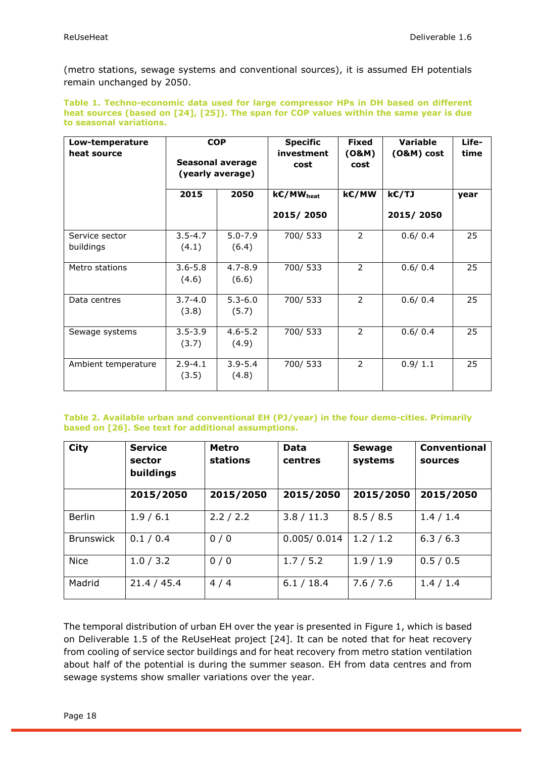(metro stations, sewage systems and conventional sources), it is assumed EH potentials remain unchanged by 2050.

**Table 1. Techno-economic data used for large compressor HPs in DH based on different heat sources (based on [24], [25]). The span for COP values within the same year is due to seasonal variations.**

| Low-temperature heat source | COP Seasonal average (yearly average) | | Specific investment cost | Fixed (O&M) cost | Variable (O&M) cost | Life-time |
|---|---|---|---|---|---|---|
| | **2015** | **2050** | **k€/MW$_{heat}$ 2015/ 2050** | **k€/MW** | **k€/TJ 2015/ 2050** | **year** |
| Service sector buildings | 3.5-4.7 (4.1) | 5.0-7.9 (6.4) | 700/ 533 | 2 | 0.6/ 0.4 | 25 |
| Metro stations | 3.6-5.8 (4.6) | 4.7-8.9 (6.6) | 700/ 533 | 2 | 0.6/ 0.4 | 25 |
| Data centres | 3.7-4.0 (3.8) | 5.3-6.0 (5.7) | 700/ 533 | 2 | 0.6/ 0.4 | 25 |
| Sewage systems | 3.5-3.9 (3.7) | 4.6-5.2 (4.9) | 700/ 533 | 2 | 0.6/ 0.4 | 25 |
| Ambient temperature | 2.9-4.1 (3.5) | 3.9-5.4 (4.8) | 700/ 533 | 2 | 0.9/ 1.1 | 25 |

**Table 2. Available urban and conventional EH (PJ/year) in the four demo-cities. Primarily based on [26]. See text for additional assumptions.**

| City | Service sector buildings | Metro stations | Data centres | Sewage systems | Conventional sources |
|---|---|---|---|---|---|
| | **2015/2050** | **2015/2050** | **2015/2050** | **2015/2050** | **2015/2050** |
| Berlin | 1.9 / 6.1 | 2.2 / 2.2 | 3.8 / 11.3 | 8.5 / 8.5 | 1.4 / 1.4 |
| Brunswick | 0.1 / 0.4 | 0 / 0 | 0.005/ 0.014 | 1.2 / 1.2 | 6.3 / 6.3 |
| Nice | 1.0 / 3.2 | 0 / 0 | 1.7 / 5.2 | 1.9 / 1.9 | 0.5 / 0.5 |
| Madrid | 21.4 / 45.4 | 4 / 4 | 6.1 / 18.4 | 7.6 / 7.6 | 1.4 / 1.4 |

The temporal distribution of urban EH over the year is presented in Figure 1, which is based on Deliverable 1.5 of the ReUseHeat project [24]. It can be noted that for heat recovery from cooling of service sector buildings and for heat recovery from metro station ventilation about half of the potential is during the summer season. EH from data centres and from sewage systems show smaller variations over the year.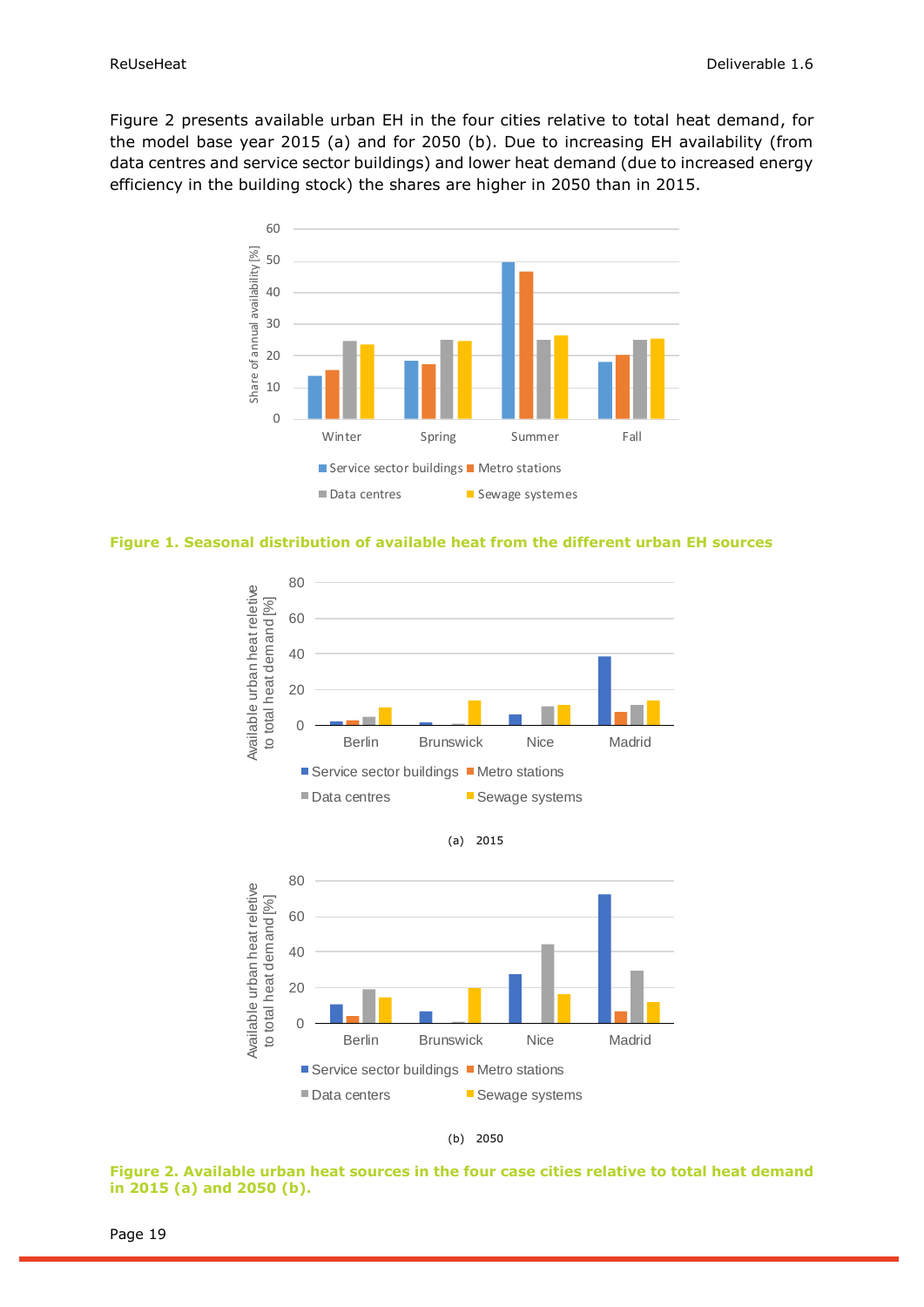Figure 2 presents available urban EH in the four cities relative to total heat demand, for the model base year 2015 (a) and for 2050 (b). Due to increasing EH availability (from data centres and service sector buildings) and lower heat demand (due to increased energy efficiency in the building stock) the shares are higher in 2050 than in 2015.

Share of annual availability [%]
60
50
40
30
20
10
0
Winter
Spring
Summer
Fall
Service sector buildings
Metro stations
Data centres
Sewage systemes

**Figure 1. Seasonal distribution of available heat from the different urban EH sources**

Available urban heat reletive to total heat demand [%]
80
60
40
20
0
Berlin
Brunswick
Nice
Madrid
Service sector buildings
Metro stations
Data centres
Sewage systems

(a) 2015

Available urban heat reletive to total heat demand [%]
80
60
40
20
0
Berlin
Brunswick
Nice
Madrid
Service sector buildings
Metro stations
Data centers
Sewage systems

(b) 2050

**Figure 2. Available urban heat sources in the four case cities relative to total heat demand in 2015 (a) and 2050 (b).**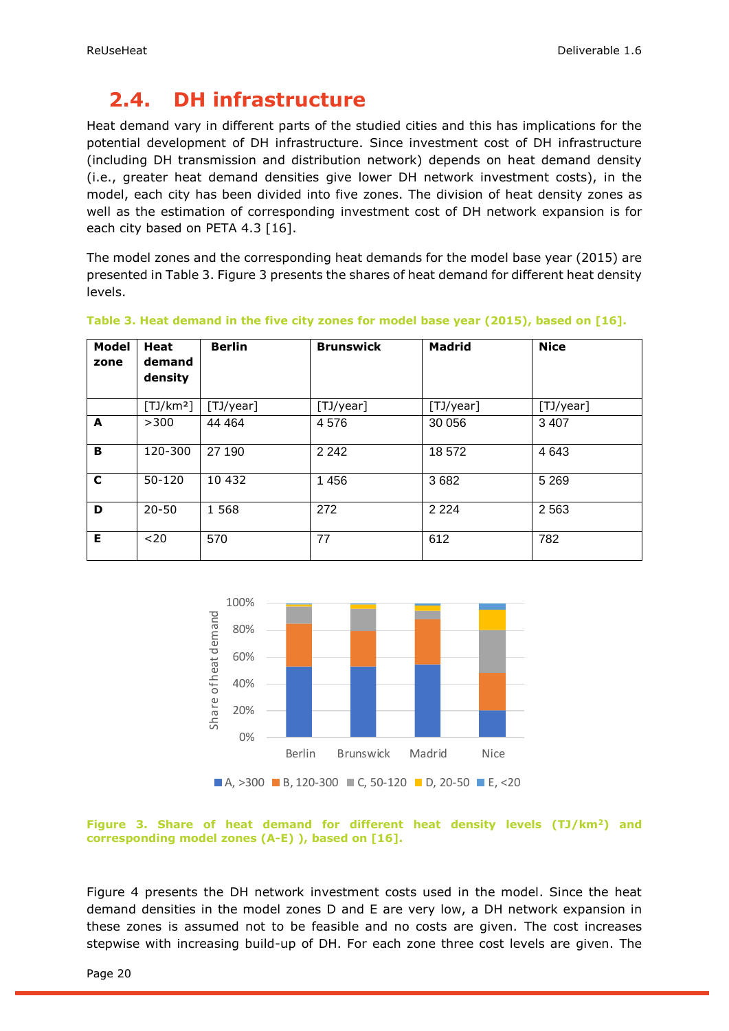## 2.4. DH infrastructure

Heat demand vary in different parts of the studied cities and this has implications for the potential development of DH infrastructure. Since investment cost of DH infrastructure (including DH transmission and distribution network) depends on heat demand density (i.e., greater heat demand densities give lower DH network investment costs), in the model, each city has been divided into five zones. The division of heat density zones as well as the estimation of corresponding investment cost of DH network expansion is for each city based on PETA 4.3 [16].

The model zones and the corresponding heat demands for the model base year (2015) are presented in Table 3. Figure 3 presents the shares of heat demand for different heat density levels.

**Table 3. Heat demand in the five city zones for model base year (2015), based on [16].**

| Model zone | Heat demand density | Berlin | Brunswick | Madrid | Nice |
|---|---|---|---|---|---|
| | [TJ/km²] | [TJ/year] | [TJ/year] | [TJ/year] | [TJ/year] |
| **A** | >300 | 44 464 | 4 576 | 30 056 | 3 407 |
| **B** | 120-300 | 27 190 | 2 242 | 18 572 | 4 643 |
| **C** | 50-120 | 10 432 | 1 456 | 3 682 | 5 269 |
| **D** | 20-50 | 1 568 | 272 | 2 224 | 2 563 |
| **E** | <20 | 570 | 77 | 612 | 782 |

100%
80%
60%
40%
20%
0%
Share of heat demand
Berlin
Brunswick
Madrid
Nice
A, >300 B, 120-300 C, 50-120 D, 20-50 E, <20

**Figure 3. Share of heat demand for different heat density levels (TJ/km²) and corresponding model zones (A-E) ), based on [16].**

Figure 4 presents the DH network investment costs used in the model. Since the heat demand densities in the model zones D and E are very low, a DH network expansion in these zones is assumed not to be feasible and no costs are given. The cost increases stepwise with increasing build-up of DH. For each zone three cost levels are given. The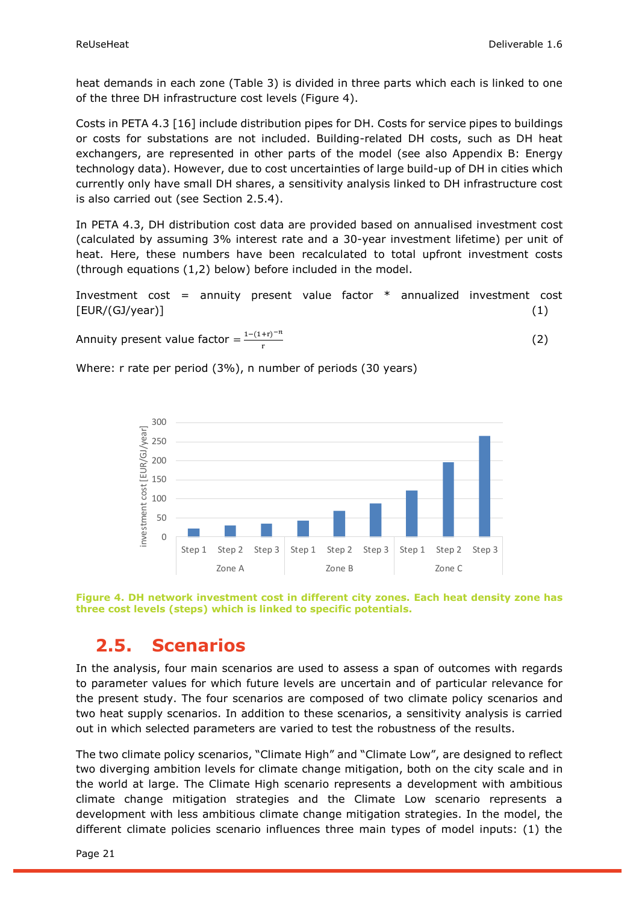heat demands in each zone (Table 3) is divided in three parts which each is linked to one of the three DH infrastructure cost levels (Figure 4).

Costs in PETA 4.3 [16] include distribution pipes for DH. Costs for service pipes to buildings or costs for substations are not included. Building-related DH costs, such as DH heat exchangers, are represented in other parts of the model (see also Appendix B: Energy technology data). However, due to cost uncertainties of large build-up of DH in cities which currently only have small DH shares, a sensitivity analysis linked to DH infrastructure cost is also carried out (see Section 2.5.4).

In PETA 4.3, DH distribution cost data are provided based on annualised investment cost (calculated by assuming 3% interest rate and a 30-year investment lifetime) per unit of heat. Here, these numbers have been recalculated to total upfront investment costs (through equations (1,2) below) before included in the model.

Investment cost = annuity present value factor * annualized investment cost [EUR/(GJ/year)] (1)

$$\text{Annuity present value factor} = \frac{1-(1+r)^{-n}}{r} \qquad (2)$$

Where: r rate per period (3%), n number of periods (30 years)

investment cost [EUR/GJ/year]
300
250
200
150
100
50
0
Step 1 Step 2 Step 3 Step 1 Step 2 Step 3 Step 1 Step 2 Step 3
Zone A Zone B Zone C

**Figure 4. DH network investment cost in different city zones. Each heat density zone has three cost levels (steps) which is linked to specific potentials.**

## 2.5. Scenarios

In the analysis, four main scenarios are used to assess a span of outcomes with regards to parameter values for which future levels are uncertain and of particular relevance for the present study. The four scenarios are composed of two climate policy scenarios and two heat supply scenarios. In addition to these scenarios, a sensitivity analysis is carried out in which selected parameters are varied to test the robustness of the results.

The two climate policy scenarios, "Climate High" and "Climate Low", are designed to reflect two diverging ambition levels for climate change mitigation, both on the city scale and in the world at large. The Climate High scenario represents a development with ambitious climate change mitigation strategies and the Climate Low scenario represents a development with less ambitious climate change mitigation strategies. In the model, the different climate policies scenario influences three main types of model inputs: (1) the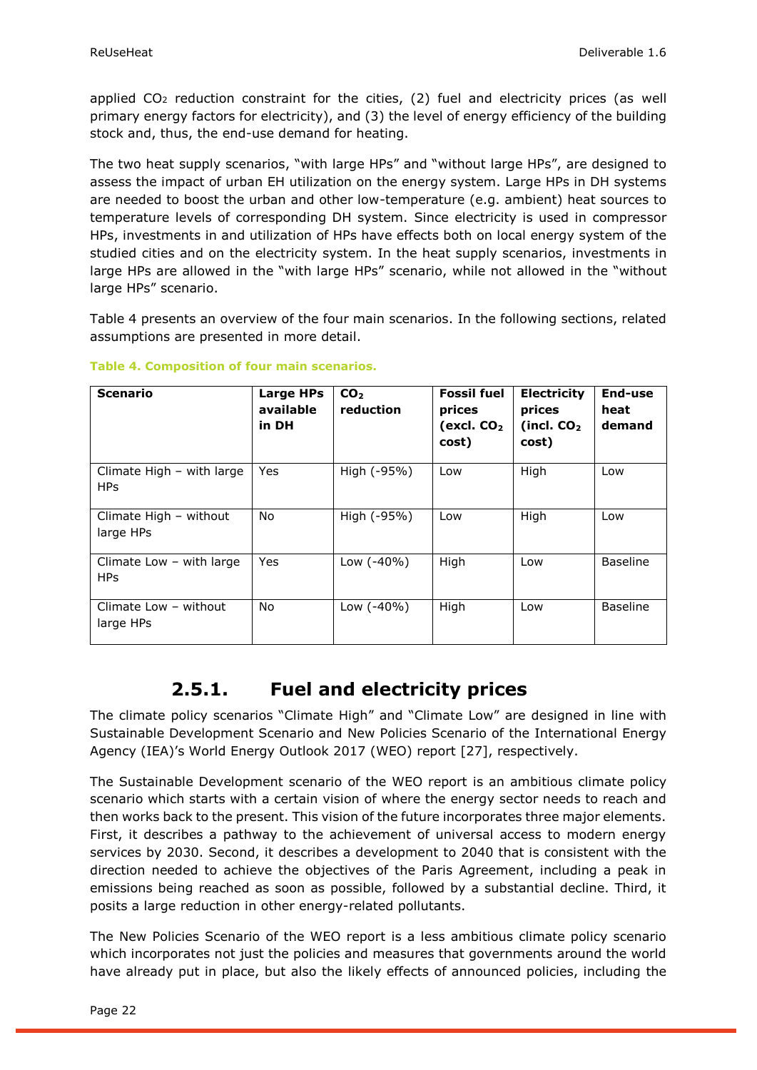applied $CO_2$ reduction constraint for the cities, (2) fuel and electricity prices (as well primary energy factors for electricity), and (3) the level of energy efficiency of the building stock and, thus, the end-use demand for heating.

The two heat supply scenarios, "with large HPs" and "without large HPs", are designed to assess the impact of urban EH utilization on the energy system. Large HPs in DH systems are needed to boost the urban and other low-temperature (e.g. ambient) heat sources to temperature levels of corresponding DH system. Since electricity is used in compressor HPs, investments in and utilization of HPs have effects both on local energy system of the studied cities and on the electricity system. In the heat supply scenarios, investments in large HPs are allowed in the "with large HPs" scenario, while not allowed in the "without large HPs" scenario.

Table 4 presents an overview of the four main scenarios. In the following sections, related assumptions are presented in more detail.

**Table 4. Composition of four main scenarios.**

| Scenario | Large HPs available in DH | $CO_2$ reduction | Fossil fuel prices (excl. $CO_2$ cost) | Electricity prices (incl. $CO_2$ cost) | End-use heat demand |
|---|---|---|---|---|---|
| Climate High – with large HPs | Yes | High (-95%) | Low | High | Low |
| Climate High – without large HPs | No | High (-95%) | Low | High | Low |
| Climate Low – with large HPs | Yes | Low (-40%) | High | Low | Baseline |
| Climate Low – without large HPs | No | Low (-40%) | High | Low | Baseline |

### 2.5.1. Fuel and electricity prices

The climate policy scenarios "Climate High" and "Climate Low" are designed in line with Sustainable Development Scenario and New Policies Scenario of the International Energy Agency (IEA)'s World Energy Outlook 2017 (WEO) report [27], respectively.

The Sustainable Development scenario of the WEO report is an ambitious climate policy scenario which starts with a certain vision of where the energy sector needs to reach and then works back to the present. This vision of the future incorporates three major elements. First, it describes a pathway to the achievement of universal access to modern energy services by 2030. Second, it describes a development to 2040 that is consistent with the direction needed to achieve the objectives of the Paris Agreement, including a peak in emissions being reached as soon as possible, followed by a substantial decline. Third, it posits a large reduction in other energy-related pollutants.

The New Policies Scenario of the WEO report is a less ambitious climate policy scenario which incorporates not just the policies and measures that governments around the world have already put in place, but also the likely effects of announced policies, including the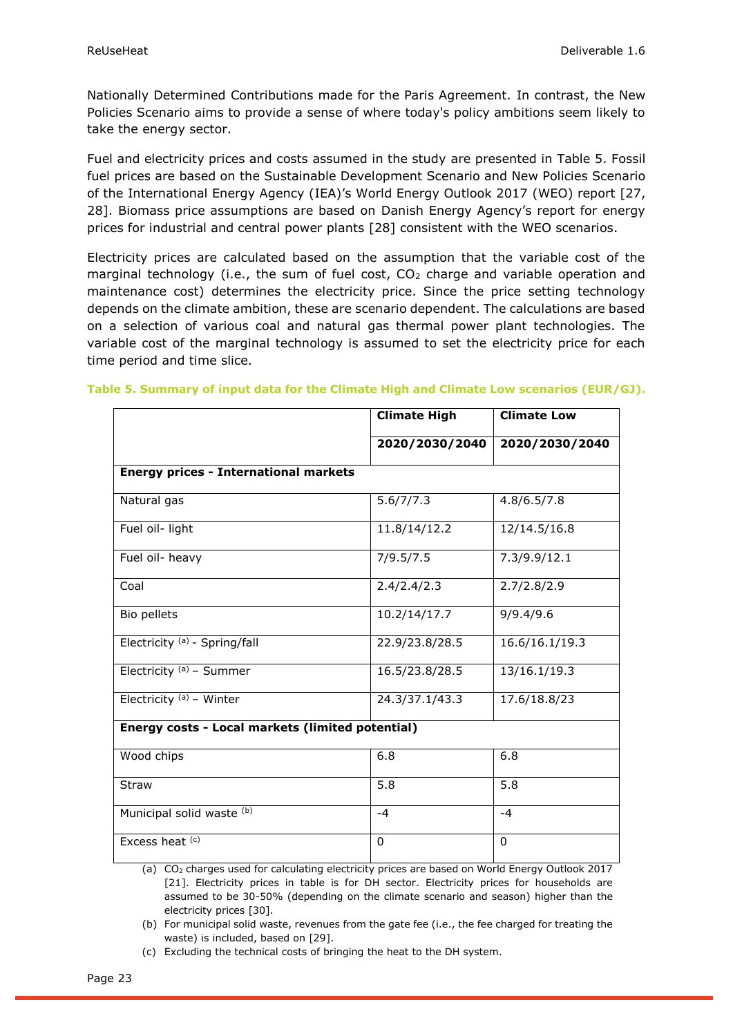Nationally Determined Contributions made for the Paris Agreement. In contrast, the New Policies Scenario aims to provide a sense of where today's policy ambitions seem likely to take the energy sector.

Fuel and electricity prices and costs assumed in the study are presented in Table 5. Fossil fuel prices are based on the Sustainable Development Scenario and New Policies Scenario of the International Energy Agency (IEA)'s World Energy Outlook 2017 (WEO) report [27, 28]. Biomass price assumptions are based on Danish Energy Agency's report for energy prices for industrial and central power plants [28] consistent with the WEO scenarios.

Electricity prices are calculated based on the assumption that the variable cost of the marginal technology (i.e., the sum of fuel cost, $CO_2$ charge and variable operation and maintenance cost) determines the electricity price. Since the price setting technology depends on the climate ambition, these are scenario dependent. The calculations are based on a selection of various coal and natural gas thermal power plant technologies. The variable cost of the marginal technology is assumed to set the electricity price for each time period and time slice.

**Table 5. Summary of input data for the Climate High and Climate Low scenarios (EUR/GJ).**

| | **Climate High** | **Climate Low** |
|---|---|---|
| | **2020/2030/2040** | **2020/2030/2040** |
| **Energy prices - International markets** | | |
| Natural gas | 5.6/7/7.3 | 4.8/6.5/7.8 |
| Fuel oil- light | 11.8/14/12.2 | 12/14.5/16.8 |
| Fuel oil- heavy | 7/9.5/7.5 | 7.3/9.9/12.1 |
| Coal | 2.4/2.4/2.3 | 2.7/2.8/2.9 |
| Bio pellets | 10.2/14/17.7 | 9/9.4/9.6 |
| Electricity [(a)] - Spring/fall | 22.9/23.8/28.5 | 16.6/16.1/19.3 |
| Electricity [(a)] – Summer | 16.5/23.8/28.5 | 13/16.1/19.3 |
| Electricity [(a)] – Winter | 24.3/37.1/43.3 | 17.6/18.8/23 |
| **Energy costs - Local markets (limited potential)** | | |
| Wood chips | 6.8 | 6.8 |
| Straw | 5.8 | 5.8 |
| Municipal solid waste [(b)] | -4 | -4 |
| Excess heat [(c)] | 0 | 0 |

(a) $CO_2$ charges used for calculating electricity prices are based on World Energy Outlook 2017 [21]. Electricity prices in table is for DH sector. Electricity prices for households are assumed to be 30-50% (depending on the climate scenario and season) higher than the electricity prices [30].

(b) For municipal solid waste, revenues from the gate fee (i.e., the fee charged for treating the waste) is included, based on [29].

(c) Excluding the technical costs of bringing the heat to the DH system.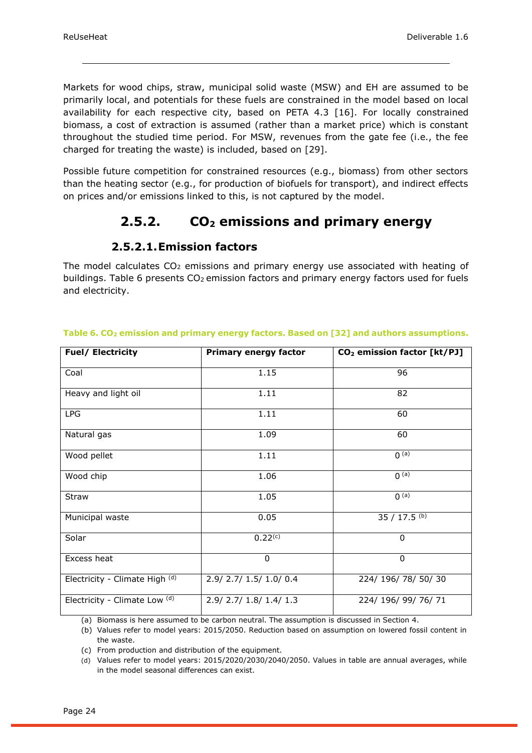Markets for wood chips, straw, municipal solid waste (MSW) and EH are assumed to be primarily local, and potentials for these fuels are constrained in the model based on local availability for each respective city, based on PETA 4.3 [16]. For locally constrained biomass, a cost of extraction is assumed (rather than a market price) which is constant throughout the studied time period. For MSW, revenues from the gate fee (i.e., the fee charged for treating the waste) is included, based on [29].

Possible future competition for constrained resources (e.g., biomass) from other sectors than the heating sector (e.g., for production of biofuels for transport), and indirect effects on prices and/or emissions linked to this, is not captured by the model.

## 2.5.2. $CO_2$ emissions and primary energy

### 2.5.2.1. Emission factors

The model calculates $CO_2$ emissions and primary energy use associated with heating of buildings. Table 6 presents $CO_2$ emission factors and primary energy factors used for fuels and electricity.

**Table 6. $CO_2$ emission and primary energy factors. Based on [32] and authors assumptions.**

| Fuel/ Electricity | Primary energy factor | $CO_2$ emission factor [kt/PJ] |
|---|---|---|
| Coal | 1.15 | 96 |
| Heavy and light oil | 1.11 | 82 |
| LPG | 1.11 | 60 |
| Natural gas | 1.09 | 60 |
| Wood pellet | 1.11 | 0 (a) |
| Wood chip | 1.06 | 0 (a) |
| Straw | 1.05 | 0 (a) |
| Municipal waste | 0.05 | 35 / 17.5 (b) |
| Solar | 0.22 (c) | 0 |
| Excess heat | 0 | 0 |
| Electricity - Climate High (d) | 2.9/ 2.7/ 1.5/ 1.0/ 0.4 | 224/ 196/ 78/ 50/ 30 |
| Electricity - Climate Low (d) | 2.9/ 2.7/ 1.8/ 1.4/ 1.3 | 224/ 196/ 99/ 76/ 71 |

(a) Biomass is here assumed to be carbon neutral. The assumption is discussed in Section 4.

(b) Values refer to model years: 2015/2050. Reduction based on assumption on lowered fossil content in the waste.

(c) From production and distribution of the equipment.

(d) Values refer to model years: 2015/2020/2030/2040/2050. Values in table are annual averages, while in the model seasonal differences can exist.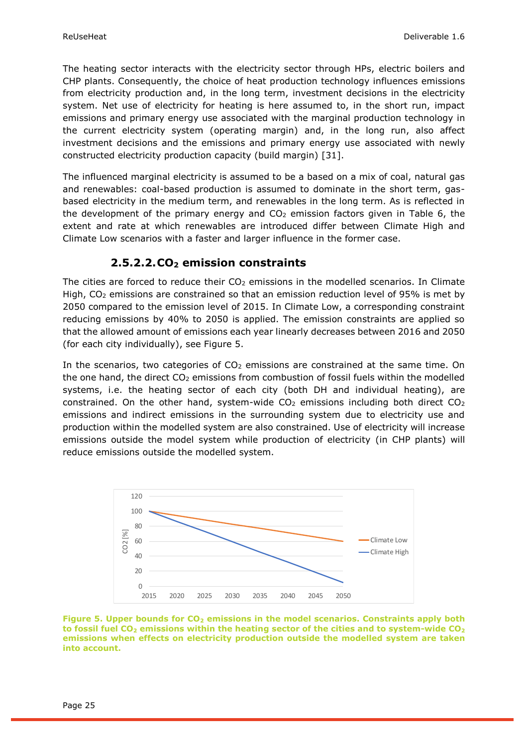The heating sector interacts with the electricity sector through HPs, electric boilers and CHP plants. Consequently, the choice of heat production technology influences emissions from electricity production and, in the long term, investment decisions in the electricity system. Net use of electricity for heating is here assumed to, in the short run, impact emissions and primary energy use associated with the marginal production technology in the current electricity system (operating margin) and, in the long run, also affect investment decisions and the emissions and primary energy use associated with newly constructed electricity production capacity (build margin) [31].

The influenced marginal electricity is assumed to be a based on a mix of coal, natural gas and renewables: coal-based production is assumed to dominate in the short term, gas-based electricity in the medium term, and renewables in the long term. As is reflected in the development of the primary energy and $CO_2$ emission factors given in Table 6, the extent and rate at which renewables are introduced differ between Climate High and Climate Low scenarios with a faster and larger influence in the former case.

#### 2.5.2.2. $CO_2$ emission constraints

The cities are forced to reduce their $CO_2$ emissions in the modelled scenarios. In Climate High, $CO_2$ emissions are constrained so that an emission reduction level of 95% is met by 2050 compared to the emission level of 2015. In Climate Low, a corresponding constraint reducing emissions by 40% to 2050 is applied. The emission constraints are applied so that the allowed amount of emissions each year linearly decreases between 2016 and 2050 (for each city individually), see Figure 5.

In the scenarios, two categories of $CO_2$ emissions are constrained at the same time. On the one hand, the direct $CO_2$ emissions from combustion of fossil fuels within the modelled systems, i.e. the heating sector of each city (both DH and individual heating), are constrained. On the other hand, system-wide $CO_2$ emissions including both direct $CO_2$ emissions and indirect emissions in the surrounding system due to electricity use and production within the modelled system are also constrained. Use of electricity will increase emissions outside the model system while production of electricity (in CHP plants) will reduce emissions outside the modelled system.

**Figure 5. Upper bounds for $CO_2$ emissions in the model scenarios. Constraints apply both to fossil fuel $CO_2$ emissions within the heating sector of the cities and to system-wide $CO_2$ emissions when effects on electricity production outside the modelled system are taken into account.**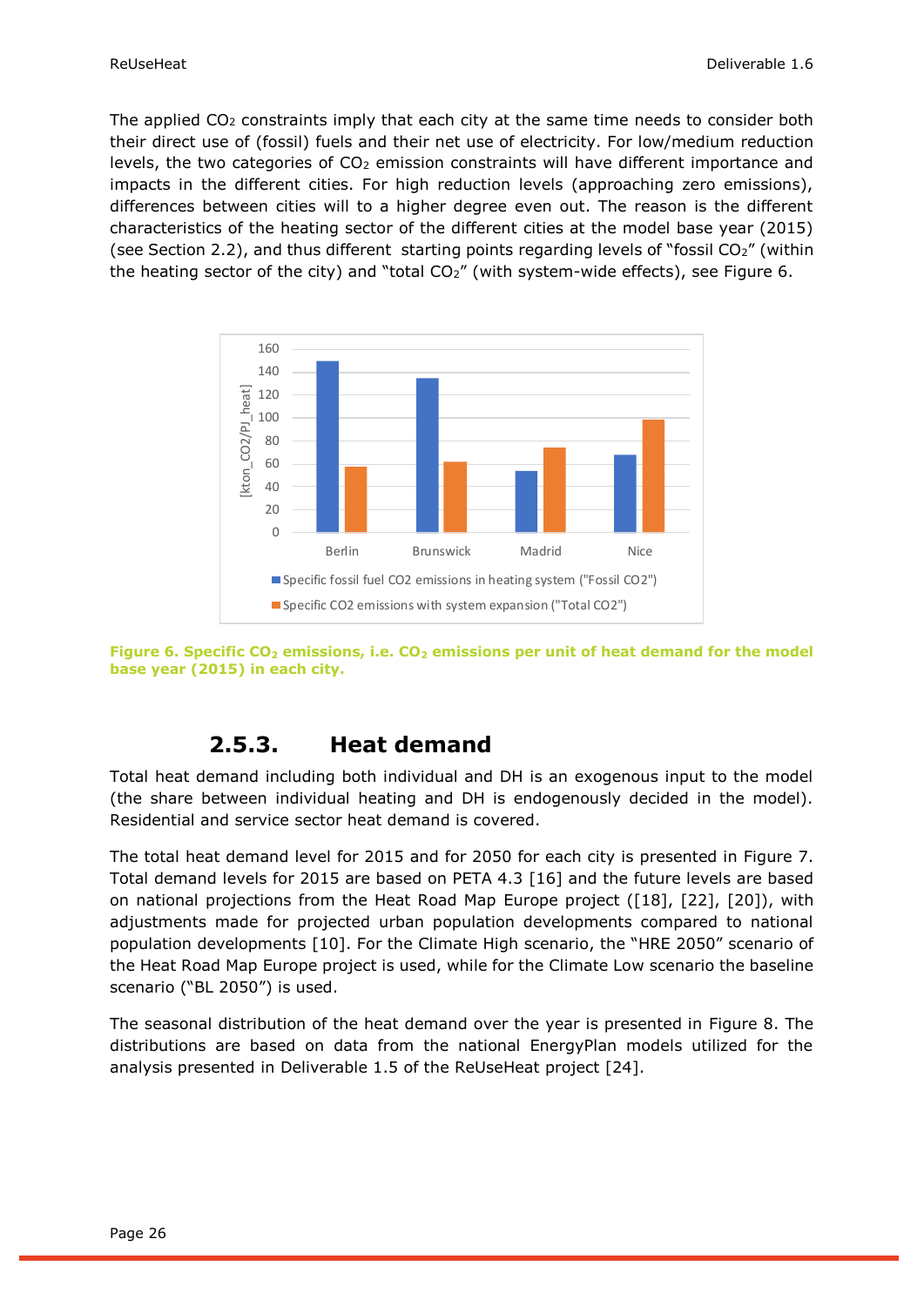The applied $CO_2$ constraints imply that each city at the same time needs to consider both their direct use of (fossil) fuels and their net use of electricity. For low/medium reduction levels, the two categories of $CO_2$ emission constraints will have different importance and impacts in the different cities. For high reduction levels (approaching zero emissions), differences between cities will to a higher degree even out. The reason is the different characteristics of the heating sector of the different cities at the model base year (2015) (see Section 2.2), and thus different starting points regarding levels of "fossil $CO_2$" (within the heating sector of the city) and "total $CO_2$" (with system-wide effects), see Figure 6.

[kton_CO2/PJ_heat]

160
140
120
100
80
60
40
20
0

Berlin
Brunswick
Madrid
Nice

Specific fossil fuel CO2 emissions in heating system ("Fossil CO2")
Specific CO2 emissions with system expansion ("Total CO2")

**Figure 6. Specific $CO_2$ emissions, i.e. $CO_2$ emissions per unit of heat demand for the model base year (2015) in each city.**

### 2.5.3. Heat demand

Total heat demand including both individual and DH is an exogenous input to the model (the share between individual heating and DH is endogenously decided in the model). Residential and service sector heat demand is covered.

The total heat demand level for 2015 and for 2050 for each city is presented in Figure 7. Total demand levels for 2015 are based on PETA 4.3 [16] and the future levels are based on national projections from the Heat Road Map Europe project ([18], [22], [20]), with adjustments made for projected urban population developments compared to national population developments [10]. For the Climate High scenario, the "HRE 2050" scenario of the Heat Road Map Europe project is used, while for the Climate Low scenario the baseline scenario ("BL 2050") is used.

The seasonal distribution of the heat demand over the year is presented in Figure 8. The distributions are based on data from the national EnergyPlan models utilized for the analysis presented in Deliverable 1.5 of the ReUseHeat project [24].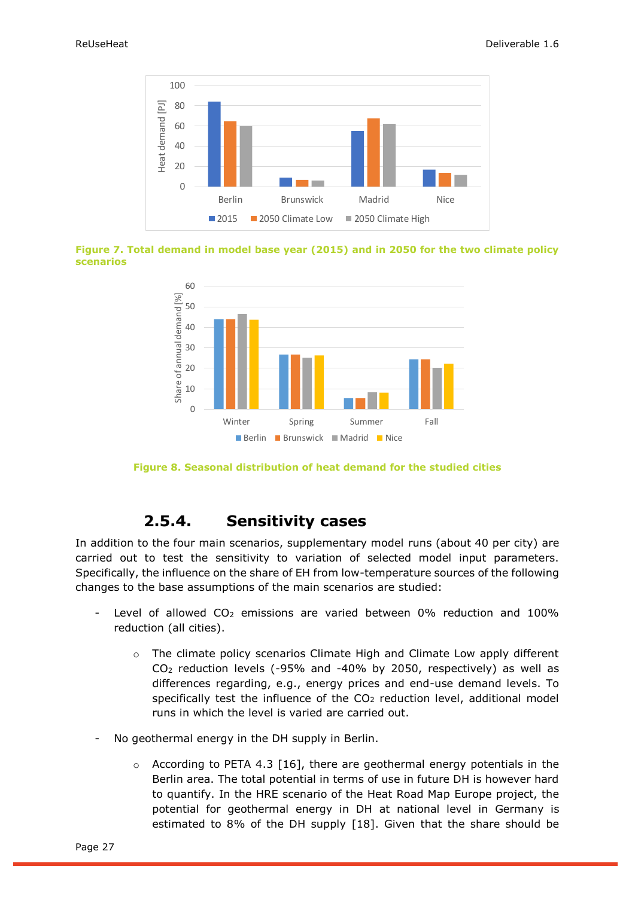100
80
60
40
20
0
Heat demand [PJ]
Berlin
Brunswick
Madrid
Nice
2015
2050 Climate Low
2050 Climate High

**Figure 7. Total demand in model base year (2015) and in 2050 for the two climate policy scenarios**

60
50
40
30
20
10
0
Share of annual demand [%]
Winter
Spring
Summer
Fall
Berlin
Brunswick
Madrid
Nice

**Figure 8. Seasonal distribution of heat demand for the studied cities**

### 2.5.4. Sensitivity cases

In addition to the four main scenarios, supplementary model runs (about 40 per city) are carried out to test the sensitivity to variation of selected model input parameters. Specifically, the influence on the share of EH from low-temperature sources of the following changes to the base assumptions of the main scenarios are studied:

- Level of allowed $CO_2$ emissions are varied between 0% reduction and 100% reduction (all cities).
  - The climate policy scenarios Climate High and Climate Low apply different $CO_2$ reduction levels (-95% and -40% by 2050, respectively) as well as differences regarding, e.g., energy prices and end-use demand levels. To specifically test the influence of the $CO_2$ reduction level, additional model runs in which the level is varied are carried out.
- No geothermal energy in the DH supply in Berlin.
  - According to PETA 4.3 [16], there are geothermal energy potentials in the Berlin area. The total potential in terms of use in future DH is however hard to quantify. In the HRE scenario of the Heat Road Map Europe project, the potential for geothermal energy in DH at national level in Germany is estimated to 8% of the DH supply [18]. Given that the share should be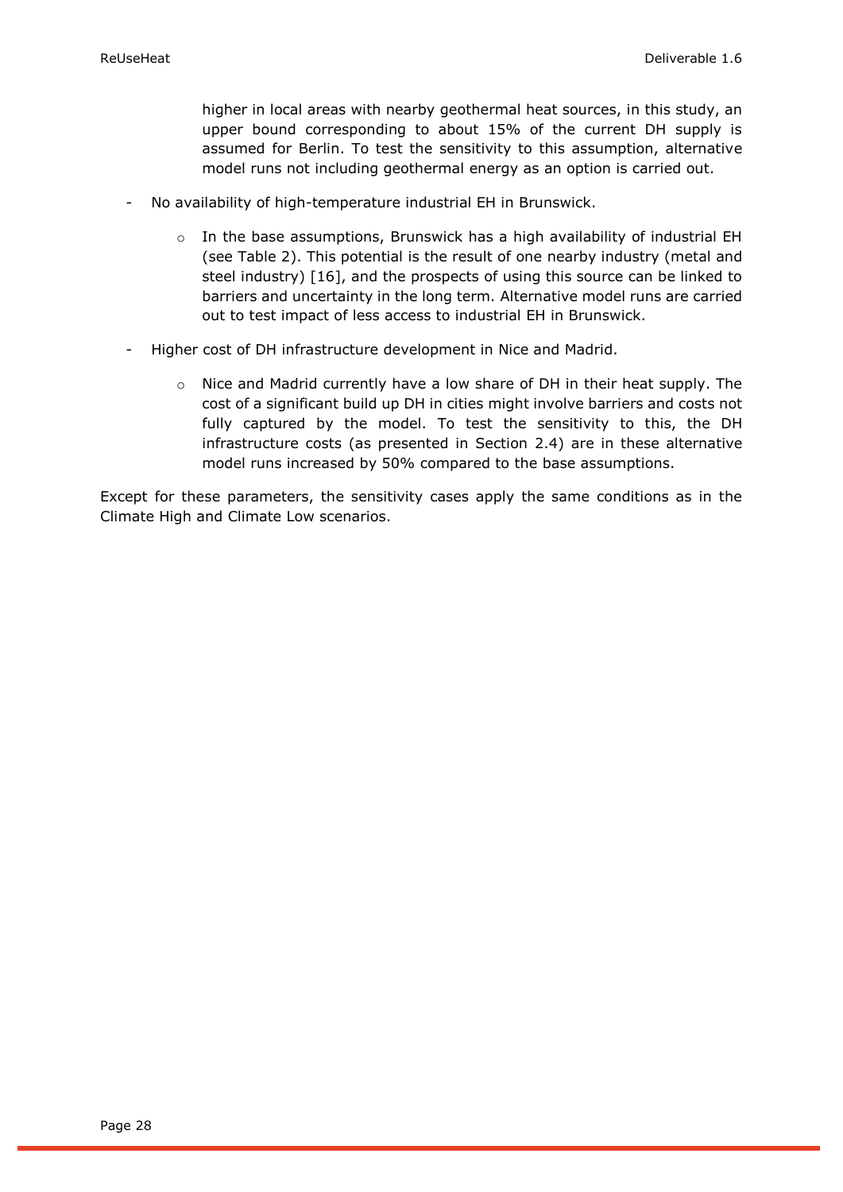higher in local areas with nearby geothermal heat sources, in this study, an upper bound corresponding to about 15% of the current DH supply is assumed for Berlin. To test the sensitivity to this assumption, alternative model runs not including geothermal energy as an option is carried out.

- No availability of high-temperature industrial EH in Brunswick.
  - In the base assumptions, Brunswick has a high availability of industrial EH (see Table 2). This potential is the result of one nearby industry (metal and steel industry) [16], and the prospects of using this source can be linked to barriers and uncertainty in the long term. Alternative model runs are carried out to test impact of less access to industrial EH in Brunswick.
- Higher cost of DH infrastructure development in Nice and Madrid.
  - Nice and Madrid currently have a low share of DH in their heat supply. The cost of a significant build up DH in cities might involve barriers and costs not fully captured by the model. To test the sensitivity to this, the DH infrastructure costs (as presented in Section 2.4) are in these alternative model runs increased by 50% compared to the base assumptions.

Except for these parameters, the sensitivity cases apply the same conditions as in the Climate High and Climate Low scenarios.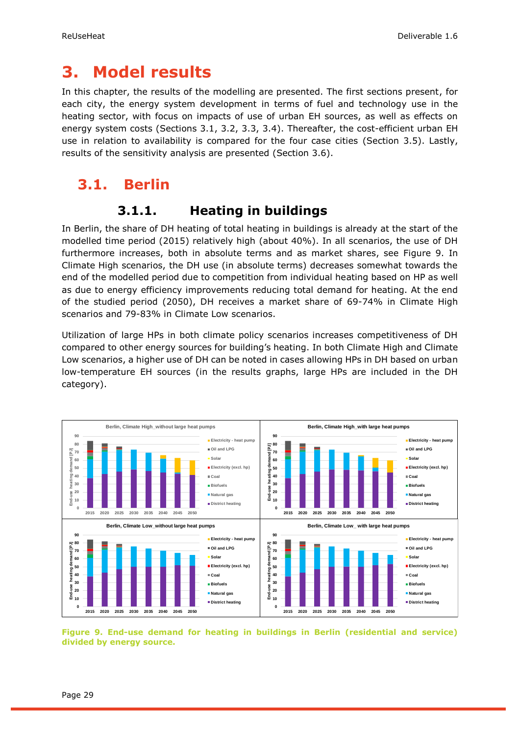# 3. Model results

In this chapter, the results of the modelling are presented. The first sections present, for each city, the energy system development in terms of fuel and technology use in the heating sector, with focus on impacts of use of urban EH sources, as well as effects on energy system costs (Sections 3.1, 3.2, 3.3, 3.4). Thereafter, the cost-efficient urban EH use in relation to availability is compared for the four case cities (Section 3.5). Lastly, results of the sensitivity analysis are presented (Section 3.6).

## 3.1. Berlin

### 3.1.1. Heating in buildings

In Berlin, the share of DH heating of total heating in buildings is already at the start of the modelled time period (2015) relatively high (about 40%). In all scenarios, the use of DH furthermore increases, both in absolute terms and as market shares, see Figure 9. In Climate High scenarios, the DH use (in absolute terms) decreases somewhat towards the end of the modelled period due to competition from individual heating based on HP as well as due to energy efficiency improvements reducing total demand for heating. At the end of the studied period (2050), DH receives a market share of 69-74% in Climate High scenarios and 79-83% in Climate Low scenarios.

Utilization of large HPs in both climate policy scenarios increases competitiveness of DH compared to other energy sources for building's heating. In both Climate High and Climate Low scenarios, a higher use of DH can be noted in cases allowing HPs in DH based on urban low-temperature EH sources (in the results graphs, large HPs are included in the DH category).

Berlin, Climate High_without large heat pumps

Berlin, Climate High_with large heat pumps

Berlin, Climate Low_without large heat pumps

Berlin, Climate Low_ with large heat pumps

End-use heating demand [PJ]

0 10 20 30 40 50 60 70 80 90

2015 2020 2025 2030 2035 2040 2045 2050

Electricity - heat pump
Oil and LPG
Solar
Electricity (excl. hp)
Coal
Biofuels
Natural gas
District heating

**Figure 9. End-use demand for heating in buildings in Berlin (residential and service) divided by energy source.**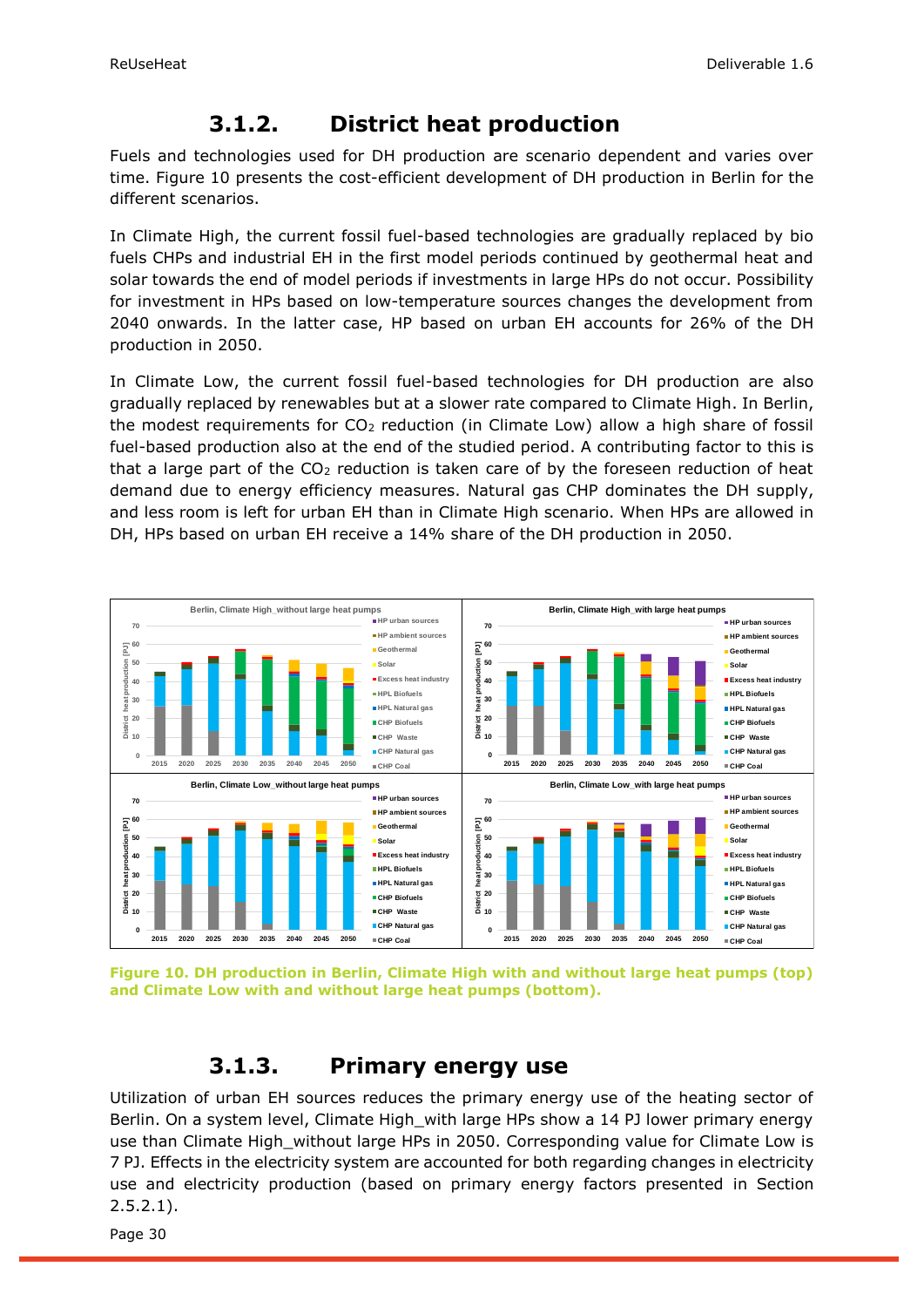### 3.1.2. District heat production

Fuels and technologies used for DH production are scenario dependent and varies over time. Figure 10 presents the cost-efficient development of DH production in Berlin for the different scenarios.

In Climate High, the current fossil fuel-based technologies are gradually replaced by bio fuels CHPs and industrial EH in the first model periods continued by geothermal heat and solar towards the end of model periods if investments in large HPs do not occur. Possibility for investment in HPs based on low-temperature sources changes the development from 2040 onwards. In the latter case, HP based on urban EH accounts for 26% of the DH production in 2050.

In Climate Low, the current fossil fuel-based technologies for DH production are also gradually replaced by renewables but at a slower rate compared to Climate High. In Berlin, the modest requirements for $CO_2$ reduction (in Climate Low) allow a high share of fossil fuel-based production also at the end of the studied period. A contributing factor to this is that a large part of the $CO_2$ reduction is taken care of by the foreseen reduction of heat demand due to energy efficiency measures. Natural gas CHP dominates the DH supply, and less room is left for urban EH than in Climate High scenario. When HPs are allowed in DH, HPs based on urban EH receive a 14% share of the DH production in 2050.

Berlin, Climate High_without large heat pumps

Berlin, Climate High_with large heat pumps

Berlin, Climate Low_without large heat pumps

Berlin, Climate Low_with large heat pumps

District heat production [PJ]

0
10
20
30
40
50
60
70

2015
2020
2025
2030
2035
2040
2045
2050

HP urban sources
HP ambient sources
Geothermal
Solar
Excess heat industry
HPL Biofuels
HPL Natural gas
CHP Biofuels
CHP Waste
CHP Natural gas
CHP Coal

**Figure 10. DH production in Berlin, Climate High with and without large heat pumps (top) and Climate Low with and without large heat pumps (bottom).**

### 3.1.3. Primary energy use

Utilization of urban EH sources reduces the primary energy use of the heating sector of Berlin. On a system level, Climate High_with large HPs show a 14 PJ lower primary energy use than Climate High_without large HPs in 2050. Corresponding value for Climate Low is 7 PJ. Effects in the electricity system are accounted for both regarding changes in electricity use and electricity production (based on primary energy factors presented in Section 2.5.2.1).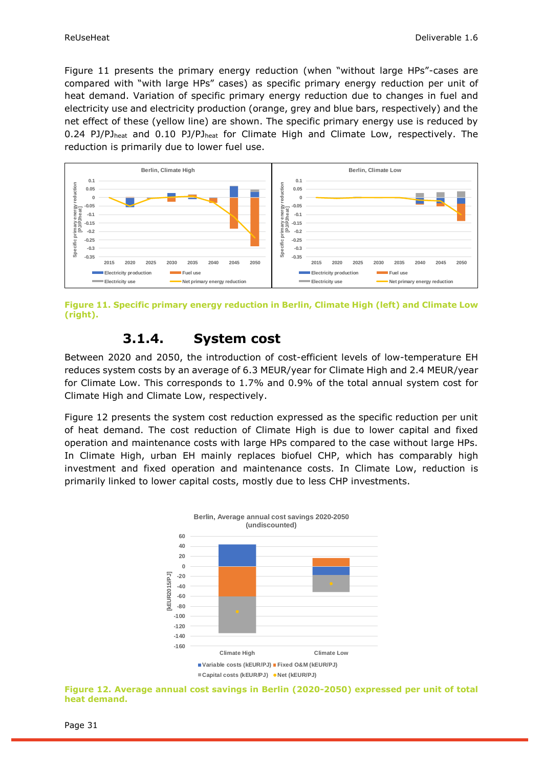Figure 11 presents the primary energy reduction (when "without large HPs"-cases are compared with "with large HPs" cases) as specific primary energy reduction per unit of heat demand. Variation of specific primary energy reduction due to changes in fuel and electricity use and electricity production (orange, grey and blue bars, respectively) and the net effect of these (yellow line) are shown. The specific primary energy use is reduced by 0.24 $PJ/PJ_{heat}$ and 0.10 $PJ/PJ_{heat}$ for Climate High and Climate Low, respectively. The reduction is primarily due to lower fuel use.

Berlin, Climate High

Specific primary energy reduction [PJ/PJheat]

0.1
0.05
0
-0.05
-0.1
-0.15
-0.2
-0.25
-0.3
-0.35

2015 2020 2025 2030 2035 2040 2045 2050

Electricity production
Fuel use
Electricity use
Net primary energy reduction

Berlin, Climate Low

Specific primary energy reduction [PJ/PJheat]

0.1
0.05
0
-0.05
-0.1
-0.15
-0.2
-0.25
-0.3
-0.35

2015 2020 2025 2030 2035 2040 2045 2050

Electricity production
Fuel use
Electricity use
Net primary energy reduction

**Figure 11. Specific primary energy reduction in Berlin, Climate High (left) and Climate Low (right).**

### 3.1.4. System cost

Between 2020 and 2050, the introduction of cost-efficient levels of low-temperature EH reduces system costs by an average of 6.3 MEUR/year for Climate High and 2.4 MEUR/year for Climate Low. This corresponds to 1.7% and 0.9% of the total annual system cost for Climate High and Climate Low, respectively.

Figure 12 presents the system cost reduction expressed as the specific reduction per unit of heat demand. The cost reduction of Climate High is due to lower capital and fixed operation and maintenance costs with large HPs compared to the case without large HPs. In Climate High, urban EH mainly replaces biofuel CHP, which has comparably high investment and fixed operation and maintenance costs. In Climate Low, reduction is primarily linked to lower capital costs, mostly due to less CHP investments.

Berlin, Average annual cost savings 2020-2050 (undiscounted)

[kEUR2015/PJ]

60
40
20
0
-20
-40
-60
-80
-100
-120
-140
-160

Climate High
Climate Low

Variable costs (kEUR/PJ)
Fixed O&M (kEUR/PJ)
Capital costs (kEUR/PJ)
Net (kEUR/PJ)

**Figure 12. Average annual cost savings in Berlin (2020-2050) expressed per unit of total heat demand.**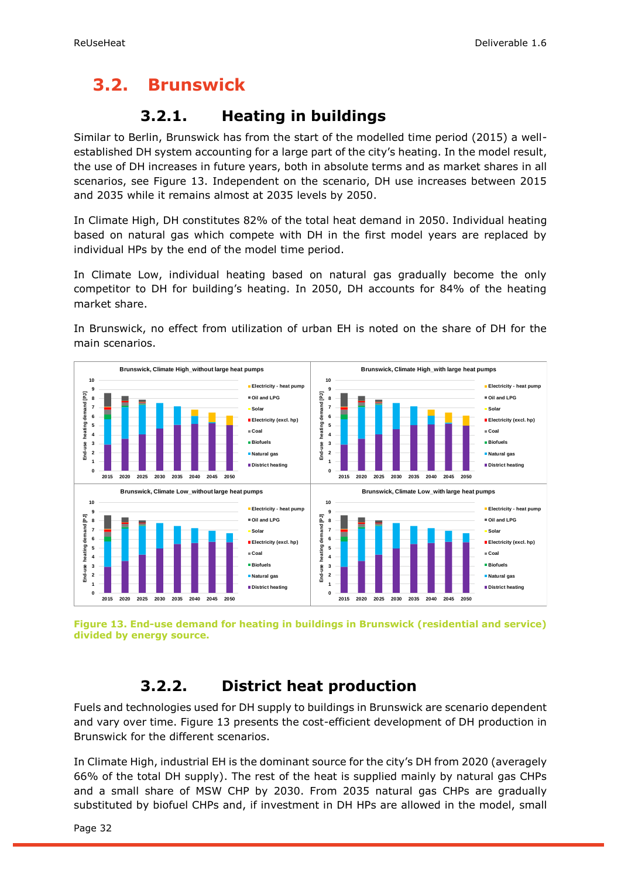## 3.2. Brunswick

### 3.2.1. Heating in buildings

Similar to Berlin, Brunswick has from the start of the modelled time period (2015) a well-established DH system accounting for a large part of the city's heating. In the model result, the use of DH increases in future years, both in absolute terms and as market shares in all scenarios, see Figure 13. Independent on the scenario, DH use increases between 2015 and 2035 while it remains almost at 2035 levels by 2050.

In Climate High, DH constitutes 82% of the total heat demand in 2050. Individual heating based on natural gas which compete with DH in the first model years are replaced by individual HPs by the end of the model time period.

In Climate Low, individual heating based on natural gas gradually become the only competitor to DH for building's heating. In 2050, DH accounts for 84% of the heating market share.

In Brunswick, no effect from utilization of urban EH is noted on the share of DH for the main scenarios.

Brunswick, Climate High_without large heat pumps

Brunswick, Climate High_with large heat pumps

Brunswick, Climate Low_without large heat pumps

Brunswick, Climate Low_with large heat pumps

End-use heating demand [PJ]

0 1 2 3 4 5 6 7 8 9 10

2015 2020 2025 2030 2035 2040 2045 2050

Electricity - heat pump
Oil and LPG
Solar
Electricity (excl. hp)
Coal
Biofuels
Natural gas
District heating

**Figure 13. End-use demand for heating in buildings in Brunswick (residential and service) divided by energy source.**

### 3.2.2. District heat production

Fuels and technologies used for DH supply to buildings in Brunswick are scenario dependent and vary over time. Figure 13 presents the cost-efficient development of DH production in Brunswick for the different scenarios.

In Climate High, industrial EH is the dominant source for the city's DH from 2020 (averagely 66% of the total DH supply). The rest of the heat is supplied mainly by natural gas CHPs and a small share of MSW CHP by 2030. From 2035 natural gas CHPs are gradually substituted by biofuel CHPs and, if investment in DH HPs are allowed in the model, small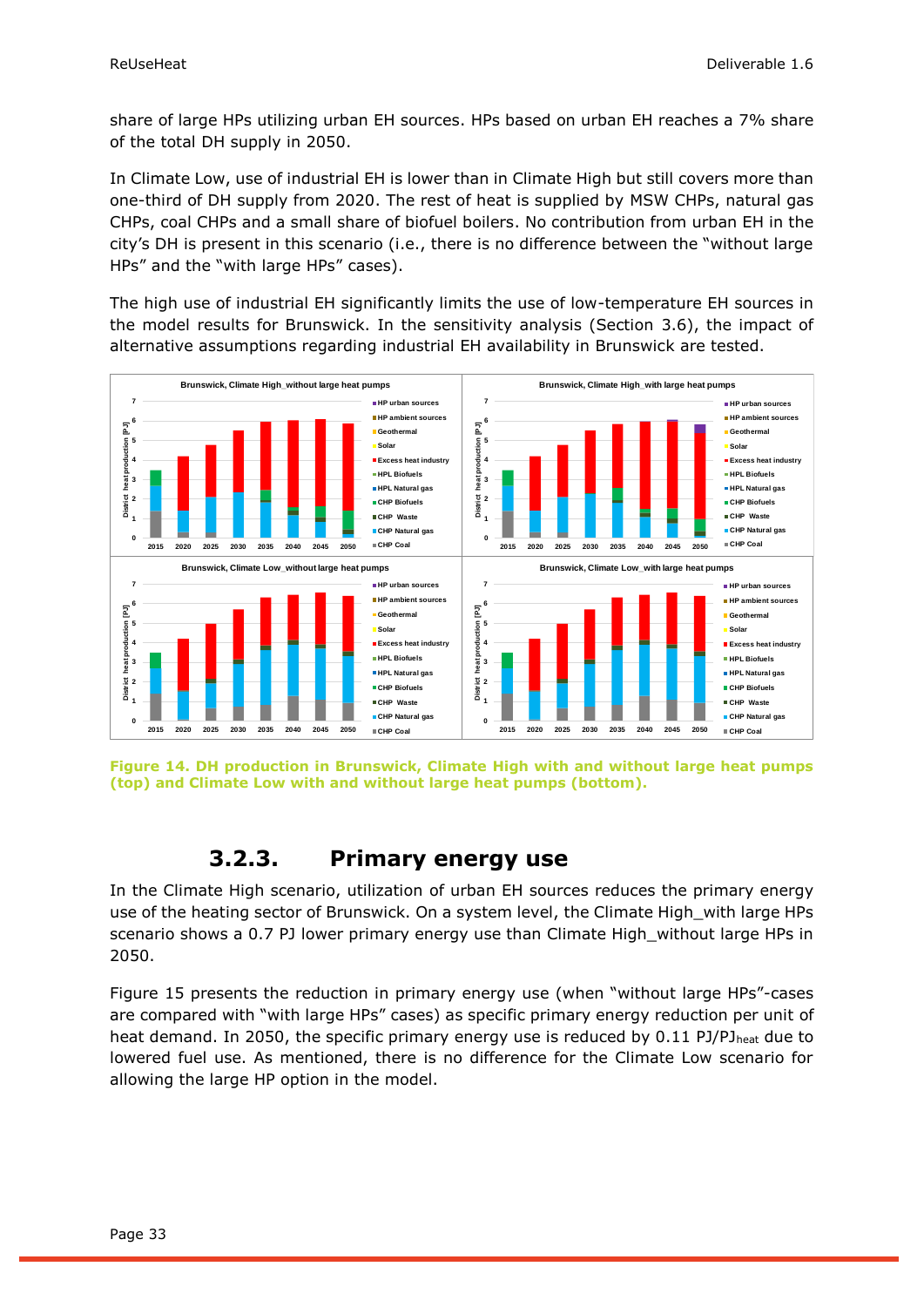share of large HPs utilizing urban EH sources. HPs based on urban EH reaches a 7% share of the total DH supply in 2050.

In Climate Low, use of industrial EH is lower than in Climate High but still covers more than one-third of DH supply from 2020. The rest of heat is supplied by MSW CHPs, natural gas CHPs, coal CHPs and a small share of biofuel boilers. No contribution from urban EH in the city's DH is present in this scenario (i.e., there is no difference between the "without large HPs" and the "with large HPs" cases).

The high use of industrial EH significantly limits the use of low-temperature EH sources in the model results for Brunswick. In the sensitivity analysis (Section 3.6), the impact of alternative assumptions regarding industrial EH availability in Brunswick are tested.

**Figure 14. DH production in Brunswick, Climate High with and without large heat pumps (top) and Climate Low with and without large heat pumps (bottom).**

### 3.2.3. Primary energy use

In the Climate High scenario, utilization of urban EH sources reduces the primary energy use of the heating sector of Brunswick. On a system level, the Climate High_with large HPs scenario shows a 0.7 PJ lower primary energy use than Climate High_without large HPs in 2050.

Figure 15 presents the reduction in primary energy use (when "without large HPs"-cases are compared with "with large HPs" cases) as specific primary energy reduction per unit of heat demand. In 2050, the specific primary energy use is reduced by 0.11 PJ/PJ$_{heat}$ due to lowered fuel use. As mentioned, there is no difference for the Climate Low scenario for allowing the large HP option in the model.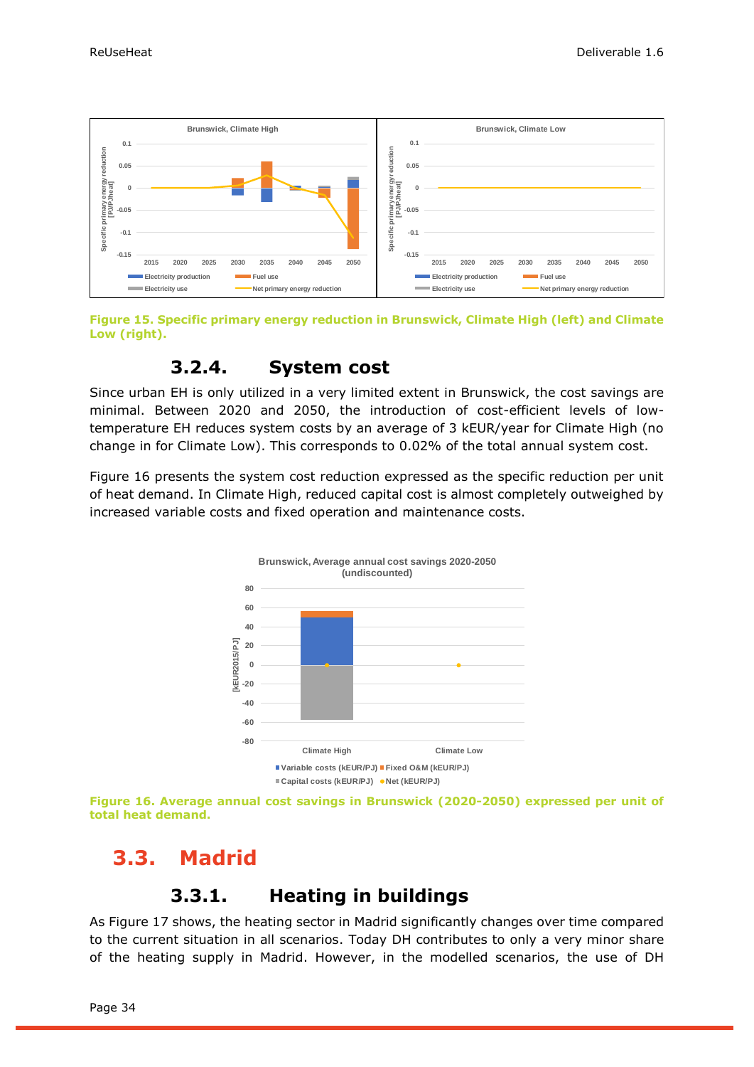Brunswick, Climate High

0.1
0.05
0
-0.05
-0.1
-0.15

Specific primary energy reduction [PJ/PJheat]

2015 2020 2025 2030 2035 2040 2045 2050

Electricity production
Fuel use
Electricity use
Net primary energy reduction

Brunswick, Climate Low

0.1
0.05
0
-0.05
-0.1
-0.15

Specific primary energy reduction [PJ/PJheat]

2015 2020 2025 2030 2035 2040 2045 2050

Electricity production
Fuel use
Electricity use
Net primary energy reduction

**Figure 15. Specific primary energy reduction in Brunswick, Climate High (left) and Climate Low (right).**

### 3.2.4. System cost

Since urban EH is only utilized in a very limited extent in Brunswick, the cost savings are minimal. Between 2020 and 2050, the introduction of cost-efficient levels of low-temperature EH reduces system costs by an average of 3 kEUR/year for Climate High (no change in for Climate Low). This corresponds to 0.02% of the total annual system cost.

Figure 16 presents the system cost reduction expressed as the specific reduction per unit of heat demand. In Climate High, reduced capital cost is almost completely outweighed by increased variable costs and fixed operation and maintenance costs.

Brunswick, Average annual cost savings 2020-2050 (undiscounted)

80
60
40
20
0
-20
-40
-60
-80

[kEUR2015/PJ]

Climate High
Climate Low

Variable costs (kEUR/PJ)
Fixed O&M (kEUR/PJ)
Capital costs (kEUR/PJ)
Net (kEUR/PJ)

**Figure 16. Average annual cost savings in Brunswick (2020-2050) expressed per unit of total heat demand.**

## 3.3. Madrid

### 3.3.1. Heating in buildings

As Figure 17 shows, the heating sector in Madrid significantly changes over time compared to the current situation in all scenarios. Today DH contributes to only a very minor share of the heating supply in Madrid. However, in the modelled scenarios, the use of DH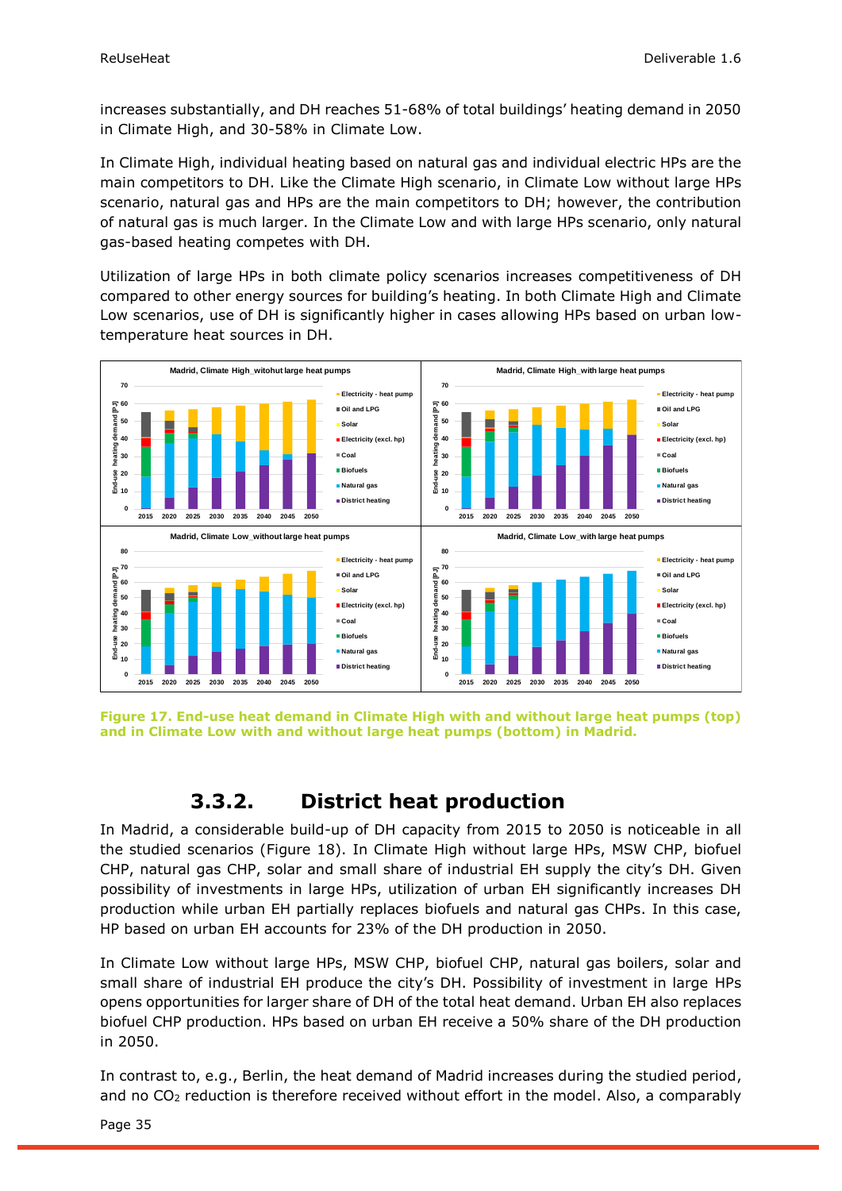increases substantially, and DH reaches 51-68% of total buildings' heating demand in 2050 in Climate High, and 30-58% in Climate Low.

In Climate High, individual heating based on natural gas and individual electric HPs are the main competitors to DH. Like the Climate High scenario, in Climate Low without large HPs scenario, natural gas and HPs are the main competitors to DH; however, the contribution of natural gas is much larger. In the Climate Low and with large HPs scenario, only natural gas-based heating competes with DH.

Utilization of large HPs in both climate policy scenarios increases competitiveness of DH compared to other energy sources for building's heating. In both Climate High and Climate Low scenarios, use of DH is significantly higher in cases allowing HPs based on urban low-temperature heat sources in DH.

Madrid, Climate High_witohut large heat pumps

Madrid, Climate High_with large heat pumps

Madrid, Climate Low_without large heat pumps

Madrid, Climate Low_with large heat pumps

End-use heating demand [PJ]

2015 2020 2025 2030 2035 2040 2045 2050

Electricity - heat pump, Oil and LPG, Solar, Electricity (excl. hp), Coal, Biofuels, Natural gas, District heating

**Figure 17. End-use heat demand in Climate High with and without large heat pumps (top) and in Climate Low with and without large heat pumps (bottom) in Madrid.**

### 3.3.2. District heat production

In Madrid, a considerable build-up of DH capacity from 2015 to 2050 is noticeable in all the studied scenarios (Figure 18). In Climate High without large HPs, MSW CHP, biofuel CHP, natural gas CHP, solar and small share of industrial EH supply the city's DH. Given possibility of investments in large HPs, utilization of urban EH significantly increases DH production while urban EH partially replaces biofuels and natural gas CHPs. In this case, HP based on urban EH accounts for 23% of the DH production in 2050.

In Climate Low without large HPs, MSW CHP, biofuel CHP, natural gas boilers, solar and small share of industrial EH produce the city's DH. Possibility of investment in large HPs opens opportunities for larger share of DH of the total heat demand. Urban EH also replaces biofuel CHP production. HPs based on urban EH receive a 50% share of the DH production in 2050.

In contrast to, e.g., Berlin, the heat demand of Madrid increases during the studied period, and no $CO_2$ reduction is therefore received without effort in the model. Also, a comparably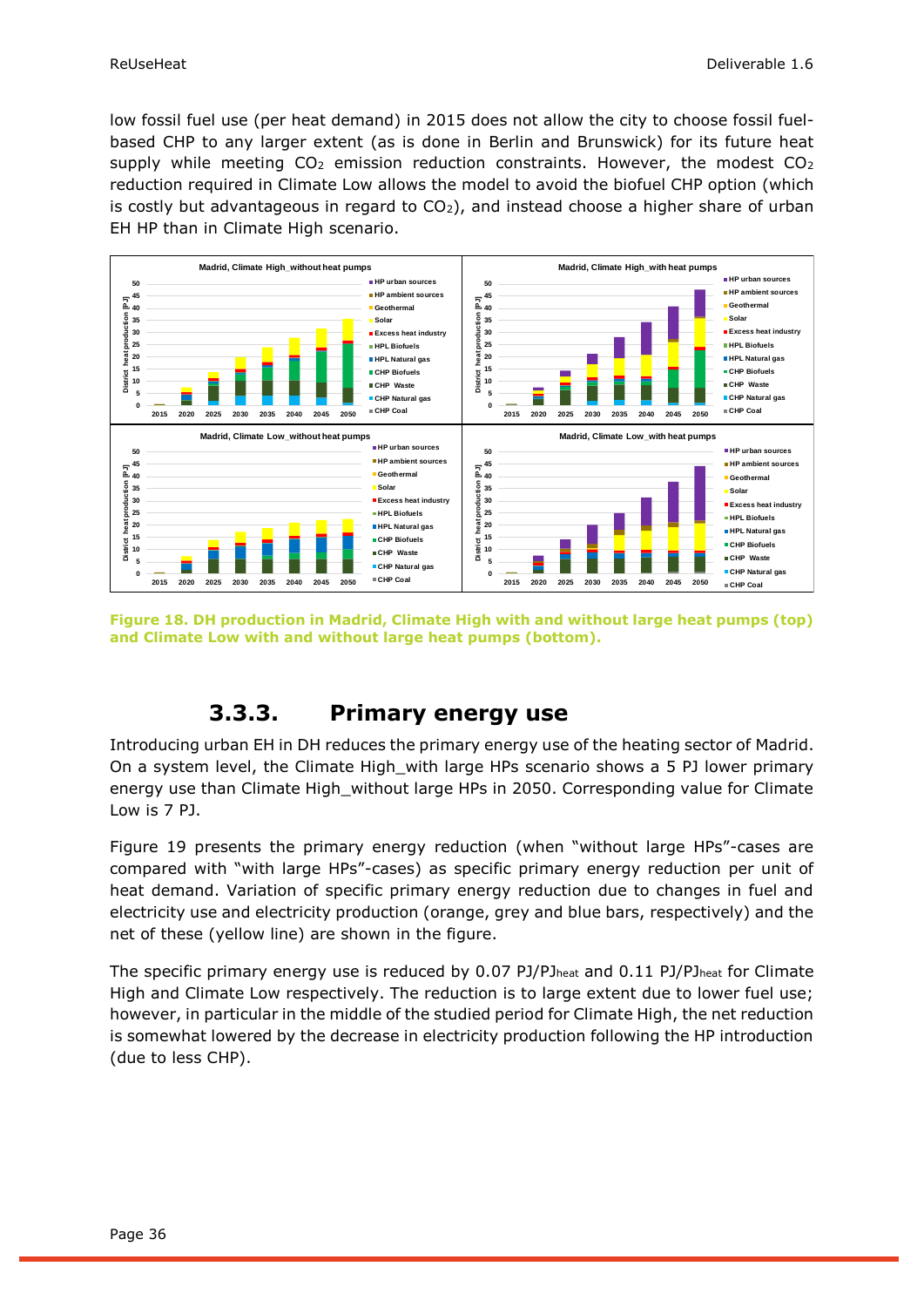low fossil fuel use (per heat demand) in 2015 does not allow the city to choose fossil fuel-based CHP to any larger extent (as is done in Berlin and Brunswick) for its future heat supply while meeting $CO_2$ emission reduction constraints. However, the modest $CO_2$ reduction required in Climate Low allows the model to avoid the biofuel CHP option (which is costly but advantageous in regard to $CO_2$), and instead choose a higher share of urban EH HP than in Climate High scenario.

Madrid, Climate High_without heat pumps

Madrid, Climate High_with heat pumps

Madrid, Climate Low_without heat pumps

Madrid, Climate Low_with heat pumps

District heat production [PJ]

0
5
10
15
20
25
30
35
40
45
50

2015
2020
2025
2030
2035
2040
2045
2050

HP urban sources
HP ambient sources
Geothermal
Solar
Excess heat industry
HPL Biofuels
HPL Natural gas
CHP Biofuels
CHP Waste
CHP Natural gas
CHP Coal

**Figure 18. DH production in Madrid, Climate High with and without large heat pumps (top) and Climate Low with and without large heat pumps (bottom).**

### 3.3.3. Primary energy use

Introducing urban EH in DH reduces the primary energy use of the heating sector of Madrid. On a system level, the Climate High_with large HPs scenario shows a 5 PJ lower primary energy use than Climate High_without large HPs in 2050. Corresponding value for Climate Low is 7 PJ.

Figure 19 presents the primary energy reduction (when "without large HPs"-cases are compared with "with large HPs"-cases) as specific primary energy reduction per unit of heat demand. Variation of specific primary energy reduction due to changes in fuel and electricity use and electricity production (orange, grey and blue bars, respectively) and the net of these (yellow line) are shown in the figure.

The specific primary energy use is reduced by 0.07 $PJ/PJ_{heat}$ and 0.11 $PJ/PJ_{heat}$ for Climate High and Climate Low respectively. The reduction is to large extent due to lower fuel use; however, in particular in the middle of the studied period for Climate High, the net reduction is somewhat lowered by the decrease in electricity production following the HP introduction (due to less CHP).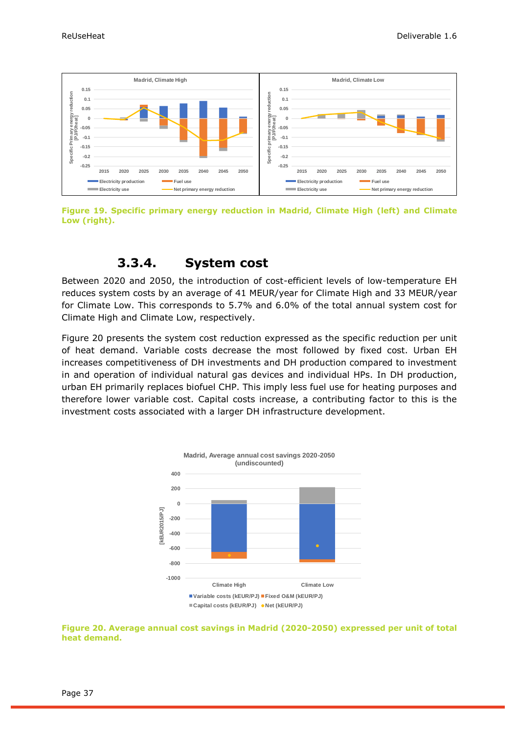Madrid, Climate High

Specific Primary energy reduction [PJ/PJheat]

0.15
0.1
0.05
0
-0.05
-0.1
-0.15
-0.2
-0.25

2015 2020 2025 2030 2035 2040 2045 2050

Electricity production
Fuel use
Electricity use
Net primary energy reduction

Madrid, Climate Low

Specific primary energy reduction [PJ/PJheat]

0.15
0.1
0.05
0
-0.05
-0.1
-0.15
-0.2
-0.25

2015 2020 2025 2030 2035 2040 2045 2050

Electricity production
Fuel use
Electricity use
Net primary energy reduction

**Figure 19. Specific primary energy reduction in Madrid, Climate High (left) and Climate Low (right).**

### 3.3.4. System cost

Between 2020 and 2050, the introduction of cost-efficient levels of low-temperature EH reduces system costs by an average of 41 MEUR/year for Climate High and 33 MEUR/year for Climate Low. This corresponds to 5.7% and 6.0% of the total annual system cost for Climate High and Climate Low, respectively.

Figure 20 presents the system cost reduction expressed as the specific reduction per unit of heat demand. Variable costs decrease the most followed by fixed cost. Urban EH increases competitiveness of DH investments and DH production compared to investment in and operation of individual natural gas devices and individual HPs. In DH production, urban EH primarily replaces biofuel CHP. This imply less fuel use for heating purposes and therefore lower variable cost. Capital costs increase, a contributing factor to this is the investment costs associated with a larger DH infrastructure development.

Madrid, Average annual cost savings 2020-2050 (undiscounted)

[kEUR2015/PJ]

400
200
0
-200
-400
-600
-800
-1000

Climate High
Climate Low

Variable costs (kEUR/PJ)
Fixed O&M (kEUR/PJ)
Capital costs (kEUR/PJ)
Net (kEUR/PJ)

**Figure 20. Average annual cost savings in Madrid (2020-2050) expressed per unit of total heat demand.**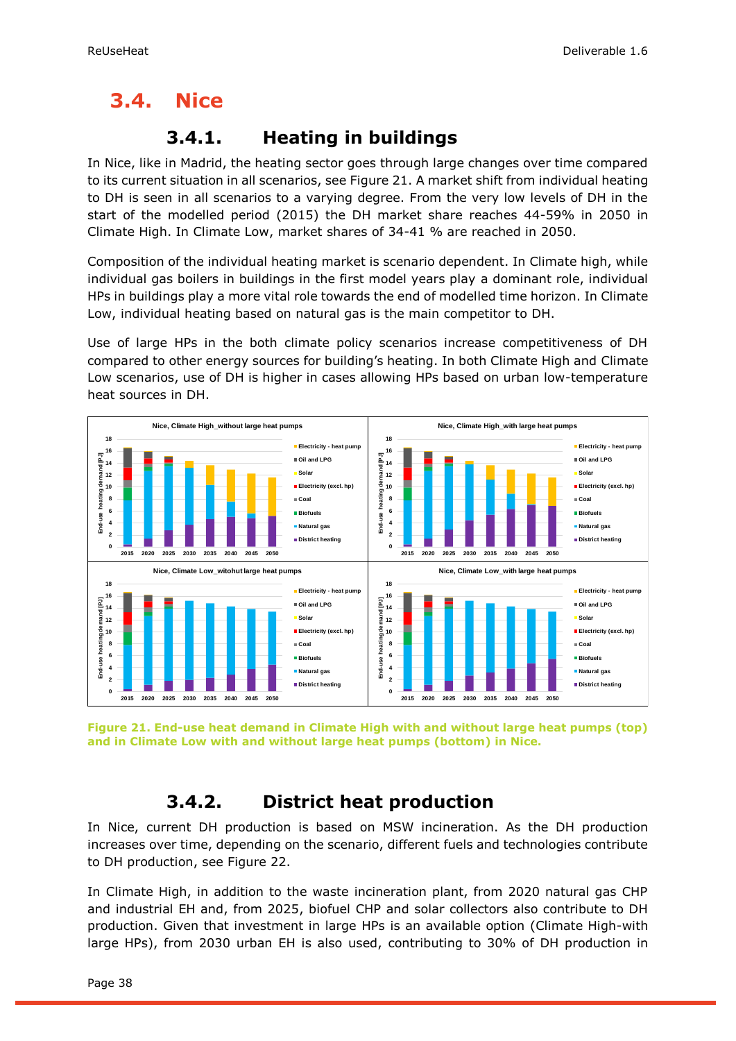## 3.4. Nice

### 3.4.1. Heating in buildings

In Nice, like in Madrid, the heating sector goes through large changes over time compared to its current situation in all scenarios, see Figure 21. A market shift from individual heating to DH is seen in all scenarios to a varying degree. From the very low levels of DH in the start of the modelled period (2015) the DH market share reaches 44-59% in 2050 in Climate High. In Climate Low, market shares of 34-41 % are reached in 2050.

Composition of the individual heating market is scenario dependent. In Climate high, while individual gas boilers in buildings in the first model years play a dominant role, individual HPs in buildings play a more vital role towards the end of modelled time horizon. In Climate Low, individual heating based on natural gas is the main competitor to DH.

Use of large HPs in the both climate policy scenarios increase competitiveness of DH compared to other energy sources for building's heating. In both Climate High and Climate Low scenarios, use of DH is higher in cases allowing HPs based on urban low-temperature heat sources in DH.

Nice, Climate High_without large heat pumps

Nice, Climate High_with large heat pumps

Nice, Climate Low_witohut large heat pumps

Nice, Climate Low_with large heat pumps

End-use heating demand [PJ]

0 2 4 6 8 10 12 14 16 18

2015 2020 2025 2030 2035 2040 2045 2050

Electricity - heat pump, Oil and LPG, Solar, Electricity (excl. hp), Coal, Biofuels, Natural gas, District heating

**Figure 21. End-use heat demand in Climate High with and without large heat pumps (top) and in Climate Low with and without large heat pumps (bottom) in Nice.**

### 3.4.2. District heat production

In Nice, current DH production is based on MSW incineration. As the DH production increases over time, depending on the scenario, different fuels and technologies contribute to DH production, see Figure 22.

In Climate High, in addition to the waste incineration plant, from 2020 natural gas CHP and industrial EH and, from 2025, biofuel CHP and solar collectors also contribute to DH production. Given that investment in large HPs is an available option (Climate High-with large HPs), from 2030 urban EH is also used, contributing to 30% of DH production in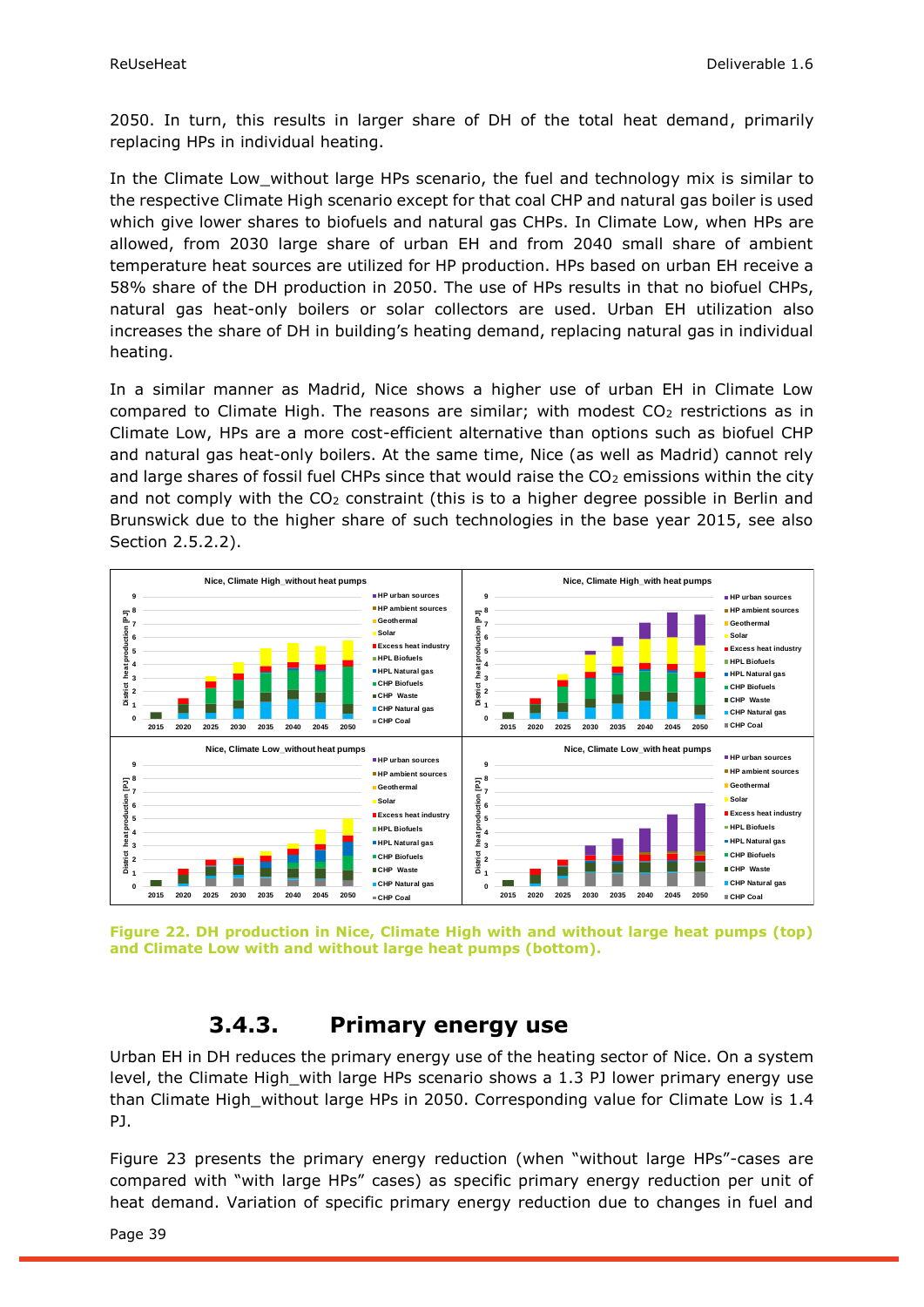2050. In turn, this results in larger share of DH of the total heat demand, primarily replacing HPs in individual heating.

In the Climate Low_without large HPs scenario, the fuel and technology mix is similar to the respective Climate High scenario except for that coal CHP and natural gas boiler is used which give lower shares to biofuels and natural gas CHPs. In Climate Low, when HPs are allowed, from 2030 large share of urban EH and from 2040 small share of ambient temperature heat sources are utilized for HP production. HPs based on urban EH receive a 58% share of the DH production in 2050. The use of HPs results in that no biofuel CHPs, natural gas heat-only boilers or solar collectors are used. Urban EH utilization also increases the share of DH in building's heating demand, replacing natural gas in individual heating.

In a similar manner as Madrid, Nice shows a higher use of urban EH in Climate Low compared to Climate High. The reasons are similar; with modest $CO_2$ restrictions as in Climate Low, HPs are a more cost-efficient alternative than options such as biofuel CHP and natural gas heat-only boilers. At the same time, Nice (as well as Madrid) cannot rely and large shares of fossil fuel CHPs since that would raise the $CO_2$ emissions within the city and not comply with the $CO_2$ constraint (this is to a higher degree possible in Berlin and Brunswick due to the higher share of such technologies in the base year 2015, see also Section 2.5.2.2).

Nice, Climate High_without heat pumps

Nice, Climate High_with heat pumps

Nice, Climate Low_without heat pumps

Nice, Climate Low_with heat pumps

District heat production [PJ]

0 1 2 3 4 5 6 7 8 9

2015 2020 2025 2030 2035 2040 2045 2050

HP urban sources, HP ambient sources, Geothermal, Solar, Excess heat industry, HPL Biofuels, HPL Natural gas, CHP Biofuels, CHP Waste, CHP Natural gas, CHP Coal

**Figure 22. DH production in Nice, Climate High with and without large heat pumps (top) and Climate Low with and without large heat pumps (bottom).**

### 3.4.3. Primary energy use

Urban EH in DH reduces the primary energy use of the heating sector of Nice. On a system level, the Climate High_with large HPs scenario shows a 1.3 PJ lower primary energy use than Climate High_without large HPs in 2050. Corresponding value for Climate Low is 1.4 PJ.

Figure 23 presents the primary energy reduction (when "without large HPs"-cases are compared with "with large HPs" cases) as specific primary energy reduction per unit of heat demand. Variation of specific primary energy reduction due to changes in fuel and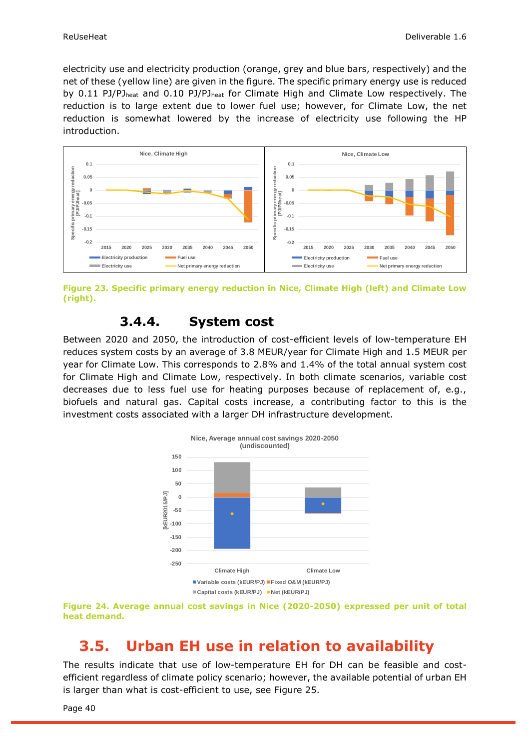electricity use and electricity production (orange, grey and blue bars, respectively) and the net of these (yellow line) are given in the figure. The specific primary energy use is reduced by 0.11 $PJ/PJ_{heat}$ and 0.10 $PJ/PJ_{heat}$ for Climate High and Climate Low respectively. The reduction is to large extent due to lower fuel use; however, for Climate Low, the net reduction is somewhat lowered by the increase of electricity use following the HP introduction.

Nice, Climate High

Specific primary energy reduction [PJ/PJheat]

0.1
0.05
0
-0.05
-0.1
-0.15
-0.2

2015 2020 2025 2030 2035 2040 2045 2050

Electricity production
Fuel use
Electricity use
Net primary energy reduction

Nice, Climate Low

Specific primary energy reduction [PJ/PJheat]

0.1
0.05
0
-0.05
-0.1
-0.15
-0.2

2015 2020 2025 2030 2035 2040 2045 2050

Electricity production
Fuel use
Electricity use
Net primary energy reduction

**Figure 23. Specific primary energy reduction in Nice, Climate High (left) and Climate Low (right).**

### 3.4.4. System cost

Between 2020 and 2050, the introduction of cost-efficient levels of low-temperature EH reduces system costs by an average of 3.8 MEUR/year for Climate High and 1.5 MEUR per year for Climate Low. This corresponds to 2.8% and 1.4% of the total annual system cost for Climate High and Climate Low, respectively. In both climate scenarios, variable cost decreases due to less fuel use for heating purposes because of replacement of, e.g., biofuels and natural gas. Capital costs increase, a contributing factor to this is the investment costs associated with a larger DH infrastructure development.

Nice, Average annual cost savings 2020-2050 (undiscounted)

[kEUR2015/PJ]

150
100
50
0
-50
-100
-150
-200
-250

Climate High
Climate Low

Variable costs (kEUR/PJ)
Fixed O&M (kEUR/PJ)
Capital costs (kEUR/PJ)
Net (kEUR/PJ)

**Figure 24. Average annual cost savings in Nice (2020-2050) expressed per unit of total heat demand.**

## 3.5. Urban EH use in relation to availability

The results indicate that use of low-temperature EH for DH can be feasible and cost-efficient regardless of climate policy scenario; however, the available potential of urban EH is larger than what is cost-efficient to use, see Figure 25.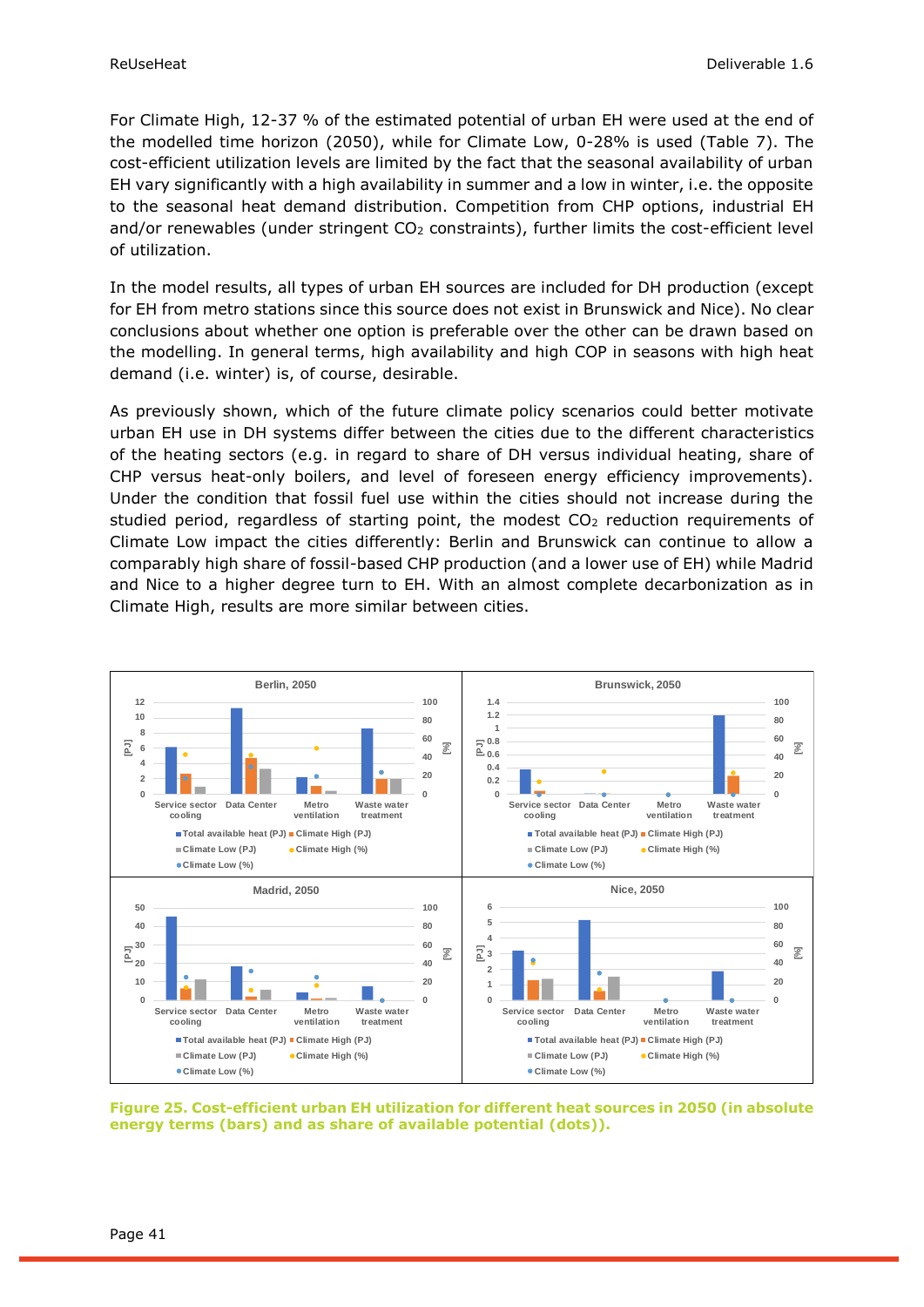For Climate High, 12-37 % of the estimated potential of urban EH were used at the end of the modelled time horizon (2050), while for Climate Low, 0-28% is used (Table 7). The cost-efficient utilization levels are limited by the fact that the seasonal availability of urban EH vary significantly with a high availability in summer and a low in winter, i.e. the opposite to the seasonal heat demand distribution. Competition from CHP options, industrial EH and/or renewables (under stringent $CO_2$ constraints), further limits the cost-efficient level of utilization.

In the model results, all types of urban EH sources are included for DH production (except for EH from metro stations since this source does not exist in Brunswick and Nice). No clear conclusions about whether one option is preferable over the other can be drawn based on the modelling. In general terms, high availability and high COP in seasons with high heat demand (i.e. winter) is, of course, desirable.

As previously shown, which of the future climate policy scenarios could better motivate urban EH use in DH systems differ between the cities due to the different characteristics of the heating sectors (e.g. in regard to share of DH versus individual heating, share of CHP versus heat-only boilers, and level of foreseen energy efficiency improvements). Under the condition that fossil fuel use within the cities should not increase during the studied period, regardless of starting point, the modest $CO_2$ reduction requirements of Climate Low impact the cities differently: Berlin and Brunswick can continue to allow a comparably high share of fossil-based CHP production (and a lower use of EH) while Madrid and Nice to a higher degree turn to EH. With an almost complete decarbonization as in Climate High, results are more similar between cities.

Berlin, 2050

[PJ] 0 2 4 6 8 10 12

[%] 0 20 40 60 80 100

Service sector cooling, Data Center, Metro ventilation, Waste water treatment

Total available heat (PJ), Climate High (PJ), Climate Low (PJ), Climate High (%), Climate Low (%)

Brunswick, 2050

[PJ] 0 0.2 0.4 0.6 0.8 1 1.2 1.4

[%] 0 20 40 60 80 100

Service sector cooling, Data Center, Metro ventilation, Waste water treatment

Total available heat (PJ), Climate High (PJ), Climate Low (PJ), Climate High (%), Climate Low (%)

Madrid, 2050

[PJ] 0 10 20 30 40 50

[%] 0 20 40 60 80 100

Service sector cooling, Data Center, Metro ventilation, Waste water treatment

Total available heat (PJ), Climate High (PJ), Climate Low (PJ), Climate High (%), Climate Low (%)

Nice, 2050

[PJ] 0 1 2 3 4 5 6

[%] 0 20 40 60 80 100

Service sector cooling, Data Center, Metro ventilation, Waste water treatment

Total available heat (PJ), Climate High (PJ), Climate Low (PJ), Climate High (%), Climate Low (%)

**Figure 25. Cost-efficient urban EH utilization for different heat sources in 2050 (in absolute energy terms (bars) and as share of available potential (dots)).**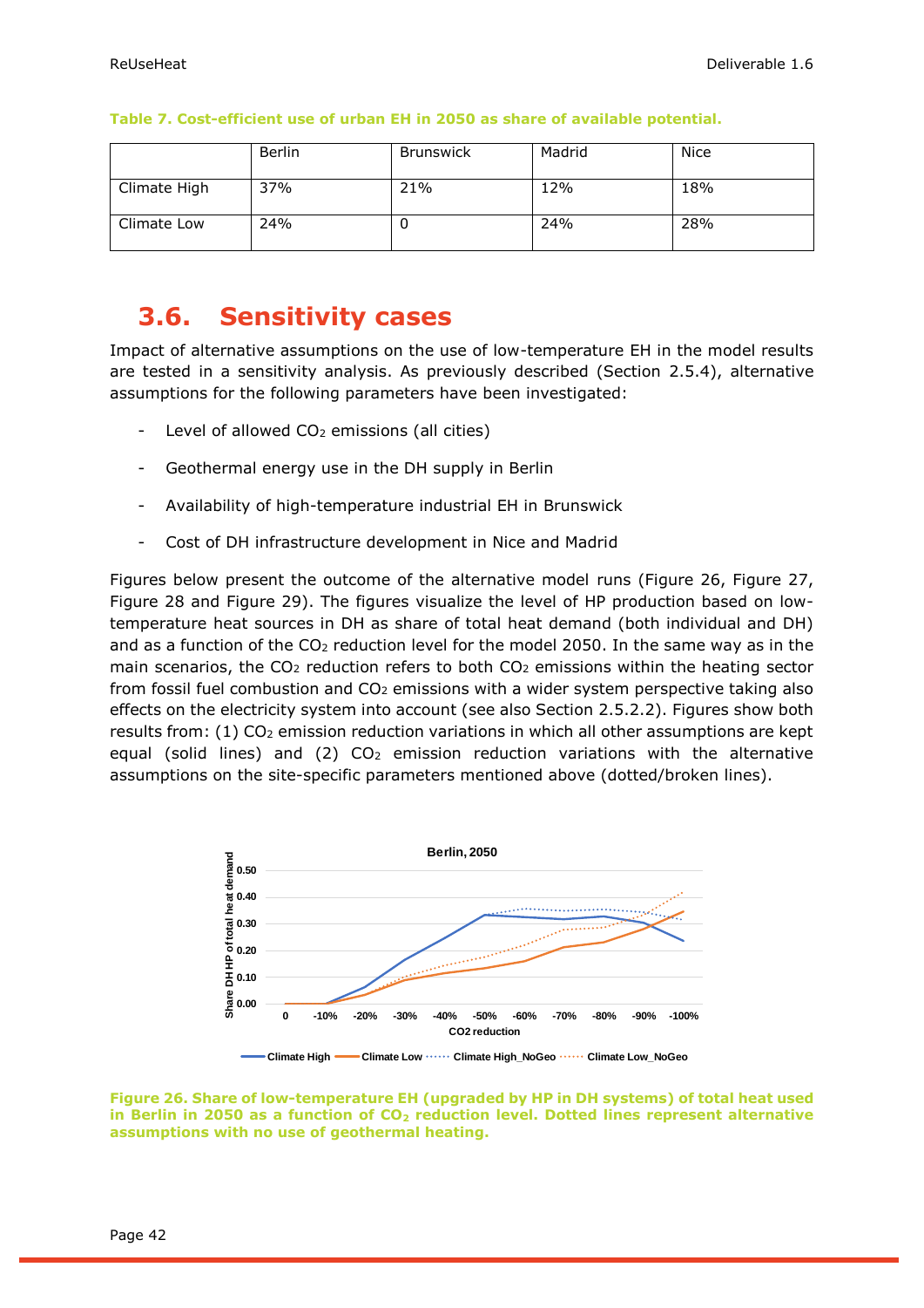**Table 7. Cost-efficient use of urban EH in 2050 as share of available potential.**

| | Berlin | Brunswick | Madrid | Nice |
|---|---|---|---|---|
| Climate High | 37% | 21% | 12% | 18% |
| Climate Low | 24% | 0 | 24% | 28% |

## 3.6. Sensitivity cases

Impact of alternative assumptions on the use of low-temperature EH in the model results are tested in a sensitivity analysis. As previously described (Section 2.5.4), alternative assumptions for the following parameters have been investigated:

- Level of allowed $CO_2$ emissions (all cities)
- Geothermal energy use in the DH supply in Berlin
- Availability of high-temperature industrial EH in Brunswick
- Cost of DH infrastructure development in Nice and Madrid

Figures below present the outcome of the alternative model runs (Figure 26, Figure 27, Figure 28 and Figure 29). The figures visualize the level of HP production based on low-temperature heat sources in DH as share of total heat demand (both individual and DH) and as a function of the $CO_2$ reduction level for the model 2050. In the same way as in the main scenarios, the $CO_2$ reduction refers to both $CO_2$ emissions within the heating sector from fossil fuel combustion and $CO_2$ emissions with a wider system perspective taking also effects on the electricity system into account (see also Section 2.5.2.2). Figures show both results from: (1) $CO_2$ emission reduction variations in which all other assumptions are kept equal (solid lines) and (2) $CO_2$ emission reduction variations with the alternative assumptions on the site-specific parameters mentioned above (dotted/broken lines).

Berlin, 2050

Share DH HP of total heat demand

0.50
0.40
0.30
0.20
0.10
0.00

0 -10% -20% -30% -40% -50% -60% -70% -80% -90% -100%

CO2 reduction

Climate High, Climate Low, Climate High_NoGeo, Climate Low_NoGeo

**Figure 26. Share of low-temperature EH (upgraded by HP in DH systems) of total heat used in Berlin in 2050 as a function of $CO_2$ reduction level. Dotted lines represent alternative assumptions with no use of geothermal heating.**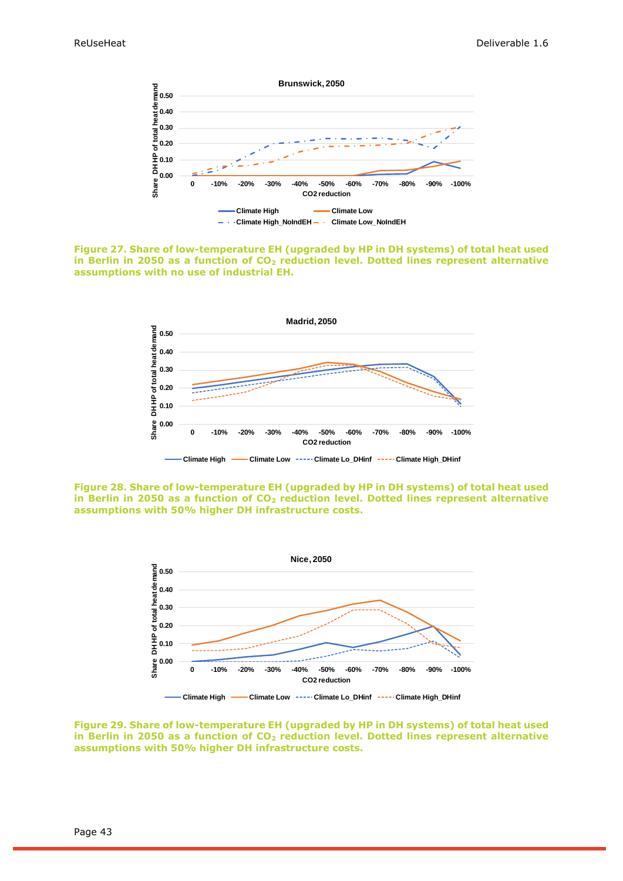Brunswick, 2050

Share DH HP of total heat demand

0.50
0.40
0.30
0.20
0.10
0.00

0 -10% -20% -30% -40% -50% -60% -70% -80% -90% -100%

CO2 reduction

Climate High
Climate Low
Climate High_NoIndEH
Climate Low_NoIndEH

**Figure 27. Share of low-temperature EH (upgraded by HP in DH systems) of total heat used in Berlin in 2050 as a function of $CO_2$ reduction level. Dotted lines represent alternative assumptions with no use of industrial EH.**

Madrid, 2050

Share DH HP of total heat demand

0.50
0.40
0.30
0.20
0.10
0.00

0 -10% -20% -30% -40% -50% -60% -70% -80% -90% -100%

CO2 reduction

Climate High
Climate Low
Climate Lo_DHinf
Climate High_DHinf

**Figure 28. Share of low-temperature EH (upgraded by HP in DH systems) of total heat used in Berlin in 2050 as a function of $CO_2$ reduction level. Dotted lines represent alternative assumptions with 50% higher DH infrastructure costs.**

Nice, 2050

Share DH HP of total heat demand

0.50
0.40
0.30
0.20
0.10
0.00

0 -10% -20% -30% -40% -50% -60% -70% -80% -90% -100%

CO2 reduction

Climate High
Climate Low
Climate Lo_DHinf
Climate High_DHinf

**Figure 29. Share of low-temperature EH (upgraded by HP in DH systems) of total heat used in Berlin in 2050 as a function of $CO_2$ reduction level. Dotted lines represent alternative assumptions with 50% higher DH infrastructure costs.**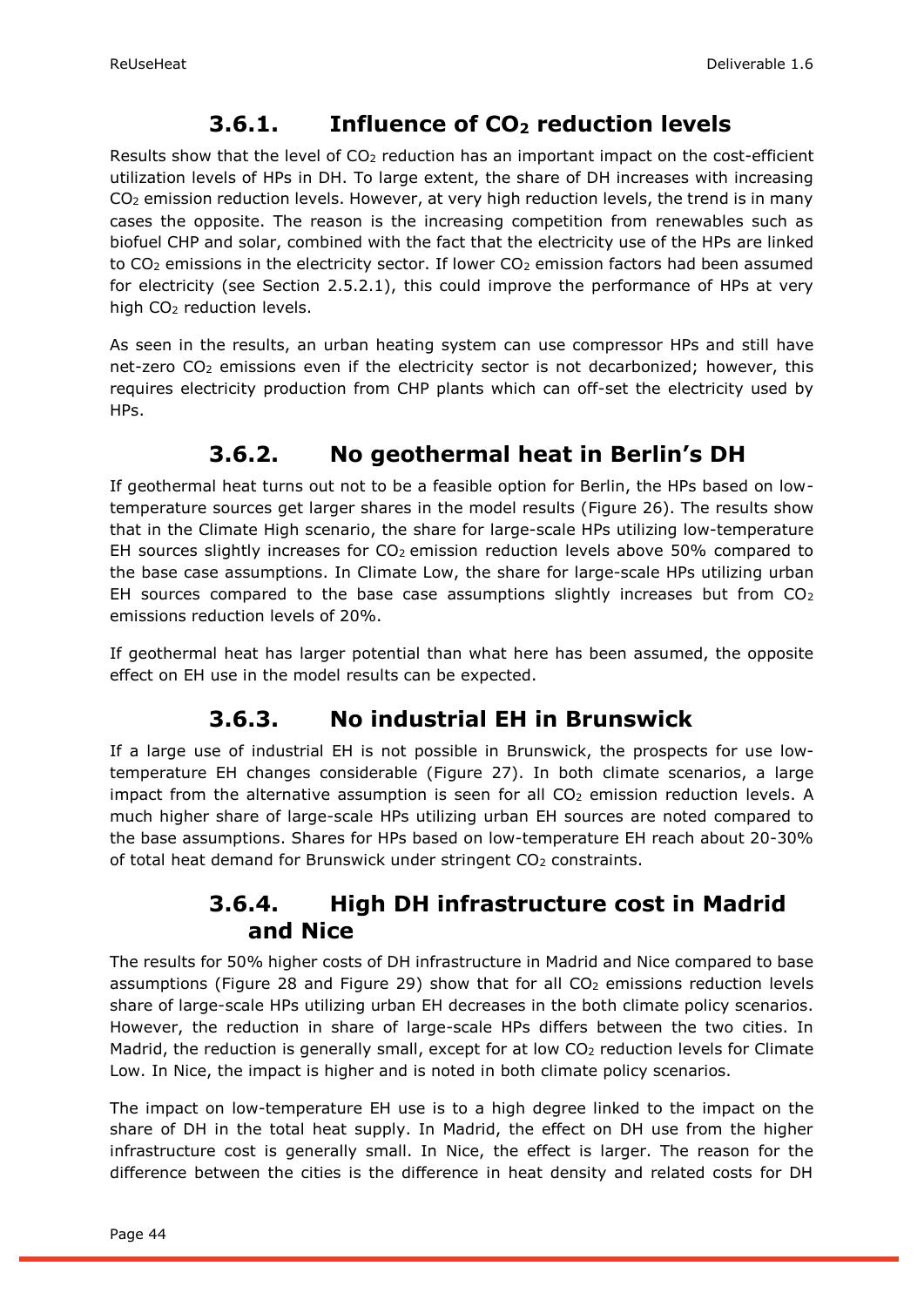### 3.6.1. Influence of $CO_2$ reduction levels

Results show that the level of $CO_2$ reduction has an important impact on the cost-efficient utilization levels of HPs in DH. To large extent, the share of DH increases with increasing $CO_2$ emission reduction levels. However, at very high reduction levels, the trend is in many cases the opposite. The reason is the increasing competition from renewables such as biofuel CHP and solar, combined with the fact that the electricity use of the HPs are linked to $CO_2$ emissions in the electricity sector. If lower $CO_2$ emission factors had been assumed for electricity (see Section 2.5.2.1), this could improve the performance of HPs at very high $CO_2$ reduction levels.

As seen in the results, an urban heating system can use compressor HPs and still have net-zero $CO_2$ emissions even if the electricity sector is not decarbonized; however, this requires electricity production from CHP plants which can off-set the electricity used by HPs.

### 3.6.2. No geothermal heat in Berlin's DH

If geothermal heat turns out not to be a feasible option for Berlin, the HPs based on low-temperature sources get larger shares in the model results (Figure 26). The results show that in the Climate High scenario, the share for large-scale HPs utilizing low-temperature EH sources slightly increases for $CO_2$ emission reduction levels above 50% compared to the base case assumptions. In Climate Low, the share for large-scale HPs utilizing urban EH sources compared to the base case assumptions slightly increases but from $CO_2$ emissions reduction levels of 20%.

If geothermal heat has larger potential than what here has been assumed, the opposite effect on EH use in the model results can be expected.

### 3.6.3. No industrial EH in Brunswick

If a large use of industrial EH is not possible in Brunswick, the prospects for use low-temperature EH changes considerable (Figure 27). In both climate scenarios, a large impact from the alternative assumption is seen for all $CO_2$ emission reduction levels. A much higher share of large-scale HPs utilizing urban EH sources are noted compared to the base assumptions. Shares for HPs based on low-temperature EH reach about 20-30% of total heat demand for Brunswick under stringent $CO_2$ constraints.

### 3.6.4. High DH infrastructure cost in Madrid and Nice

The results for 50% higher costs of DH infrastructure in Madrid and Nice compared to base assumptions (Figure 28 and Figure 29) show that for all $CO_2$ emissions reduction levels share of large-scale HPs utilizing urban EH decreases in the both climate policy scenarios. However, the reduction in share of large-scale HPs differs between the two cities. In Madrid, the reduction is generally small, except for at low $CO_2$ reduction levels for Climate Low. In Nice, the impact is higher and is noted in both climate policy scenarios.

The impact on low-temperature EH use is to a high degree linked to the impact on the share of DH in the total heat supply. In Madrid, the effect on DH use from the higher infrastructure cost is generally small. In Nice, the effect is larger. The reason for the difference between the cities is the difference in heat density and related costs for DH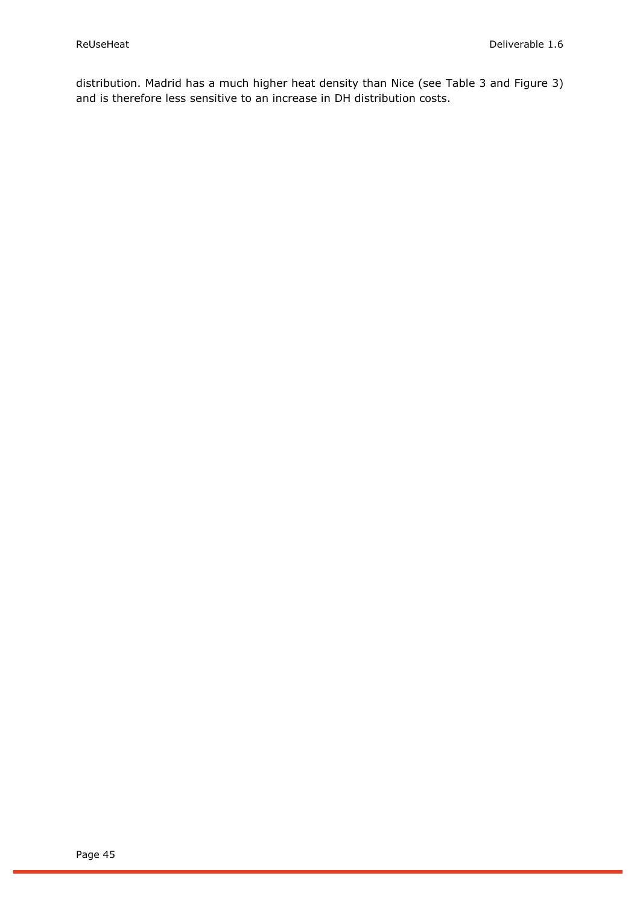distribution. Madrid has a much higher heat density than Nice (see Table 3 and Figure 3) and is therefore less sensitive to an increase in DH distribution costs.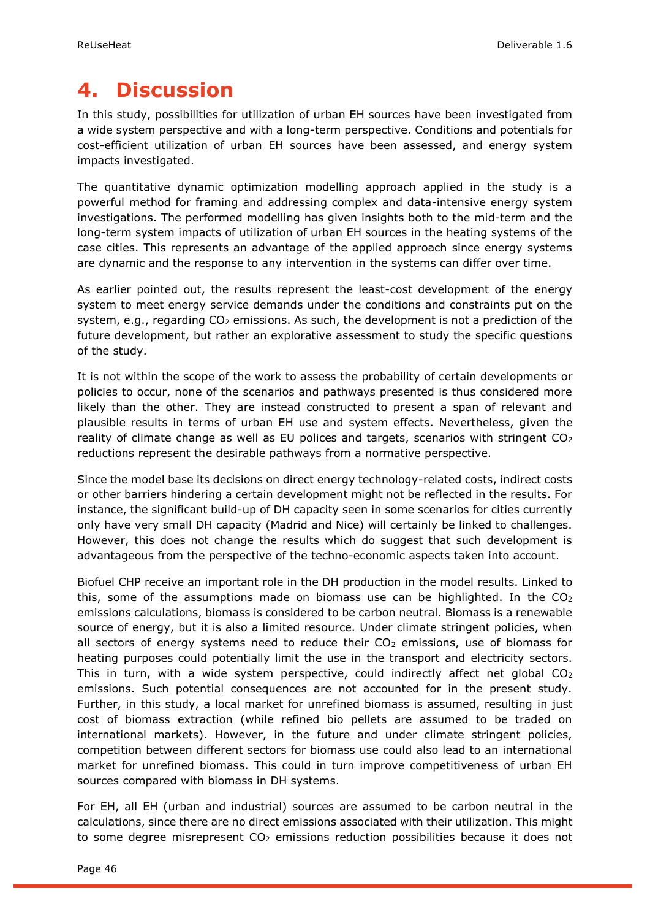# 4. Discussion

In this study, possibilities for utilization of urban EH sources have been investigated from a wide system perspective and with a long-term perspective. Conditions and potentials for cost-efficient utilization of urban EH sources have been assessed, and energy system impacts investigated.

The quantitative dynamic optimization modelling approach applied in the study is a powerful method for framing and addressing complex and data-intensive energy system investigations. The performed modelling has given insights both to the mid-term and the long-term system impacts of utilization of urban EH sources in the heating systems of the case cities. This represents an advantage of the applied approach since energy systems are dynamic and the response to any intervention in the systems can differ over time.

As earlier pointed out, the results represent the least-cost development of the energy system to meet energy service demands under the conditions and constraints put on the system, e.g., regarding $CO_2$ emissions. As such, the development is not a prediction of the future development, but rather an explorative assessment to study the specific questions of the study.

It is not within the scope of the work to assess the probability of certain developments or policies to occur, none of the scenarios and pathways presented is thus considered more likely than the other. They are instead constructed to present a span of relevant and plausible results in terms of urban EH use and system effects. Nevertheless, given the reality of climate change as well as EU polices and targets, scenarios with stringent $CO_2$ reductions represent the desirable pathways from a normative perspective.

Since the model base its decisions on direct energy technology-related costs, indirect costs or other barriers hindering a certain development might not be reflected in the results. For instance, the significant build-up of DH capacity seen in some scenarios for cities currently only have very small DH capacity (Madrid and Nice) will certainly be linked to challenges. However, this does not change the results which do suggest that such development is advantageous from the perspective of the techno-economic aspects taken into account.

Biofuel CHP receive an important role in the DH production in the model results. Linked to this, some of the assumptions made on biomass use can be highlighted. In the $CO_2$ emissions calculations, biomass is considered to be carbon neutral. Biomass is a renewable source of energy, but it is also a limited resource. Under climate stringent policies, when all sectors of energy systems need to reduce their $CO_2$ emissions, use of biomass for heating purposes could potentially limit the use in the transport and electricity sectors. This in turn, with a wide system perspective, could indirectly affect net global $CO_2$ emissions. Such potential consequences are not accounted for in the present study. Further, in this study, a local market for unrefined biomass is assumed, resulting in just cost of biomass extraction (while refined bio pellets are assumed to be traded on international markets). However, in the future and under climate stringent policies, competition between different sectors for biomass use could also lead to an international market for unrefined biomass. This could in turn improve competitiveness of urban EH sources compared with biomass in DH systems.

For EH, all EH (urban and industrial) sources are assumed to be carbon neutral in the calculations, since there are no direct emissions associated with their utilization. This might to some degree misrepresent $CO_2$ emissions reduction possibilities because it does not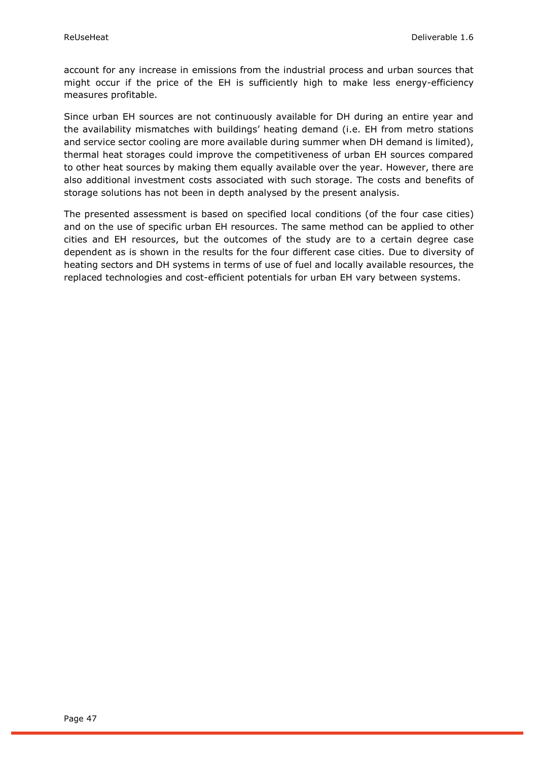account for any increase in emissions from the industrial process and urban sources that might occur if the price of the EH is sufficiently high to make less energy-efficiency measures profitable.

Since urban EH sources are not continuously available for DH during an entire year and the availability mismatches with buildings' heating demand (i.e. EH from metro stations and service sector cooling are more available during summer when DH demand is limited), thermal heat storages could improve the competitiveness of urban EH sources compared to other heat sources by making them equally available over the year. However, there are also additional investment costs associated with such storage. The costs and benefits of storage solutions has not been in depth analysed by the present analysis.

The presented assessment is based on specified local conditions (of the four case cities) and on the use of specific urban EH resources. The same method can be applied to other cities and EH resources, but the outcomes of the study are to a certain degree case dependent as is shown in the results for the four different case cities. Due to diversity of heating sectors and DH systems in terms of use of fuel and locally available resources, the replaced technologies and cost-efficient potentials for urban EH vary between systems.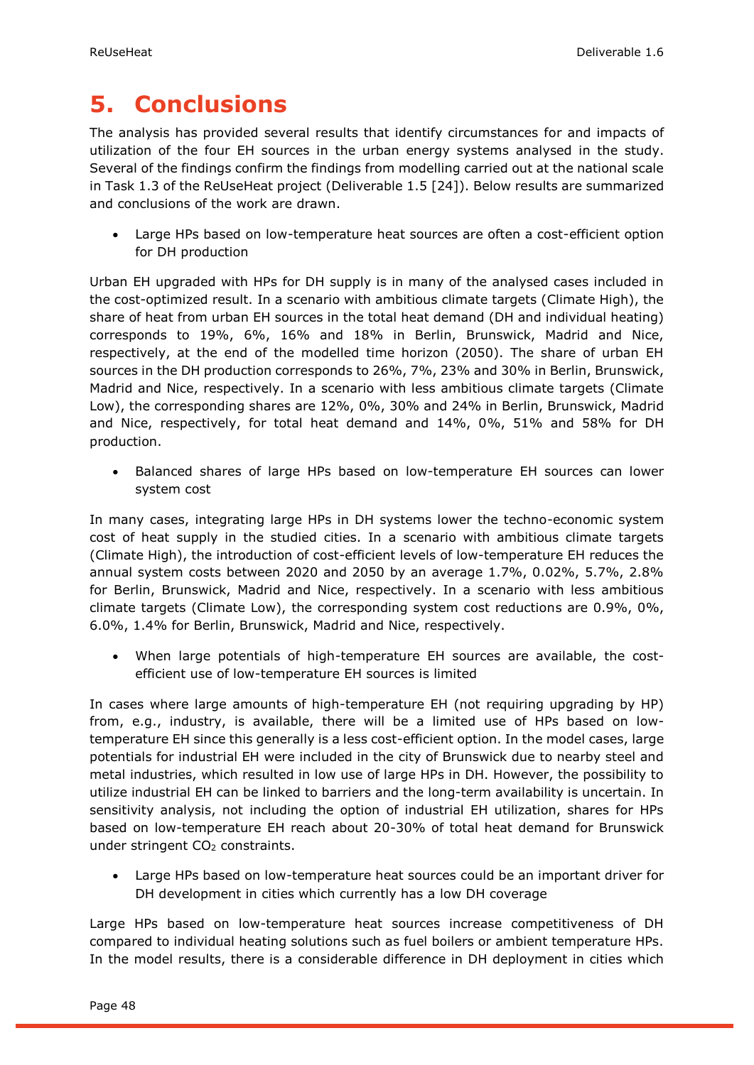# 5. Conclusions

The analysis has provided several results that identify circumstances for and impacts of utilization of the four EH sources in the urban energy systems analysed in the study. Several of the findings confirm the findings from modelling carried out at the national scale in Task 1.3 of the ReUseHeat project (Deliverable 1.5 [24]). Below results are summarized and conclusions of the work are drawn.

- Large HPs based on low-temperature heat sources are often a cost-efficient option for DH production

Urban EH upgraded with HPs for DH supply is in many of the analysed cases included in the cost-optimized result. In a scenario with ambitious climate targets (Climate High), the share of heat from urban EH sources in the total heat demand (DH and individual heating) corresponds to 19%, 6%, 16% and 18% in Berlin, Brunswick, Madrid and Nice, respectively, at the end of the modelled time horizon (2050). The share of urban EH sources in the DH production corresponds to 26%, 7%, 23% and 30% in Berlin, Brunswick, Madrid and Nice, respectively. In a scenario with less ambitious climate targets (Climate Low), the corresponding shares are 12%, 0%, 30% and 24% in Berlin, Brunswick, Madrid and Nice, respectively, for total heat demand and 14%, 0%, 51% and 58% for DH production.

- Balanced shares of large HPs based on low-temperature EH sources can lower system cost

In many cases, integrating large HPs in DH systems lower the techno-economic system cost of heat supply in the studied cities. In a scenario with ambitious climate targets (Climate High), the introduction of cost-efficient levels of low-temperature EH reduces the annual system costs between 2020 and 2050 by an average 1.7%, 0.02%, 5.7%, 2.8% for Berlin, Brunswick, Madrid and Nice, respectively. In a scenario with less ambitious climate targets (Climate Low), the corresponding system cost reductions are 0.9%, 0%, 6.0%, 1.4% for Berlin, Brunswick, Madrid and Nice, respectively.

- When large potentials of high-temperature EH sources are available, the cost-efficient use of low-temperature EH sources is limited

In cases where large amounts of high-temperature EH (not requiring upgrading by HP) from, e.g., industry, is available, there will be a limited use of HPs based on low-temperature EH since this generally is a less cost-efficient option. In the model cases, large potentials for industrial EH were included in the city of Brunswick due to nearby steel and metal industries, which resulted in low use of large HPs in DH. However, the possibility to utilize industrial EH can be linked to barriers and the long-term availability is uncertain. In sensitivity analysis, not including the option of industrial EH utilization, shares for HPs based on low-temperature EH reach about 20-30% of total heat demand for Brunswick under stringent $CO_2$ constraints.

- Large HPs based on low-temperature heat sources could be an important driver for DH development in cities which currently has a low DH coverage

Large HPs based on low-temperature heat sources increase competitiveness of DH compared to individual heating solutions such as fuel boilers or ambient temperature HPs. In the model results, there is a considerable difference in DH deployment in cities which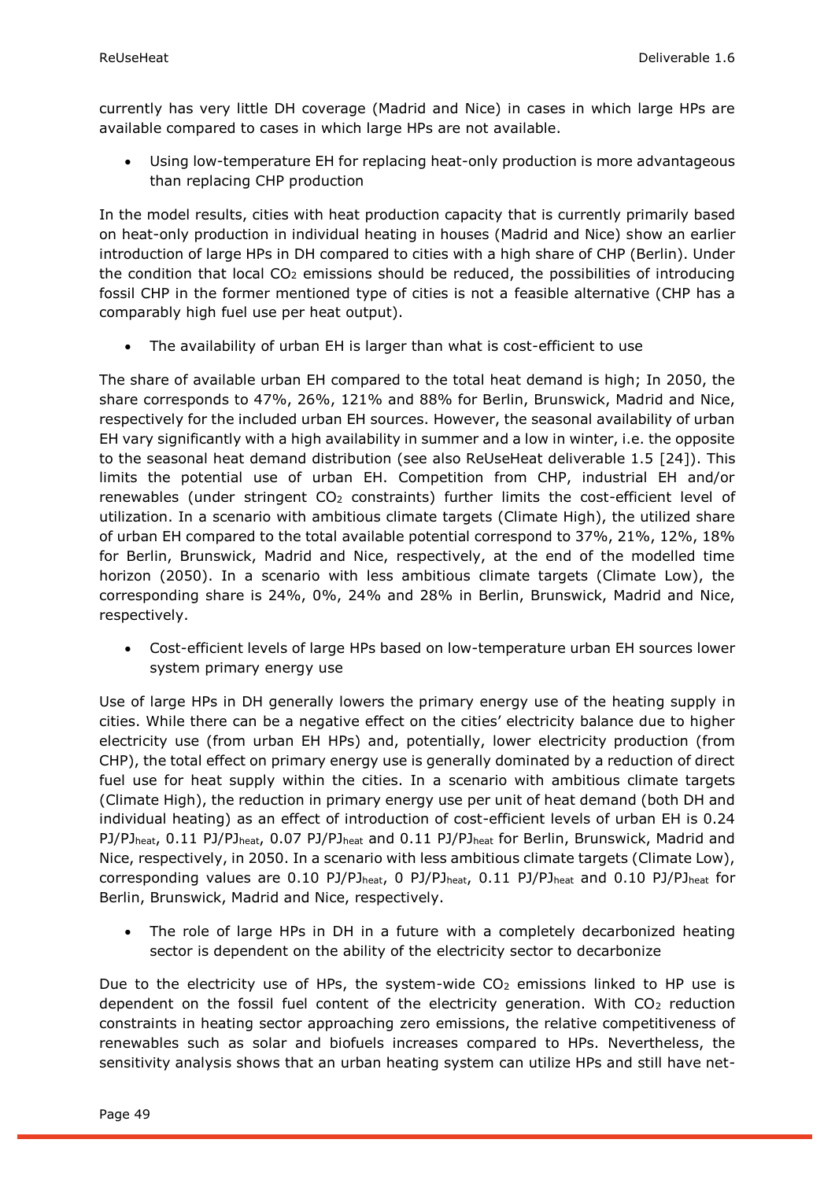currently has very little DH coverage (Madrid and Nice) in cases in which large HPs are available compared to cases in which large HPs are not available.

- Using low-temperature EH for replacing heat-only production is more advantageous than replacing CHP production

In the model results, cities with heat production capacity that is currently primarily based on heat-only production in individual heating in houses (Madrid and Nice) show an earlier introduction of large HPs in DH compared to cities with a high share of CHP (Berlin). Under the condition that local $CO_2$ emissions should be reduced, the possibilities of introducing fossil CHP in the former mentioned type of cities is not a feasible alternative (CHP has a comparably high fuel use per heat output).

- The availability of urban EH is larger than what is cost-efficient to use

The share of available urban EH compared to the total heat demand is high; In 2050, the share corresponds to 47%, 26%, 121% and 88% for Berlin, Brunswick, Madrid and Nice, respectively for the included urban EH sources. However, the seasonal availability of urban EH vary significantly with a high availability in summer and a low in winter, i.e. the opposite to the seasonal heat demand distribution (see also ReUseHeat deliverable 1.5 [24]). This limits the potential use of urban EH. Competition from CHP, industrial EH and/or renewables (under stringent $CO_2$ constraints) further limits the cost-efficient level of utilization. In a scenario with ambitious climate targets (Climate High), the utilized share of urban EH compared to the total available potential correspond to 37%, 21%, 12%, 18% for Berlin, Brunswick, Madrid and Nice, respectively, at the end of the modelled time horizon (2050). In a scenario with less ambitious climate targets (Climate Low), the corresponding share is 24%, 0%, 24% and 28% in Berlin, Brunswick, Madrid and Nice, respectively.

- Cost-efficient levels of large HPs based on low-temperature urban EH sources lower system primary energy use

Use of large HPs in DH generally lowers the primary energy use of the heating supply in cities. While there can be a negative effect on the cities' electricity balance due to higher electricity use (from urban EH HPs) and, potentially, lower electricity production (from CHP), the total effect on primary energy use is generally dominated by a reduction of direct fuel use for heat supply within the cities. In a scenario with ambitious climate targets (Climate High), the reduction in primary energy use per unit of heat demand (both DH and individual heating) as an effect of introduction of cost-efficient levels of urban EH is 0.24 $PJ/PJ_{heat}$, 0.11 $PJ/PJ_{heat}$, 0.07 $PJ/PJ_{heat}$ and 0.11 $PJ/PJ_{heat}$ for Berlin, Brunswick, Madrid and Nice, respectively, in 2050. In a scenario with less ambitious climate targets (Climate Low), corresponding values are 0.10 $PJ/PJ_{heat}$, 0 $PJ/PJ_{heat}$, 0.11 $PJ/PJ_{heat}$ and 0.10 $PJ/PJ_{heat}$ for Berlin, Brunswick, Madrid and Nice, respectively.

- The role of large HPs in DH in a future with a completely decarbonized heating sector is dependent on the ability of the electricity sector to decarbonize

Due to the electricity use of HPs, the system-wide $CO_2$ emissions linked to HP use is dependent on the fossil fuel content of the electricity generation. With $CO_2$ reduction constraints in heating sector approaching zero emissions, the relative competitiveness of renewables such as solar and biofuels increases compared to HPs. Nevertheless, the sensitivity analysis shows that an urban heating system can utilize HPs and still have net-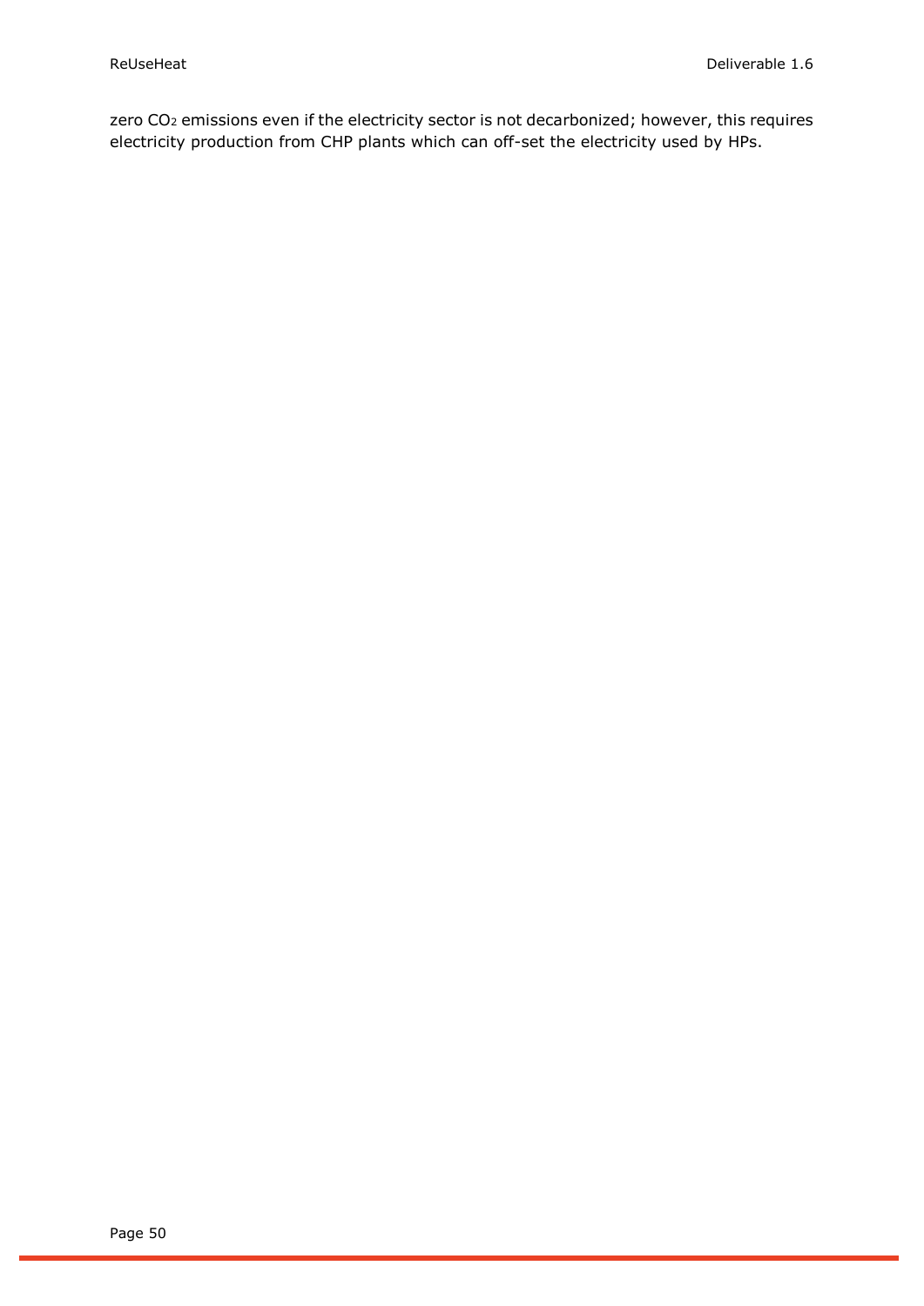zero $CO_2$ emissions even if the electricity sector is not decarbonized; however, this requires electricity production from CHP plants which can off-set the electricity used by HPs.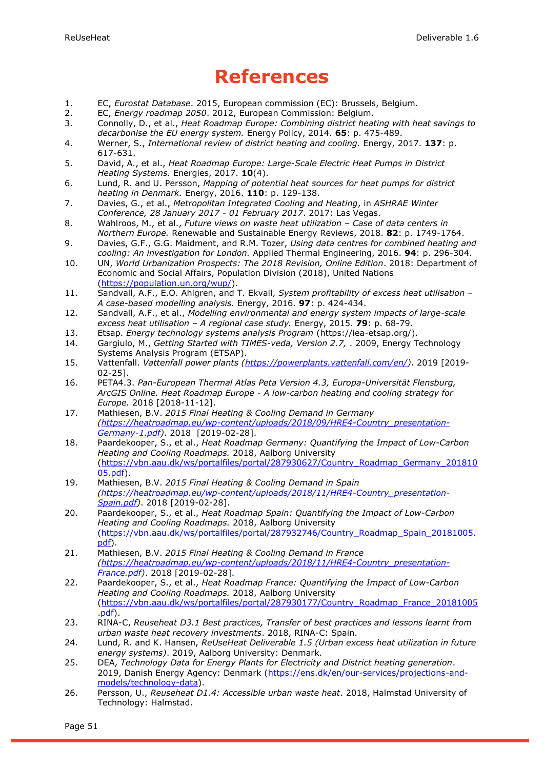# References

1. EC, *Eurostat Database*. 2015, European commission (EC): Brussels, Belgium.
2. EC, *Energy roadmap 2050*. 2012, European Commission: Belgium.
3. Connolly, D., et al., *Heat Roadmap Europe: Combining district heating with heat savings to decarbonise the EU energy system.* Energy Policy, 2014. **65**: p. 475-489.
4. Werner, S., *International review of district heating and cooling.* Energy, 2017. **137**: p. 617-631.
5. David, A., et al., *Heat Roadmap Europe: Large-Scale Electric Heat Pumps in District Heating Systems.* Energies, 2017. **10**(4).
6. Lund, R. and U. Persson, *Mapping of potential heat sources for heat pumps for district heating in Denmark.* Energy, 2016. **110**: p. 129-138.
7. Davies, G., et al., *Metropolitan Integrated Cooling and Heating*, in *ASHRAE Winter Conference, 28 January 2017 - 01 February 2017*. 2017: Las Vegas.
8. Wahlroos, M., et al., *Future views on waste heat utilization – Case of data centers in Northern Europe.* Renewable and Sustainable Energy Reviews, 2018. **82**: p. 1749-1764.
9. Davies, G.F., G.G. Maidment, and R.M. Tozer, *Using data centres for combined heating and cooling: An investigation for London.* Applied Thermal Engineering, 2016. **94**: p. 296-304.
10. UN, *World Urbanization Prospects: The 2018 Revision, Online Edition*. 2018: Department of Economic and Social Affairs, Population Division (2018), United Nations (https://population.un.org/wup/).
11. Sandvall, A.F., E.O. Ahlgren, and T. Ekvall, *System profitability of excess heat utilisation – A case-based modelling analysis.* Energy, 2016. **97**: p. 424-434.
12. Sandvall, A.F., et al., *Modelling environmental and energy system impacts of large-scale excess heat utilisation – A regional case study.* Energy, 2015. **79**: p. 68-79.
13. Etsap. *Energy technology systems analysis Program* (https://iea-etsap.org/).
14. Gargiulo, M., *Getting Started with TIMES-veda, Version 2.7, .* 2009, Energy Technology Systems Analysis Program (ETSAP).
15. Vattenfall. *Vattenfall power plants (https://powerplants.vattenfall.com/en/)*. 2019 [2019-02-25].
16. PETA4.3. *Pan-European Thermal Atlas Peta Version 4.3, Europa-Universität Flensburg, ArcGIS Online. Heat Roadmap Europe - A low-carbon heating and cooling strategy for Europe.* 2018 [2018-11-12].
17. Mathiesen, B.V. *2015 Final Heating & Cooling Demand in Germany (https://heatroadmap.eu/wp-content/uploads/2018/09/HRE4-Country_presentation-Germany-1.pdf)*. 2018 [2019-02-28].
18. Paardekooper, S., et al., *Heat Roadmap Germany: Quantifying the Impact of Low-Carbon Heating and Cooling Roadmaps.* 2018, Aalborg University (https://vbn.aau.dk/ws/portalfiles/portal/287930627/Country_Roadmap_Germany_20181005.pdf).
19. Mathiesen, B.V. *2015 Final Heating & Cooling Demand in Spain (https://heatroadmap.eu/wp-content/uploads/2018/11/HRE4-Country_presentation-Spain.pdf)*. 2018 [2019-02-28].
20. Paardekooper, S., et al., *Heat Roadmap Spain: Quantifying the Impact of Low-Carbon Heating and Cooling Roadmaps.* 2018, Aalborg University (https://vbn.aau.dk/ws/portalfiles/portal/287932746/Country_Roadmap_Spain_20181005.pdf).
21. Mathiesen, B.V. *2015 Final Heating & Cooling Demand in France (https://heatroadmap.eu/wp-content/uploads/2018/11/HRE4-Country_presentation-France.pdf)*. 2018 [2019-02-28].
22. Paardekooper, S., et al., *Heat Roadmap France: Quantifying the Impact of Low-Carbon Heating and Cooling Roadmaps.* 2018, Aalborg University (https://vbn.aau.dk/ws/portalfiles/portal/287930177/Country_Roadmap_France_20181005.pdf).
23. RINA-C, *Reuseheat D3.1 Best practices, Transfer of best practices and lessons learnt from urban waste heat recovery investments*. 2018, RINA-C: Spain.
24. Lund, R. and K. Hansen, *ReUseHeat Deliverable 1.5 (Urban excess heat utilization in future energy systems)*. 2019, Aalborg University: Denmark.
25. DEA, *Technology Data for Energy Plants for Electricity and District heating generation*. 2019, Danish Energy Agency: Denmark (https://ens.dk/en/our-services/projections-and-models/technology-data).
26. Persson, U., *Reuseheat D1.4: Accessible urban waste heat*. 2018, Halmstad University of Technology: Halmstad.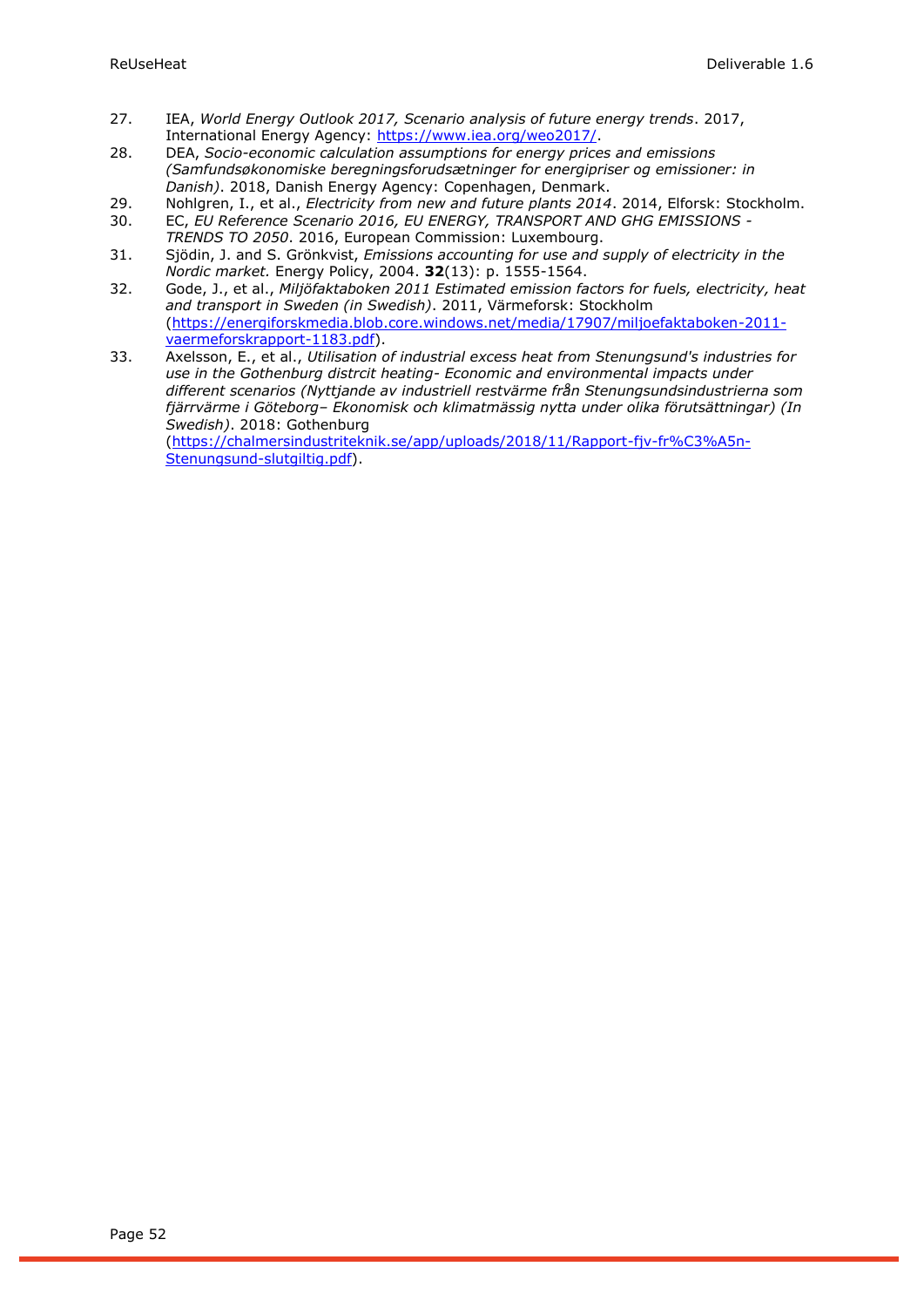27. IEA, *World Energy Outlook 2017, Scenario analysis of future energy trends*. 2017, International Energy Agency: https://www.iea.org/weo2017/.
28. DEA, *Socio-economic calculation assumptions for energy prices and emissions (Samfundsøkonomiske beregningsforudsætninger for energipriser og emissioner: in Danish)*. 2018, Danish Energy Agency: Copenhagen, Denmark.
29. Nohlgren, I., et al., *Electricity from new and future plants 2014*. 2014, Elforsk: Stockholm.
30. EC, *EU Reference Scenario 2016, EU ENERGY, TRANSPORT AND GHG EMISSIONS - TRENDS TO 2050*. 2016, European Commission: Luxembourg.
31. Sjödin, J. and S. Grönkvist, *Emissions accounting for use and supply of electricity in the Nordic market.* Energy Policy, 2004. **32**(13): p. 1555-1564.
32. Gode, J., et al., *Miljöfaktaboken 2011 Estimated emission factors for fuels, electricity, heat and transport in Sweden (in Swedish)*. 2011, Värmeforsk: Stockholm (https://energiforskmedia.blob.core.windows.net/media/17907/miljoefaktaboken-2011-vaermeforskrapport-1183.pdf).
33. Axelsson, E., et al., *Utilisation of industrial excess heat from Stenungsund's industries for use in the Gothenburg distrcit heating- Economic and environmental impacts under different scenarios (Nyttjande av industriell restvärme från Stenungsundsindustrierna som fjärrvärme i Göteborg– Ekonomisk och klimatmässig nytta under olika förutsättningar) (In Swedish)*. 2018: Gothenburg (https://chalmersindustriteknik.se/app/uploads/2018/11/Rapport-fjv-fr%C3%A5n-Stenungsund-slutgiltig.pdf).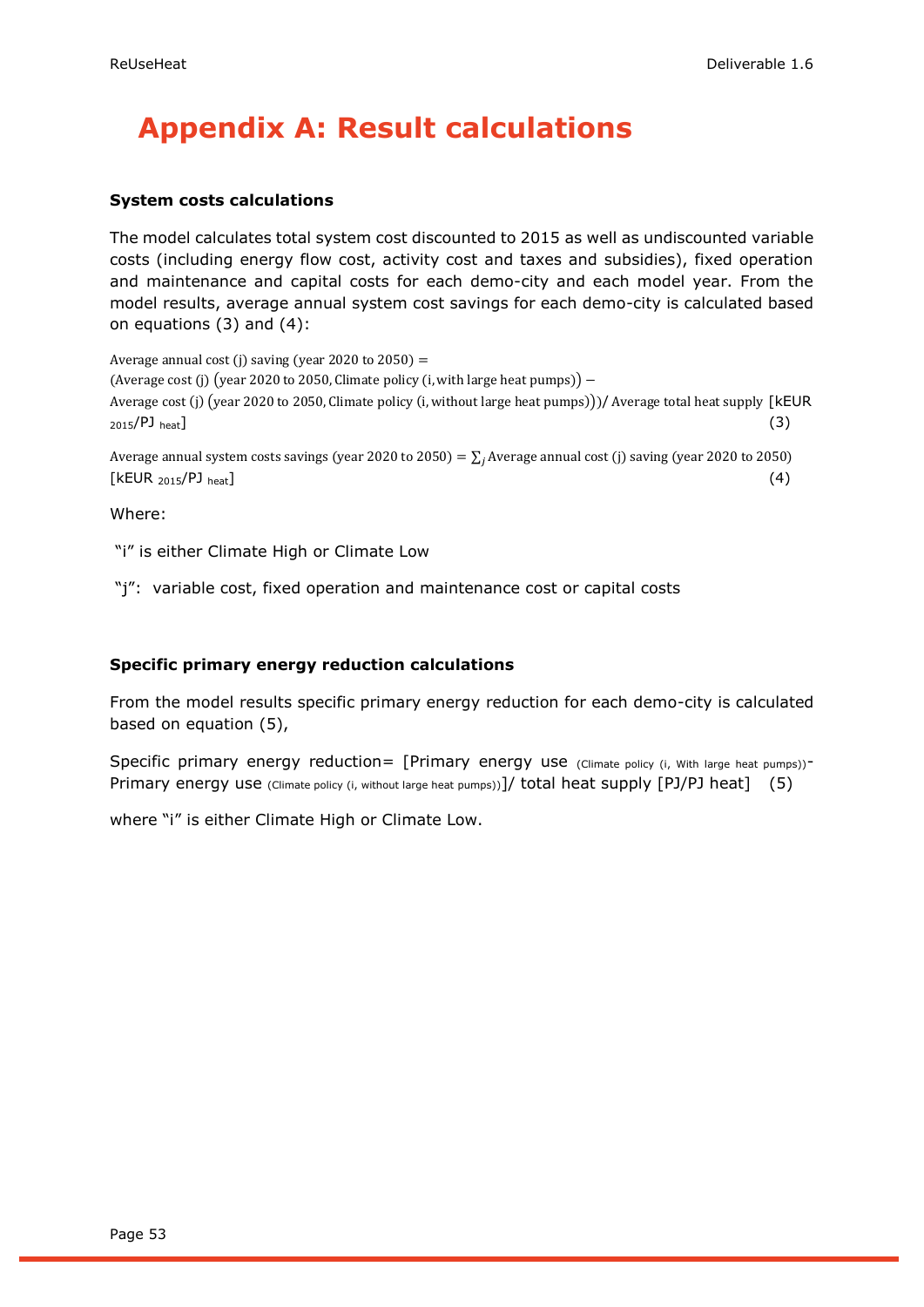# Appendix A: Result calculations

**System costs calculations**

The model calculates total system cost discounted to 2015 as well as undiscounted variable costs (including energy flow cost, activity cost and taxes and subsidies), fixed operation and maintenance and capital costs for each demo-city and each model year. From the model results, average annual system cost savings for each demo-city is calculated based on equations (3) and (4):

$$\text{Average annual cost (j) saving (year 2020 to 2050)} = \Big(\text{Average cost (j)}\,\big(\text{year 2020 to 2050, Climate policy (i, with large heat pumps)}\big) - \text{Average cost (j)}\,\big(\text{year 2020 to 2050, Climate policy (i, without large heat pumps)}\big)\Big) / \text{Average total heat supply} \;\; [\text{kEUR}_{2015}/\text{PJ}_{\text{heat}}] \qquad (3)$$

$$\text{Average annual system costs savings (year 2020 to 2050)} = \sum_j \text{Average annual cost (j) saving (year 2020 to 2050)} \;\; [\text{kEUR}_{2015}/\text{PJ}_{\text{heat}}] \qquad (4)$$

Where:

"i" is either Climate High or Climate Low

"j": variable cost, fixed operation and maintenance cost or capital costs

**Specific primary energy reduction calculations**

From the model results specific primary energy reduction for each demo-city is calculated based on equation (5),

$$\text{Specific primary energy reduction} = [\text{Primary energy use}_{\text{(Climate policy (i, With large heat pumps))}} - \text{Primary energy use}_{\text{(Climate policy (i, without large heat pumps))}}] / \text{total heat supply} \;\; [\text{PJ/PJ heat}] \qquad (5)$$

where "i" is either Climate High or Climate Low.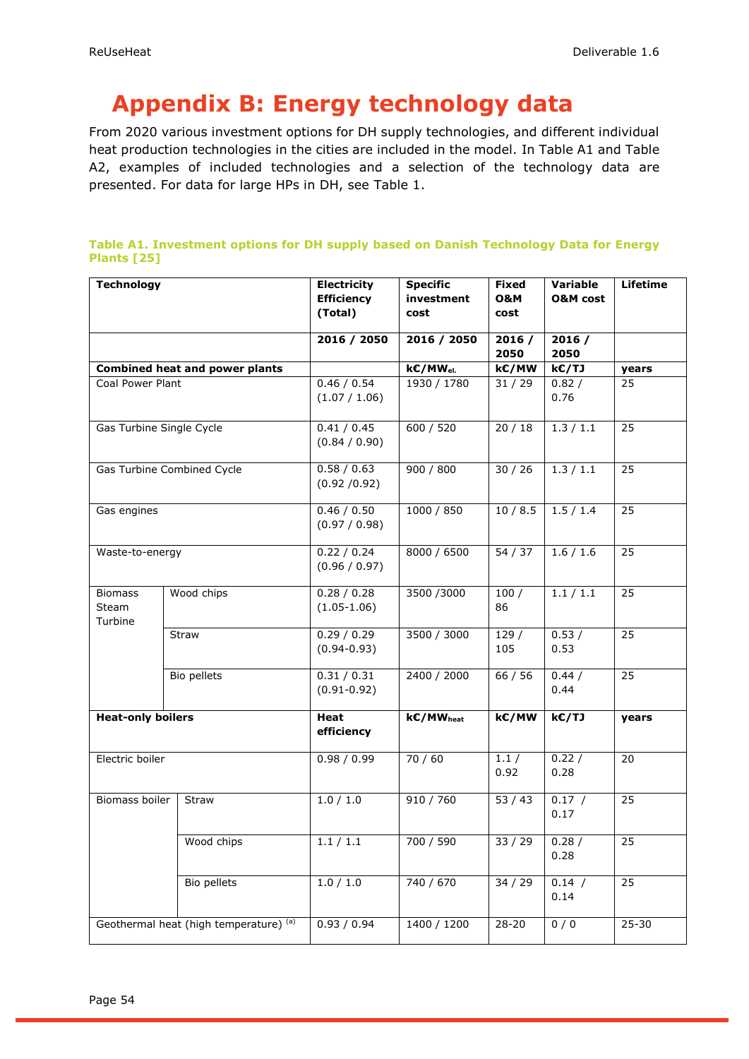# Appendix B: Energy technology data

From 2020 various investment options for DH supply technologies, and different individual heat production technologies in the cities are included in the model. In Table A1 and Table A2, examples of included technologies and a selection of the technology data are presented. For data for large HPs in DH, see Table 1.

**Table A1. Investment options for DH supply based on Danish Technology Data for Energy Plants [25]**

| Technology | | Electricity Efficiency (Total) | Specific investment cost | Fixed O&M cost | Variable O&M cost | Lifetime |
|---|---|---|---|---|---|---|
| | | 2016 / 2050 | 2016 / 2050 | 2016 / 2050 | 2016 / 2050 | |
| **Combined heat and power plants** | | | **k€/MW$_{el.}$** | **k€/MW** | **k€/TJ** | **years** |
| Coal Power Plant | | 0.46 / 0.54 (1.07 / 1.06) | 1930 / 1780 | 31 / 29 | 0.82 / 0.76 | 25 |
| Gas Turbine Single Cycle | | 0.41 / 0.45 (0.84 / 0.90) | 600 / 520 | 20 / 18 | 1.3 / 1.1 | 25 |
| Gas Turbine Combined Cycle | | 0.58 / 0.63 (0.92 /0.92) | 900 / 800 | 30 / 26 | 1.3 / 1.1 | 25 |
| Gas engines | | 0.46 / 0.50 (0.97 / 0.98) | 1000 / 850 | 10 / 8.5 | 1.5 / 1.4 | 25 |
| Waste-to-energy | | 0.22 / 0.24 (0.96 / 0.97) | 8000 / 6500 | 54 / 37 | 1.6 / 1.6 | 25 |
| Biomass Steam Turbine | Wood chips | 0.28 / 0.28 (1.05-1.06) | 3500 /3000 | 100 / 86 | 1.1 / 1.1 | 25 |
| | Straw | 0.29 / 0.29 (0.94-0.93) | 3500 / 3000 | 129 / 105 | 0.53 / 0.53 | 25 |
| | Bio pellets | 0.31 / 0.31 (0.91-0.92) | 2400 / 2000 | 66 / 56 | 0.44 / 0.44 | 25 |
| **Heat-only boilers** | | **Heat efficiency** | **k€/MW$_{heat}$** | **k€/MW** | **k€/TJ** | **years** |
| Electric boiler | | 0.98 / 0.99 | 70 / 60 | 1.1 / 0.92 | 0.22 / 0.28 | 20 |
| Biomass boiler | Straw | 1.0 / 1.0 | 910 / 760 | 53 / 43 | 0.17 / 0.17 | 25 |
| | Wood chips | 1.1 / 1.1 | 700 / 590 | 33 / 29 | 0.28 / 0.28 | 25 |
| | Bio pellets | 1.0 / 1.0 | 740 / 670 | 34 / 29 | 0.14 / 0.14 | 25 |
| Geothermal heat (high temperature) [(a)] | | 0.93 / 0.94 | 1400 / 1200 | 28-20 | 0 / 0 | 25-30 |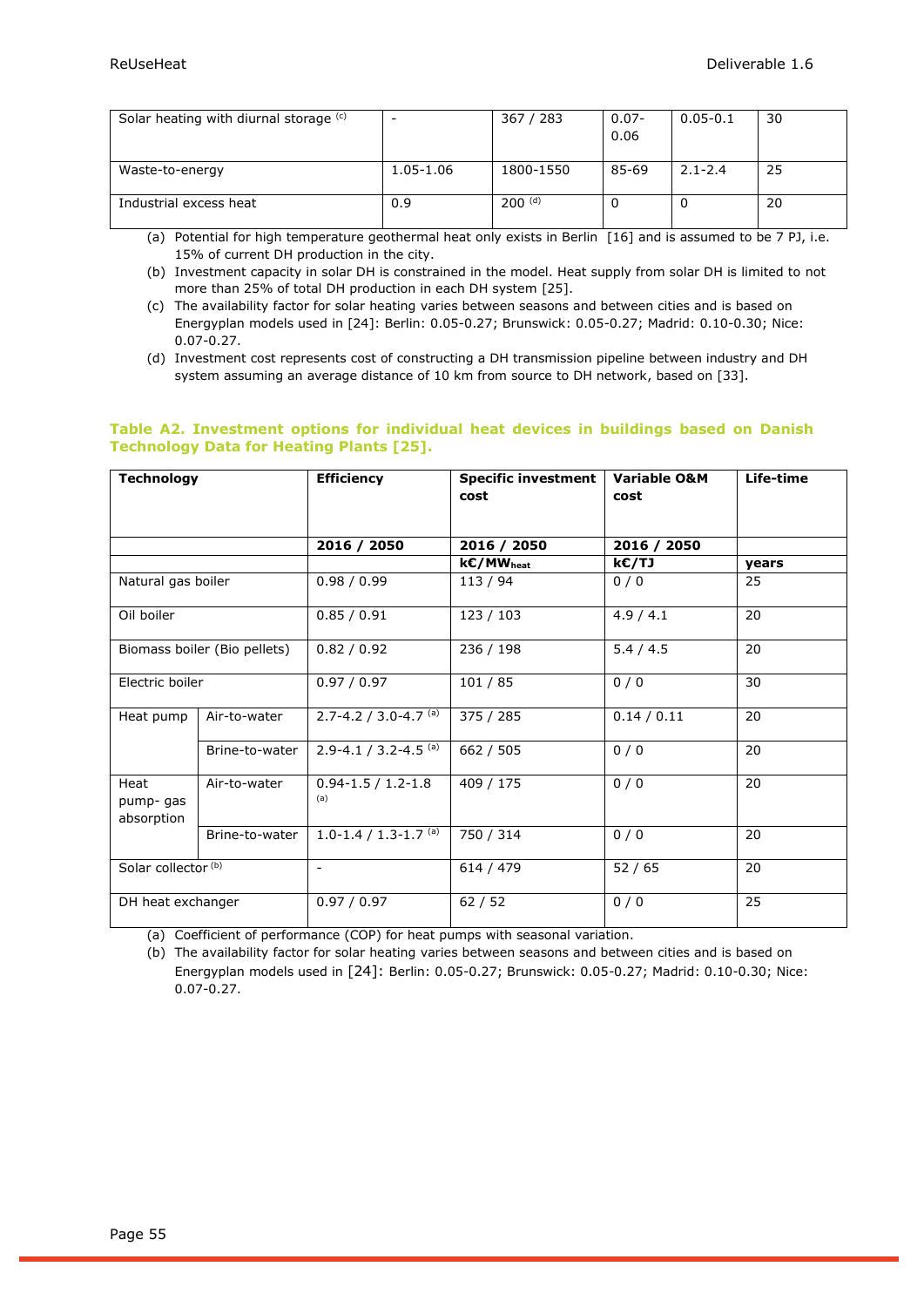| | | | | | |
|---|---|---|---|---|---|
| Solar heating with diurnal storage [(c)] | - | 367 / 283 | 0.07-0.06 | 0.05-0.1 | 30 |
| Waste-to-energy | 1.05-1.06 | 1800-1550 | 85-69 | 2.1-2.4 | 25 |
| Industrial excess heat | 0.9 | 200 [(d)] | 0 | 0 | 20 |

(a) Potential for high temperature geothermal heat only exists in Berlin [16] and is assumed to be 7 PJ, i.e. 15% of current DH production in the city.
(b) Investment capacity in solar DH is constrained in the model. Heat supply from solar DH is limited to not more than 25% of total DH production in each DH system [25].
(c) The availability factor for solar heating varies between seasons and between cities and is based on Energyplan models used in [24]: Berlin: 0.05-0.27; Brunswick: 0.05-0.27; Madrid: 0.10-0.30; Nice: 0.07-0.27.
(d) Investment cost represents cost of constructing a DH transmission pipeline between industry and DH system assuming an average distance of 10 km from source to DH network, based on [33].

**Table A2. Investment options for individual heat devices in buildings based on Danish Technology Data for Heating Plants [25].**

| **Technology** | | **Efficiency** | **Specific investment cost** | **Variable O&M cost** | **Life-time** |
|---|---|---|---|---|---|
| | | **2016 / 2050** | **2016 / 2050** | **2016 / 2050** | |
| | | | **k€/MW$_{heat}$** | **k€/TJ** | **years** |
| Natural gas boiler | | 0.98 / 0.99 | 113 / 94 | 0 / 0 | 25 |
| Oil boiler | | 0.85 / 0.91 | 123 / 103 | 4.9 / 4.1 | 20 |
| Biomass boiler (Bio pellets) | | 0.82 / 0.92 | 236 / 198 | 5.4 / 4.5 | 20 |
| Electric boiler | | 0.97 / 0.97 | 101 / 85 | 0 / 0 | 30 |
| Heat pump | Air-to-water | 2.7-4.2 / 3.0-4.7 [(a)] | 375 / 285 | 0.14 / 0.11 | 20 |
| | Brine-to-water | 2.9-4.1 / 3.2-4.5 [(a)] | 662 / 505 | 0 / 0 | 20 |
| Heat pump- gas absorption | Air-to-water | 0.94-1.5 / 1.2-1.8 [(a)] | 409 / 175 | 0 / 0 | 20 |
| | Brine-to-water | 1.0-1.4 / 1.3-1.7 [(a)] | 750 / 314 | 0 / 0 | 20 |
| Solar collector [(b)] | | - | 614 / 479 | 52 / 65 | 20 |
| DH heat exchanger | | 0.97 / 0.97 | 62 / 52 | 0 / 0 | 25 |

(a) Coefficient of performance (COP) for heat pumps with seasonal variation.
(b) The availability factor for solar heating varies between seasons and between cities and is based on Energyplan models used in [24]: Berlin: 0.05-0.27; Brunswick: 0.05-0.27; Madrid: 0.10-0.30; Nice: 0.07-0.27.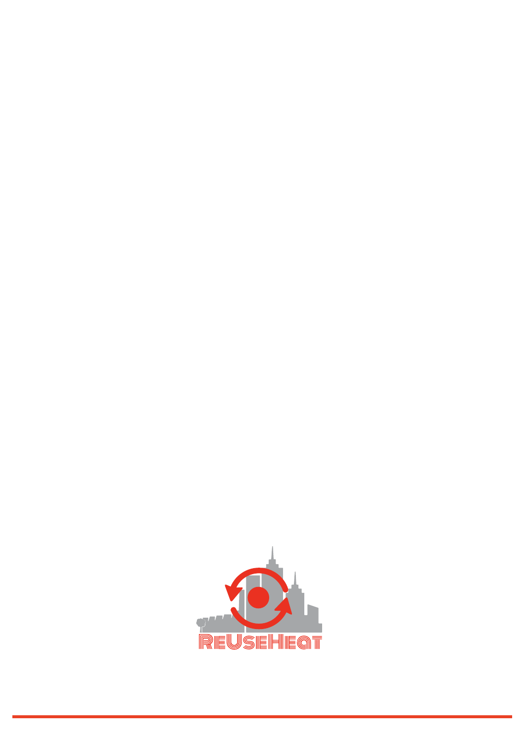ReUseHeat